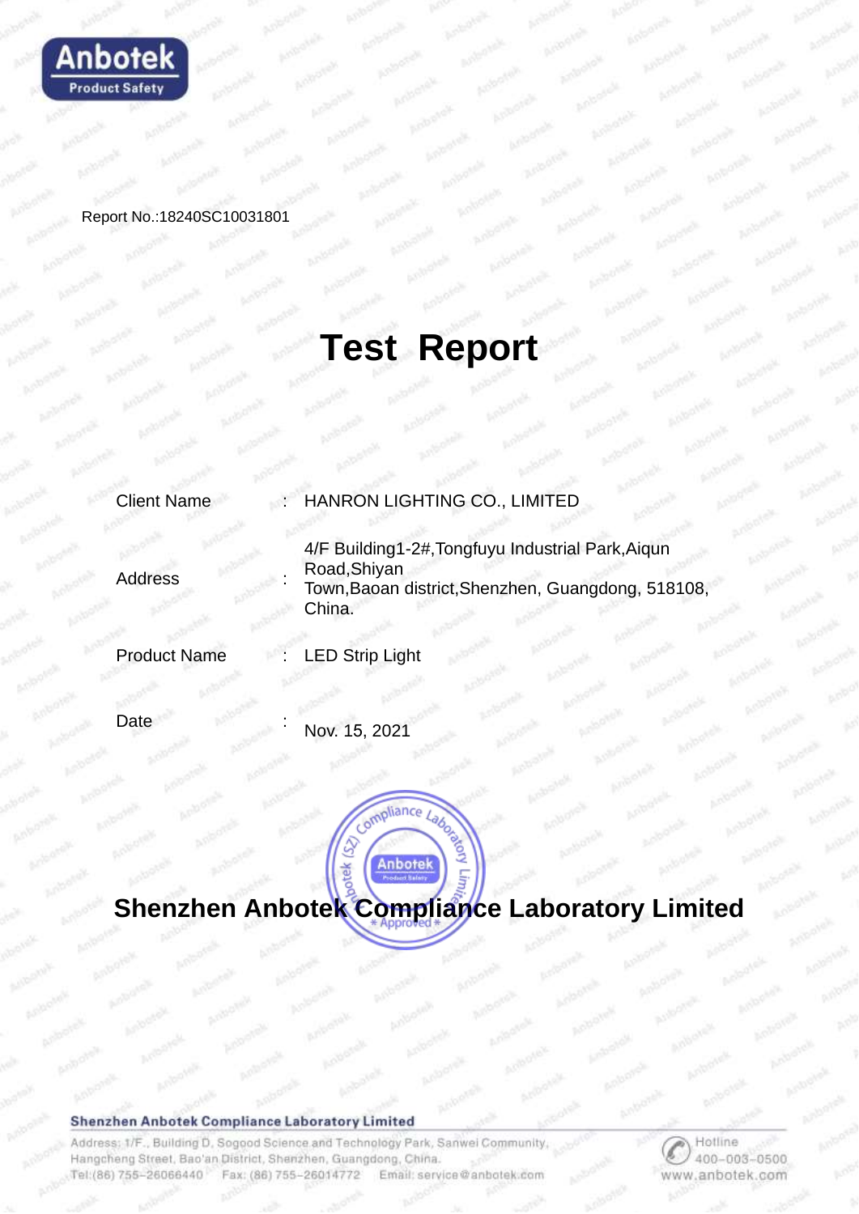Report No.:18240SC10031801

# Test Report

| | | |
|---|---|---|
| Client Name | : | HANRON LIGHTING CO., LIMITED |
| Address | : | 4/F Building1-2#,Tongfuyu Industrial Park,Aiqun Road,Shiyan Town,Baoan district,Shenzhen, Guangdong, 518108, China. |
| Product Name | : | LED Strip Light |
| Date | : | Nov. 15, 2021 |

## Shenzhen Anbotek Compliance Laboratory Limited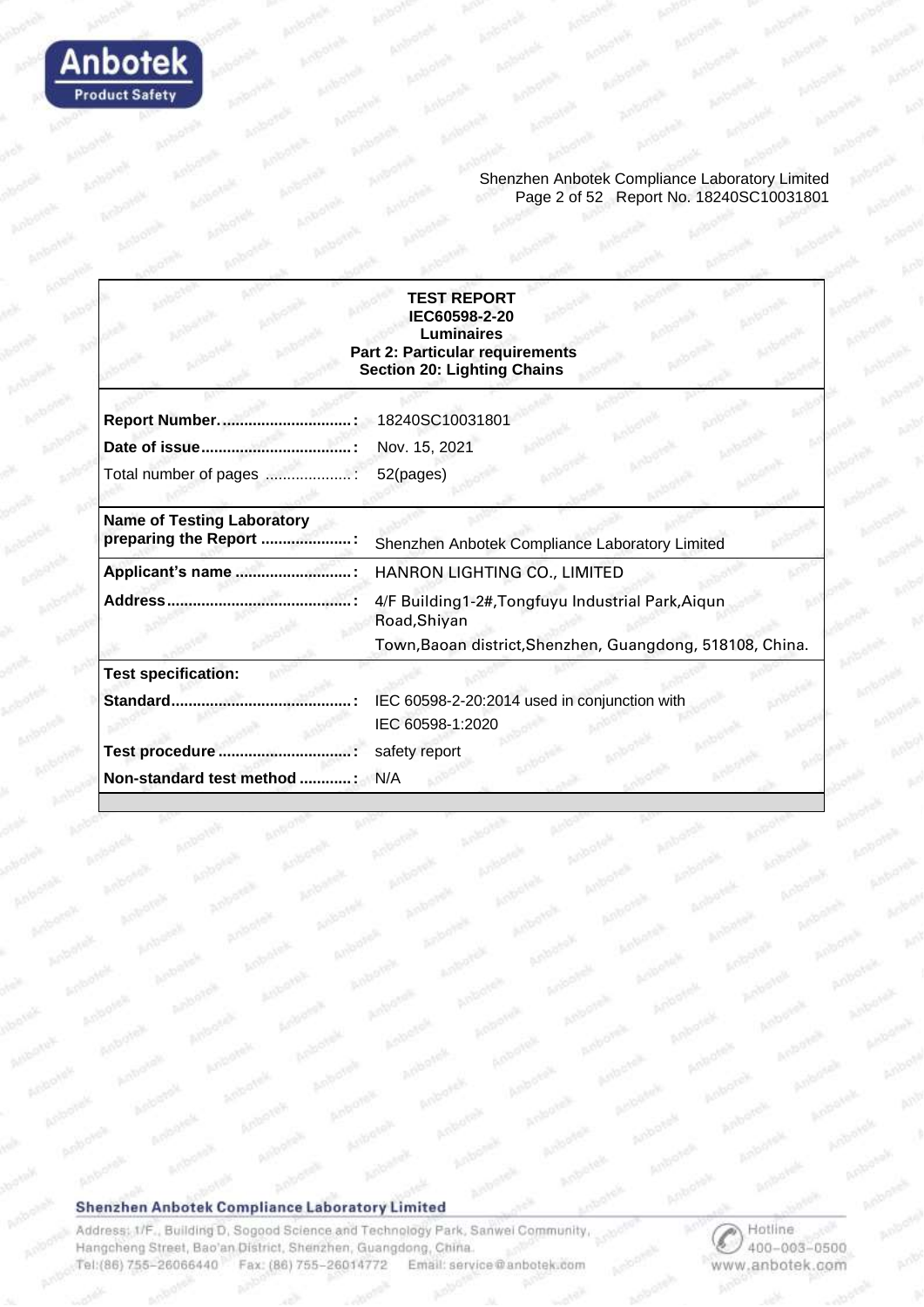**TEST REPORT**
**IEC60598-2-20**
**Luminaires**
**Part 2: Particular requirements**
**Section 20: Lighting Chains**

| | |
|---|---|
| **Report Number.** | 18240SC10031801 |
| **Date of issue** | Nov. 15, 2021 |
| Total number of pages | 52(pages) |
| **Name of Testing Laboratory preparing the Report** | Shenzhen Anbotek Compliance Laboratory Limited |
| **Applicant's name** | HANRON LIGHTING CO., LIMITED |
| **Address** | 4/F Building1-2#,Tongfuyu Industrial Park,Aiqun Road,Shiyan Town,Baoan district,Shenzhen, Guangdong, 518108, China. |
| **Test specification:** | |
| **Standard** | IEC 60598-2-20:2014 used in conjunction with IEC 60598-1:2020 |
| **Test procedure** | safety report |
| **Non-standard test method** | N/A |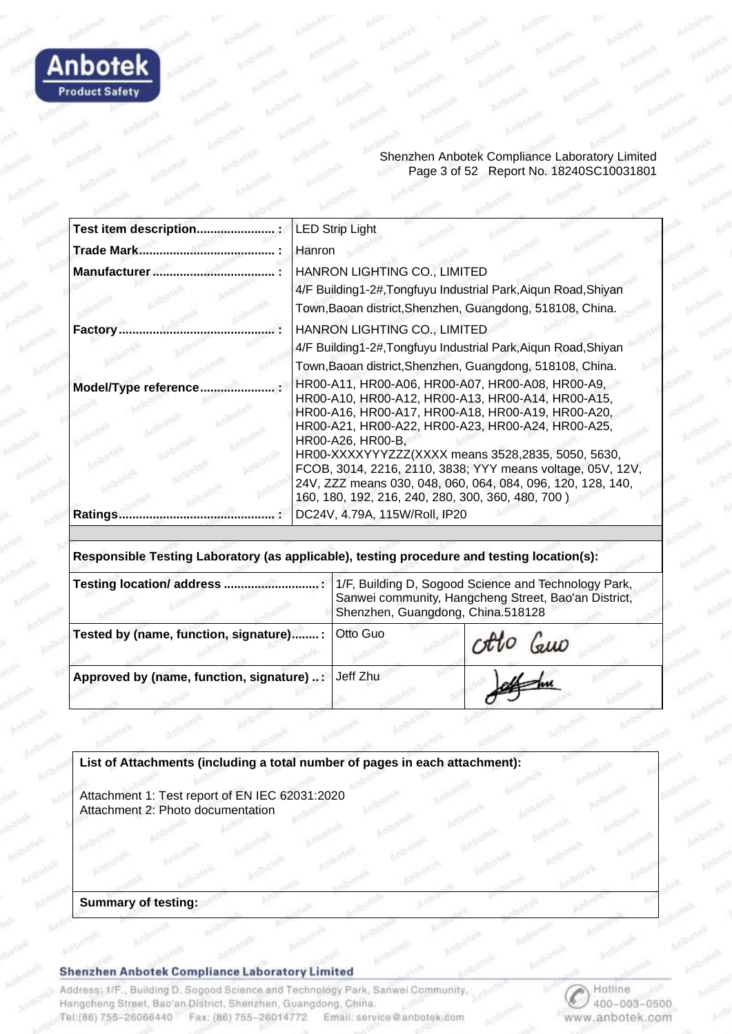| | |
|---|---|
| **Test item description....................... :** | LED Strip Light |
| **Trade Mark........................................ :** | Hanron |
| **Manufacturer.................................... :** | HANRON LIGHTING CO., LIMITED<br>4/F Building1-2#,Tongfuyu Industrial Park,Aiqun Road,Shiyan Town,Baoan district,Shenzhen, Guangdong, 518108, China. |
| **Factory.............................................. :** | HANRON LIGHTING CO., LIMITED<br>4/F Building1-2#,Tongfuyu Industrial Park,Aiqun Road,Shiyan Town,Baoan district,Shenzhen, Guangdong, 518108, China. |
| **Model/Type reference...................... :** | HR00-A11, HR00-A06, HR00-A07, HR00-A08, HR00-A9, HR00-A10, HR00-A12, HR00-A13, HR00-A14, HR00-A15, HR00-A16, HR00-A17, HR00-A18, HR00-A19, HR00-A20, HR00-A21, HR00-A22, HR00-A23, HR00-A24, HR00-A25, HR00-A26, HR00-B,<br>HR00-XXXXYYYZZZ(XXXX means 3528,2835, 5050, 5630, FCOB, 3014, 2216, 2110, 3838; YYY means voltage, 05V, 12V, 24V, ZZZ means 030, 048, 060, 064, 084, 096, 120, 128, 140, 160, 180, 192, 216, 240, 280, 300, 360, 480, 700 ) |
| **Ratings.............................................. :** | DC24V, 4.79A, 115W/Roll, IP20 |

**Responsible Testing Laboratory (as applicable), testing procedure and testing location(s):**

| | | |
|---|---|---|
| **Testing location/ address ............................ :** | 1/F, Building D, Sogood Science and Technology Park, Sanwei community, Hangcheng Street, Bao'an District, Shenzhen, Guangdong, China.518128 | |
| **Tested by (name, function, signature)........ :** | Otto Guo | Otto Guo |
| **Approved by (name, function, signature) .. :** | Jeff Zhu | (signature) |

**List of Attachments (including a total number of pages in each attachment):**

Attachment 1: Test report of EN IEC 62031:2020
Attachment 2: Photo documentation

**Summary of testing:**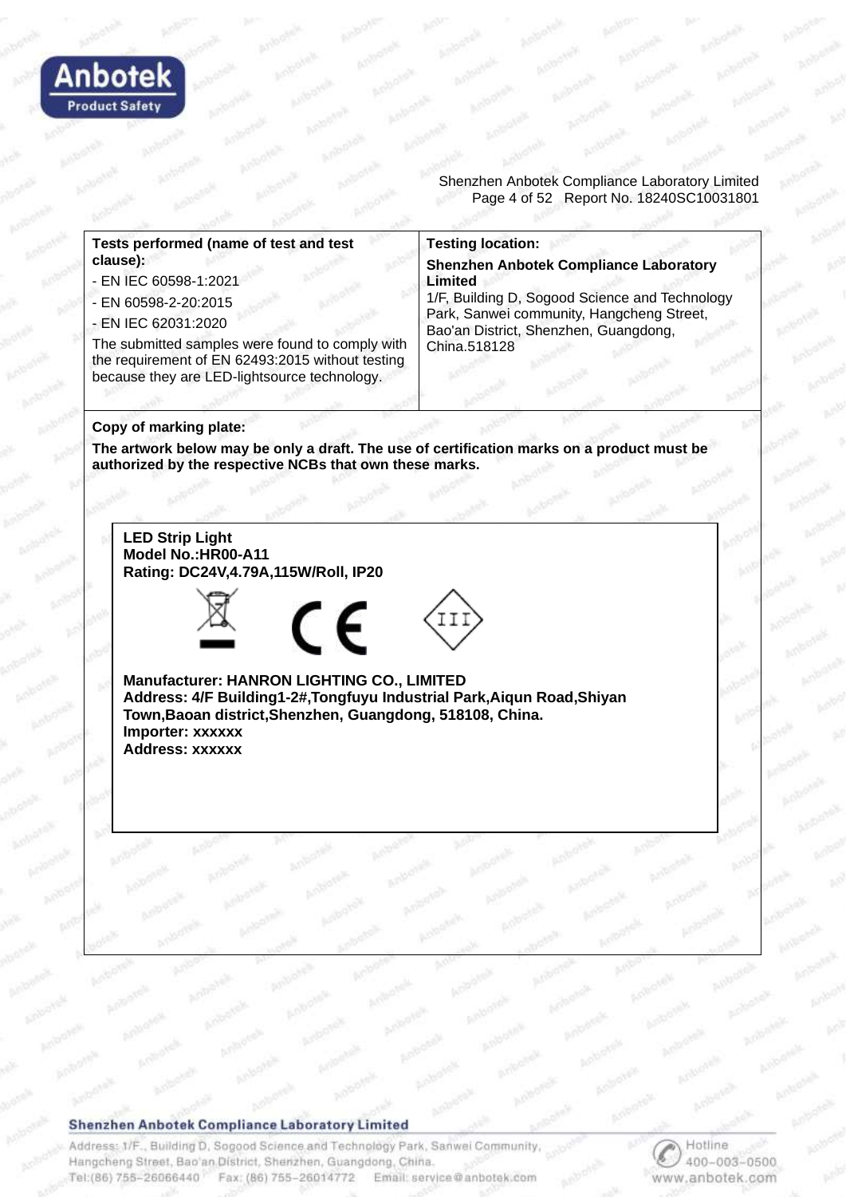| Tests performed (name of test and test clause): | Testing location: |
|---|---|
| - EN IEC 60598-1:2021<br>- EN 60598-2-20:2015<br>- EN IEC 62031:2020<br>The submitted samples were found to comply with the requirement of EN 62493:2015 without testing because they are LED-lightsource technology. | **Shenzhen Anbotek Compliance Laboratory Limited**<br>1/F, Building D, Sogood Science and Technology Park, Sanwei community, Hangcheng Street, Bao'an District, Shenzhen, Guangdong, China.518128 |

**Copy of marking plate:**

**The artwork below may be only a draft. The use of certification marks on a product must be authorized by the respective NCBs that own these marks.**

**LED Strip Light**
**Model No.:HR00-A11**
**Rating: DC24V,4.79A,115W/Roll, IP20**

CE III

**Manufacturer: HANRON LIGHTING CO., LIMITED**
**Address: 4/F Building1-2#,Tongfuyu Industrial Park,Aiqun Road,Shiyan Town,Baoan district,Shenzhen, Guangdong, 518108, China.**
**Importer: xxxxxx**
**Address: xxxxxx**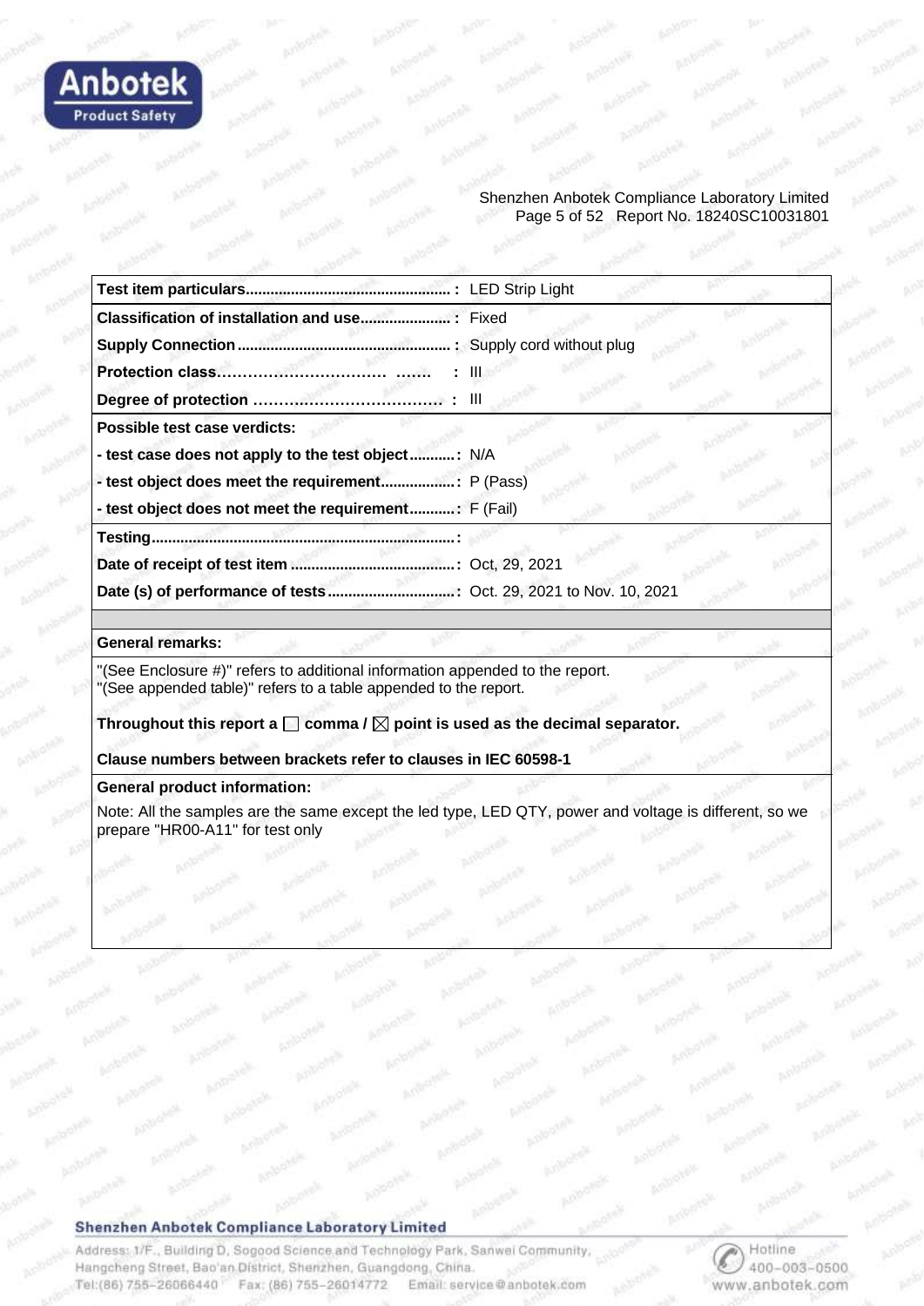| | |
|---|---|
| **Test item particulars................................................. :** | LED Strip Light |
| **Classification of installation and use..................... :** | Fixed |
| **Supply Connection ................................................... :** | Supply cord without plug |
| **Protection class……………………………  ……. :** | III |
| **Degree of protection ………………………………. :** | III |
| **Possible test case verdicts:** | |
| **- test case does not apply to the test object........... :** | N/A |
| **- test object does meet the requirement.................. :** | P (Pass) |
| **- test object does not meet the requirement........... :** | F (Fail) |
| **Testing......................................................................... :** | |
| **Date of receipt of test item ........................................ :** | Oct, 29, 2021 |
| **Date (s) of performance of tests ............................... :** | Oct. 29, 2021 to Nov. 10, 2021 |

**General remarks:**

"(See Enclosure #)" refers to additional information appended to the report.
"(See appended table)" refers to a table appended to the report.

**Throughout this report a ☐ comma / ☒ point is used as the decimal separator.**

**Clause numbers between brackets refer to clauses in IEC 60598-1**

**General product information:**

Note: All the samples are the same except the led type, LED QTY, power and voltage is different, so we prepare "HR00-A11" for test only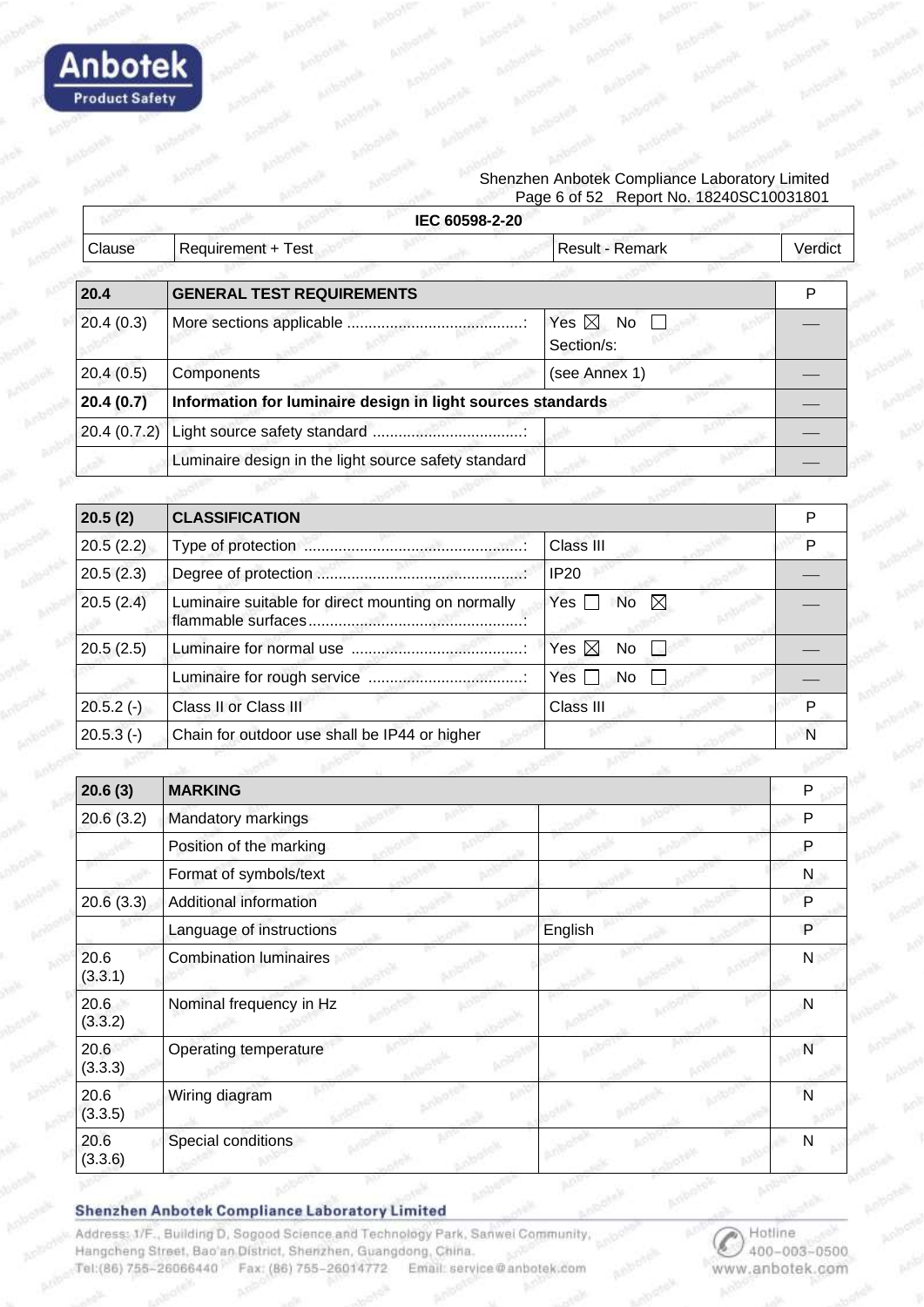| IEC 60598-2-20 | | | |
|---|---|---|---|
| Clause | Requirement + Test | Result - Remark | Verdict |

| **20.4** | **GENERAL TEST REQUIREMENTS** | | P |
|---|---|---|---|
| 20.4 (0.3) | More sections applicable ..........................................: | Yes ☒ No ☐ Section/s: | — |
| 20.4 (0.5) | Components | (see Annex 1) | — |
| **20.4 (0.7)** | **Information for luminaire design in light sources standards** | | — |
| 20.4 (0.7.2) | Light source safety standard ...................................: | | — |
| | Luminaire design in the light source safety standard | | — |

| **20.5 (2)** | **CLASSIFICATION** | | P |
|---|---|---|---|
| 20.5 (2.2) | Type of protection ...................................................: | Class III | P |
| 20.5 (2.3) | Degree of protection ................................................: | IP20 | — |
| 20.5 (2.4) | Luminaire suitable for direct mounting on normally flammable surfaces..................................................: | Yes ☐ No ☒ | — |
| 20.5 (2.5) | Luminaire for normal use ........................................: | Yes ☒ No ☐ | — |
| | Luminaire for rough service ....................................: | Yes ☐ No ☐ | — |
| 20.5.2 (-) | Class II or Class III | Class III | P |
| 20.5.3 (-) | Chain for outdoor use shall be IP44 or higher | | N |

| **20.6 (3)** | **MARKING** | | P |
|---|---|---|---|
| 20.6 (3.2) | Mandatory markings | | P |
| | Position of the marking | | P |
| | Format of symbols/text | | N |
| 20.6 (3.3) | Additional information | | P |
| | Language of instructions | English | P |
| 20.6 (3.3.1) | Combination luminaires | | N |
| 20.6 (3.3.2) | Nominal frequency in Hz | | N |
| 20.6 (3.3.3) | Operating temperature | | N |
| 20.6 (3.3.5) | Wiring diagram | | N |
| 20.6 (3.3.6) | Special conditions | | N |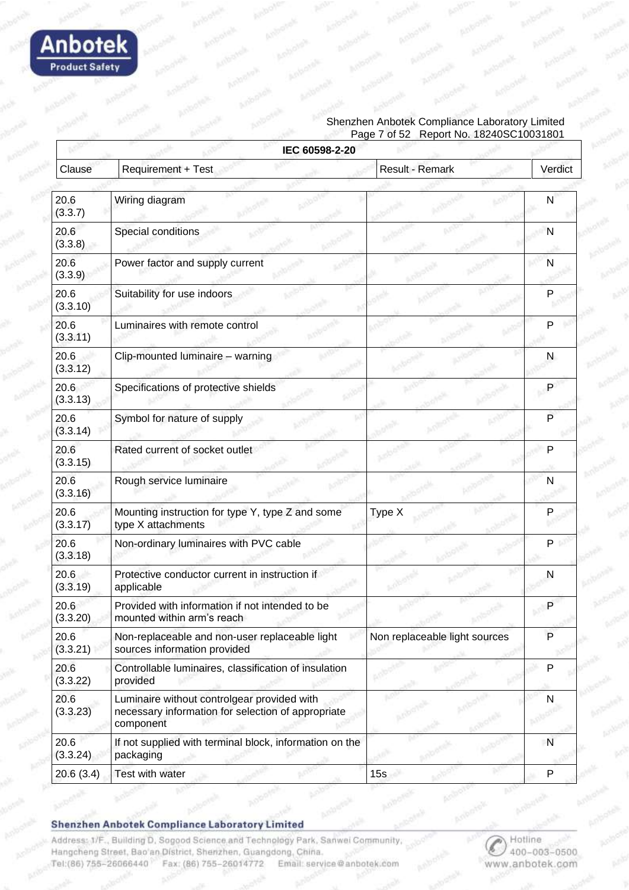| IEC 60598-2-20 | | | |
|---|---|---|---|
| Clause | Requirement + Test | Result - Remark | Verdict |
| 20.6 (3.3.7) | Wiring diagram | | N |
| 20.6 (3.3.8) | Special conditions | | N |
| 20.6 (3.3.9) | Power factor and supply current | | N |
| 20.6 (3.3.10) | Suitability for use indoors | | P |
| 20.6 (3.3.11) | Luminaires with remote control | | P |
| 20.6 (3.3.12) | Clip-mounted luminaire – warning | | N |
| 20.6 (3.3.13) | Specifications of protective shields | | P |
| 20.6 (3.3.14) | Symbol for nature of supply | | P |
| 20.6 (3.3.15) | Rated current of socket outlet | | P |
| 20.6 (3.3.16) | Rough service luminaire | | N |
| 20.6 (3.3.17) | Mounting instruction for type Y, type Z and some type X attachments | Type X | P |
| 20.6 (3.3.18) | Non-ordinary luminaires with PVC cable | | P |
| 20.6 (3.3.19) | Protective conductor current in instruction if applicable | | N |
| 20.6 (3.3.20) | Provided with information if not intended to be mounted within arm's reach | | P |
| 20.6 (3.3.21) | Non-replaceable and non-user replaceable light sources information provided | Non replaceable light sources | P |
| 20.6 (3.3.22) | Controllable luminaires, classification of insulation provided | | P |
| 20.6 (3.3.23) | Luminaire without controlgear provided with necessary information for selection of appropriate component | | N |
| 20.6 (3.3.24) | If not supplied with terminal block, information on the packaging | | N |
| 20.6 (3.4) | Test with water | 15s | P |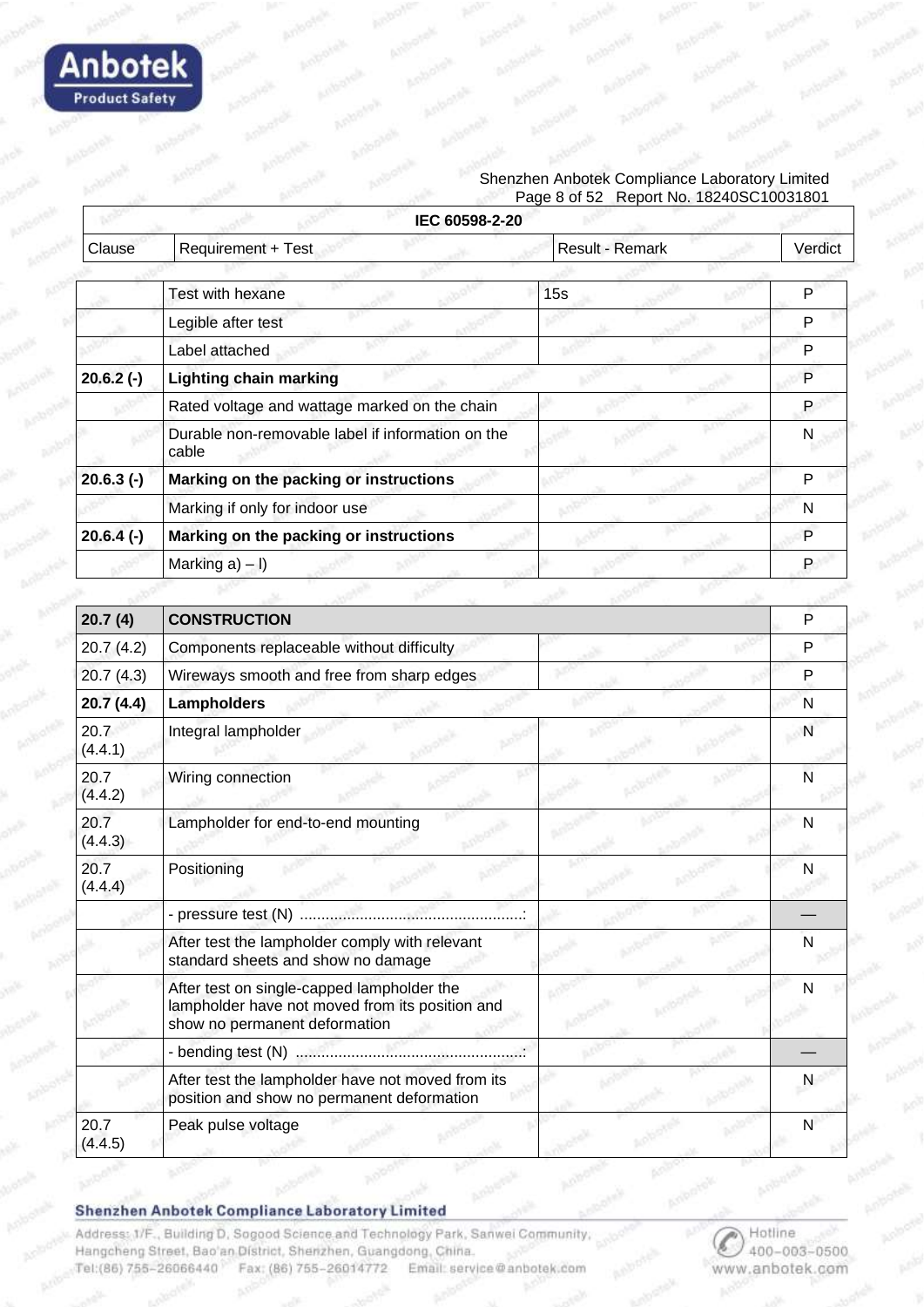| Clause | Requirement + Test | Result - Remark | Verdict |
|---|---|---|---|
| | IEC 60598-2-20 | | |
| | Test with hexane | 15s | P |
| | Legible after test | | P |
| | Label attached | | P |
| **20.6.2 (-)** | **Lighting chain marking** | | P |
| | Rated voltage and wattage marked on the chain | | P |
| | Durable non-removable label if information on the cable | | N |
| **20.6.3 (-)** | **Marking on the packing or instructions** | | P |
| | Marking if only for indoor use | | N |
| **20.6.4 (-)** | **Marking on the packing or instructions** | | P |
| | Marking a) – l) | | P |

| Clause | Requirement + Test | Result - Remark | Verdict |
|---|---|---|---|
| **20.7 (4)** | **CONSTRUCTION** | | P |
| 20.7 (4.2) | Components replaceable without difficulty | | P |
| 20.7 (4.3) | Wireways smooth and free from sharp edges | | P |
| **20.7 (4.4)** | **Lampholders** | | N |
| 20.7 (4.4.1) | Integral lampholder | | N |
| 20.7 (4.4.2) | Wiring connection | | N |
| 20.7 (4.4.3) | Lampholder for end-to-end mounting | | N |
| 20.7 (4.4.4) | Positioning | | N |
| | - pressure test (N) ....................................................: | | — |
| | After test the lampholder comply with relevant standard sheets and show no damage | | N |
| | After test on single-capped lampholder the lampholder have not moved from its position and show no permanent deformation | | N |
| | - bending test (N) .....................................................: | | — |
| | After test the lampholder have not moved from its position and show no permanent deformation | | N |
| 20.7 (4.4.5) | Peak pulse voltage | | N |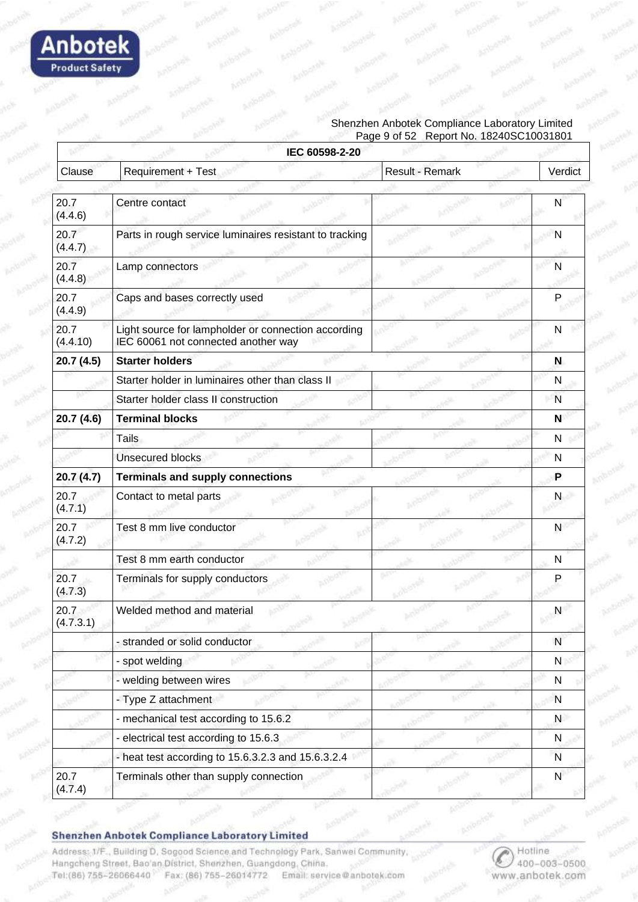| IEC 60598-2-20 | | | |
|---|---|---|---|
| Clause | Requirement + Test | Result - Remark | Verdict |
| 20.7 (4.4.6) | Centre contact | | N |
| 20.7 (4.4.7) | Parts in rough service luminaires resistant to tracking | | N |
| 20.7 (4.4.8) | Lamp connectors | | N |
| 20.7 (4.4.9) | Caps and bases correctly used | | P |
| 20.7 (4.4.10) | Light source for lampholder or connection according IEC 60061 not connected another way | | N |
| **20.7 (4.5)** | **Starter holders** | | **N** |
| | Starter holder in luminaires other than class II | | N |
| | Starter holder class II construction | | N |
| **20.7 (4.6)** | **Terminal blocks** | | **N** |
| | Tails | | N |
| | Unsecured blocks | | N |
| **20.7 (4.7)** | **Terminals and supply connections** | | **P** |
| 20.7 (4.7.1) | Contact to metal parts | | N |
| 20.7 (4.7.2) | Test 8 mm live conductor | | N |
| | Test 8 mm earth conductor | | N |
| 20.7 (4.7.3) | Terminals for supply conductors | | P |
| 20.7 (4.7.3.1) | Welded method and material | | N |
| | - stranded or solid conductor | | N |
| | - spot welding | | N |
| | - welding between wires | | N |
| | - Type Z attachment | | N |
| | - mechanical test according to 15.6.2 | | N |
| | - electrical test according to 15.6.3 | | N |
| | - heat test according to 15.6.3.2.3 and 15.6.3.2.4 | | N |
| 20.7 (4.7.4) | Terminals other than supply connection | | N |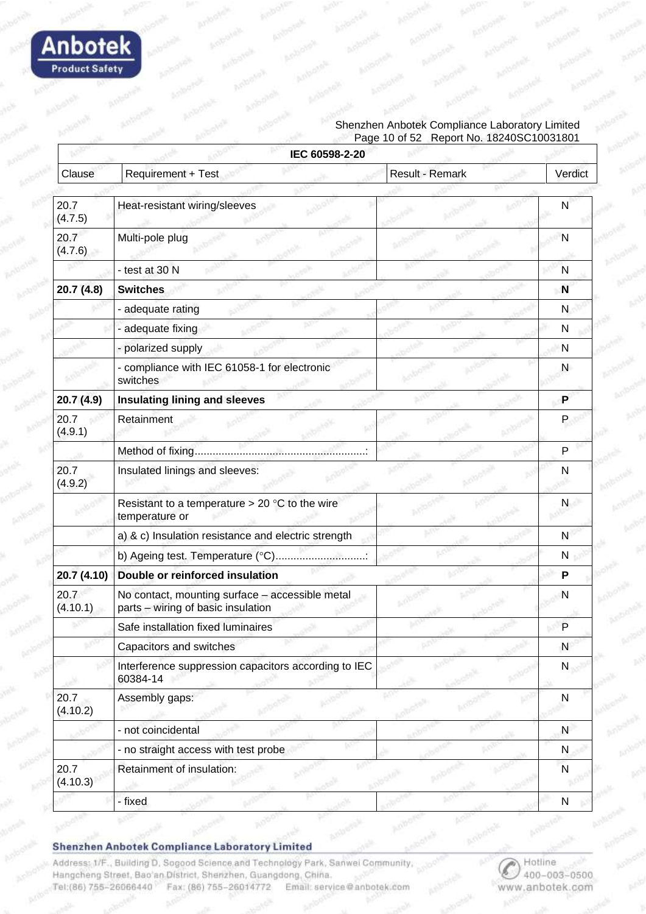| IEC 60598-2-20 | | | |
|---|---|---|---|
| Clause | Requirement + Test | Result - Remark | Verdict |
| 20.7 (4.7.5) | Heat-resistant wiring/sleeves | | N |
| 20.7 (4.7.6) | Multi-pole plug | | N |
| | - test at 30 N | | N |
| **20.7 (4.8)** | **Switches** | | **N** |
| | - adequate rating | | N |
| | - adequate fixing | | N |
| | - polarized supply | | N |
| | - compliance with IEC 61058-1 for electronic switches | | N |
| **20.7 (4.9)** | **Insulating lining and sleeves** | | **P** |
| 20.7 (4.9.1) | Retainment | | P |
| | Method of fixing.........................................................: | | P |
| 20.7 (4.9.2) | Insulated linings and sleeves: | | N |
| | Resistant to a temperature > 20 °C to the wire temperature or | | N |
| | a) & c) Insulation resistance and electric strength | | N |
| | b) Ageing test. Temperature (°C)..............................: | | N |
| **20.7 (4.10)** | **Double or reinforced insulation** | | **P** |
| 20.7 (4.10.1) | No contact, mounting surface – accessible metal parts – wiring of basic insulation | | N |
| | Safe installation fixed luminaires | | P |
| | Capacitors and switches | | N |
| | Interference suppression capacitors according to IEC 60384-14 | | N |
| 20.7 (4.10.2) | Assembly gaps: | | N |
| | - not coincidental | | N |
| | - no straight access with test probe | | N |
| 20.7 (4.10.3) | Retainment of insulation: | | N |
| | - fixed | | N |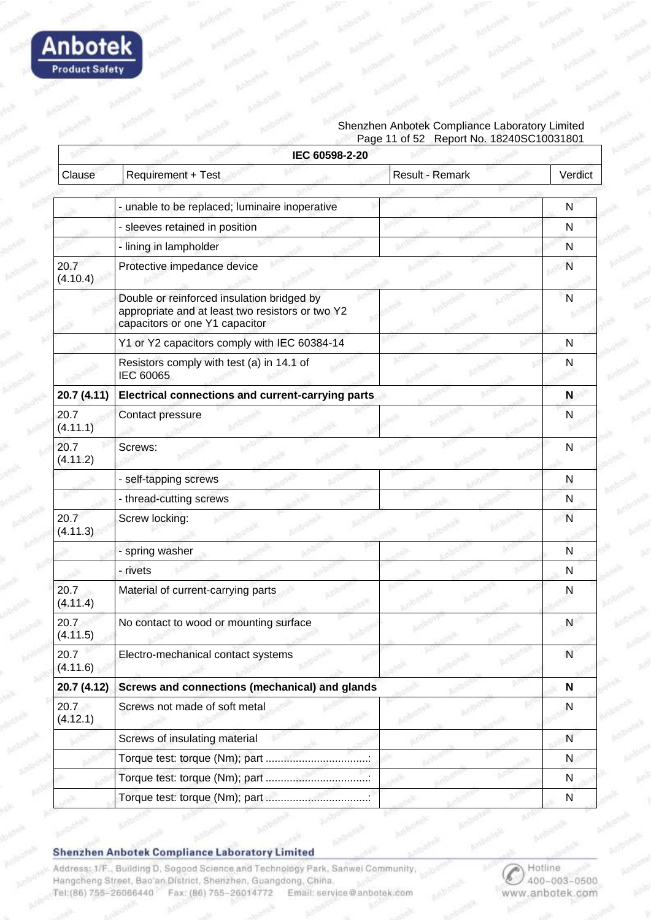| IEC 60598-2-20 | | | |
|---|---|---|---|
| Clause | Requirement + Test | Result - Remark | Verdict |
| | - unable to be replaced; luminaire inoperative | | N |
| | - sleeves retained in position | | N |
| | - lining in lampholder | | N |
| 20.7 (4.10.4) | Protective impedance device | | N |
| | Double or reinforced insulation bridged by appropriate and at least two resistors or two Y2 capacitors or one Y1 capacitor | | N |
| | Y1 or Y2 capacitors comply with IEC 60384-14 | | N |
| | Resistors comply with test (a) in 14.1 of IEC 60065 | | N |
| **20.7 (4.11)** | **Electrical connections and current-carrying parts** | | **N** |
| 20.7 (4.11.1) | Contact pressure | | N |
| 20.7 (4.11.2) | Screws: | | N |
| | - self-tapping screws | | N |
| | - thread-cutting screws | | N |
| 20.7 (4.11.3) | Screw locking: | | N |
| | - spring washer | | N |
| | - rivets | | N |
| 20.7 (4.11.4) | Material of current-carrying parts | | N |
| 20.7 (4.11.5) | No contact to wood or mounting surface | | N |
| 20.7 (4.11.6) | Electro-mechanical contact systems | | N |
| **20.7 (4.12)** | **Screws and connections (mechanical) and glands** | | **N** |
| 20.7 (4.12.1) | Screws not made of soft metal | | N |
| | Screws of insulating material | | N |
| | Torque test: torque (Nm); part ..................................: | | N |
| | Torque test: torque (Nm); part ..................................: | | N |
| | Torque test: torque (Nm); part ..................................: | | N |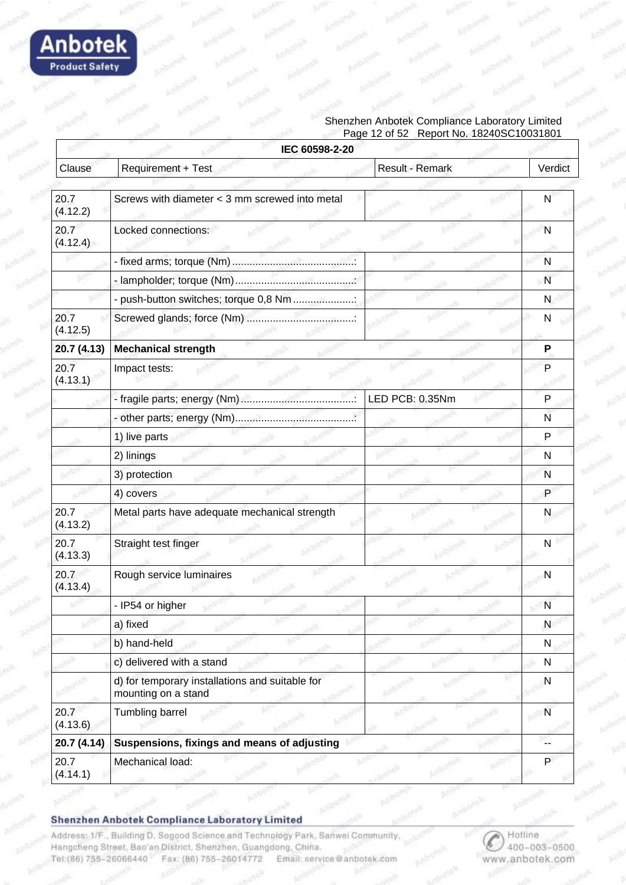| IEC 60598-2-20 | | | |
|---|---|---|---|
| Clause | Requirement + Test | Result - Remark | Verdict |
| 20.7 (4.12.2) | Screws with diameter < 3 mm screwed into metal | | N |
| 20.7 (4.12.4) | Locked connections: | | N |
| | - fixed arms; torque (Nm) ..........................................: | | N |
| | - lampholder; torque (Nm)..........................................: | | N |
| | - push-button switches; torque 0,8 Nm .....................: | | N |
| 20.7 (4.12.5) | Screwed glands; force (Nm) .....................................: | | N |
| **20.7 (4.13)** | **Mechanical strength** | | **P** |
| 20.7 (4.13.1) | Impact tests: | | P |
| | - fragile parts; energy (Nm).......................................: | LED PCB: 0.35Nm | P |
| | - other parts; energy (Nm)..........................................: | | N |
| | 1) live parts | | P |
| | 2) linings | | N |
| | 3) protection | | N |
| | 4) covers | | P |
| 20.7 (4.13.2) | Metal parts have adequate mechanical strength | | N |
| 20.7 (4.13.3) | Straight test finger | | N |
| 20.7 (4.13.4) | Rough service luminaires | | N |
| | - IP54 or higher | | N |
| | a) fixed | | N |
| | b) hand-held | | N |
| | c) delivered with a stand | | N |
| | d) for temporary installations and suitable for mounting on a stand | | N |
| 20.7 (4.13.6) | Tumbling barrel | | N |
| **20.7 (4.14)** | **Suspensions, fixings and means of adjusting** | | -- |
| 20.7 (4.14.1) | Mechanical load: | | P |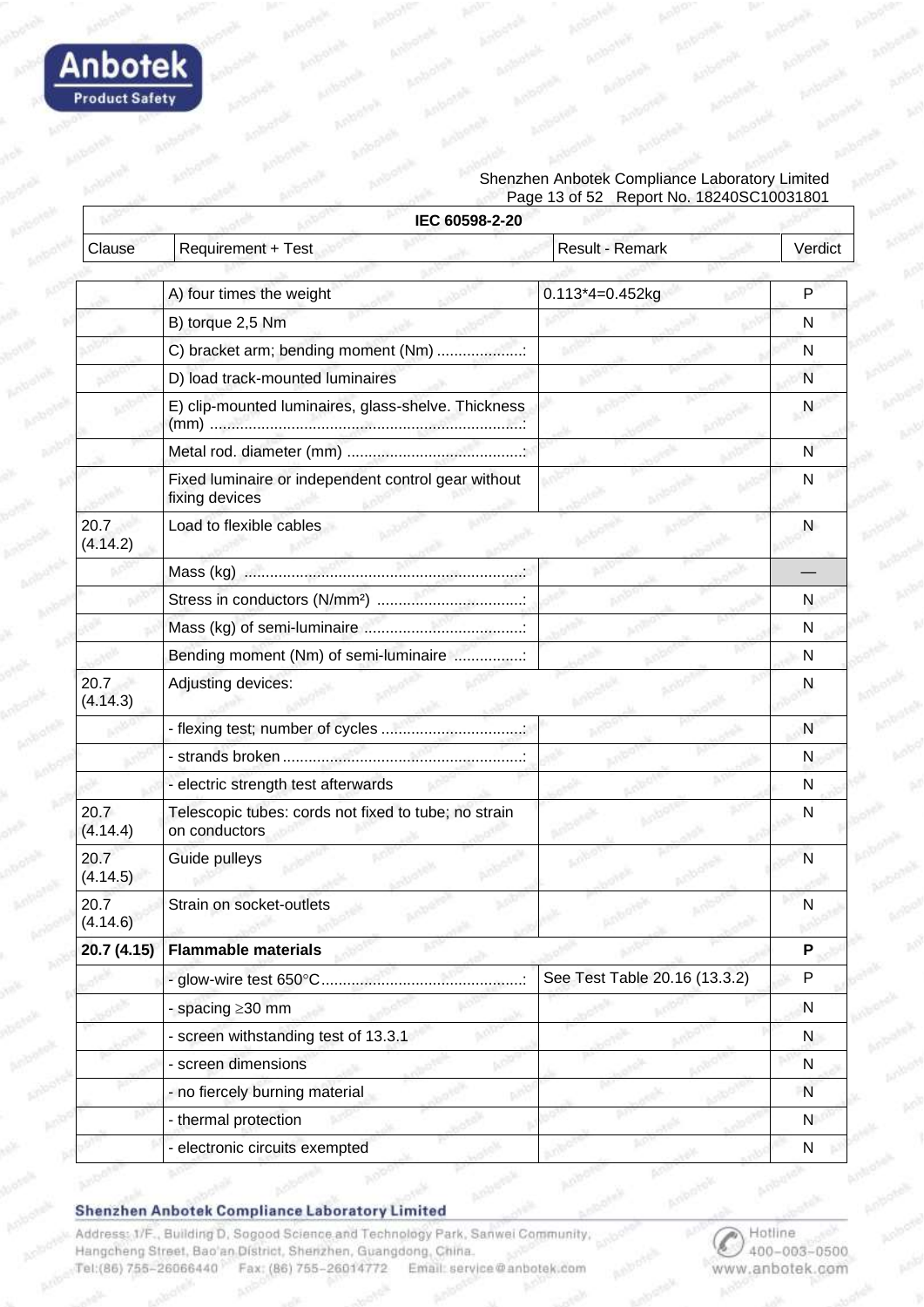| IEC 60598-2-20 | | | |
|---|---|---|---|
| Clause | Requirement + Test | Result - Remark | Verdict |
| | A) four times the weight | 0.113*4=0.452kg | P |
| | B) torque 2,5 Nm | | N |
| | C) bracket arm; bending moment (Nm) ....................: | | N |
| | D) load track-mounted luminaires | | N |
| | E) clip-mounted luminaires, glass-shelve. Thickness (mm) ........................................................................: | | N |
| | Metal rod. diameter (mm) ..........................................: | | N |
| | Fixed luminaire or independent control gear without fixing devices | | N |
| 20.7 (4.14.2) | Load to flexible cables | | N |
| | Mass (kg) .................................................................: | | — |
| | Stress in conductors (N/mm²) ..................................: | | N |
| | Mass (kg) of semi-luminaire .....................................: | | N |
| | Bending moment (Nm) of semi-luminaire ................: | | N |
| 20.7 (4.14.3) | Adjusting devices: | | N |
| | - flexing test; number of cycles .................................: | | N |
| | - strands broken ........................................................: | | N |
| | - electric strength test afterwards | | N |
| 20.7 (4.14.4) | Telescopic tubes: cords not fixed to tube; no strain on conductors | | N |
| 20.7 (4.14.5) | Guide pulleys | | N |
| 20.7 (4.14.6) | Strain on socket-outlets | | N |
| **20.7 (4.15)** | **Flammable materials** | | **P** |
| | - glow-wire test 650°C...............................................: | See Test Table 20.16 (13.3.2) | P |
| | - spacing ≥30 mm | | N |
| | - screen withstanding test of 13.3.1 | | N |
| | - screen dimensions | | N |
| | - no fiercely burning material | | N |
| | - thermal protection | | N |
| | - electronic circuits exempted | | N |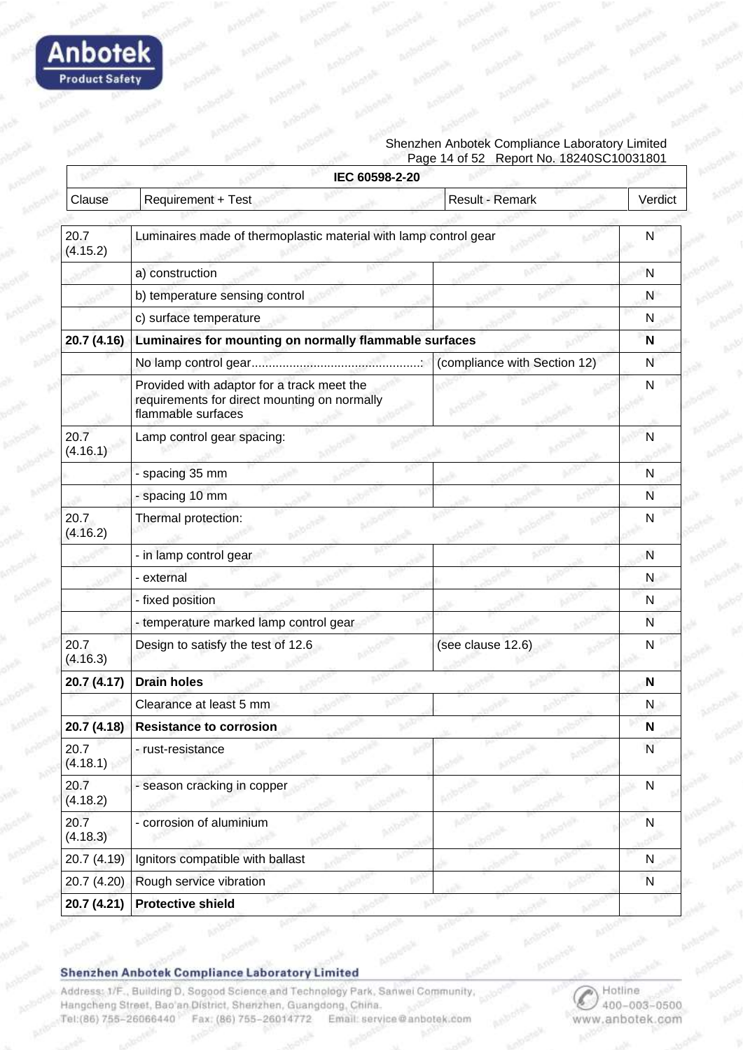| IEC 60598-2-20 | | | |
|---|---|---|---|
| Clause | Requirement + Test | Result - Remark | Verdict |
| 20.7 (4.15.2) | Luminaires made of thermoplastic material with lamp control gear | | N |
| | a) construction | | N |
| | b) temperature sensing control | | N |
| | c) surface temperature | | N |
| **20.7 (4.16)** | **Luminaires for mounting on normally flammable surfaces** | | **N** |
| | No lamp control gear.................................................: | (compliance with Section 12) | N |
| | Provided with adaptor for a track meet the requirements for direct mounting on normally flammable surfaces | | N |
| 20.7 (4.16.1) | Lamp control gear spacing: | | N |
| | - spacing 35 mm | | N |
| | - spacing 10 mm | | N |
| 20.7 (4.16.2) | Thermal protection: | | N |
| | - in lamp control gear | | N |
| | - external | | N |
| | - fixed position | | N |
| | - temperature marked lamp control gear | | N |
| 20.7 (4.16.3) | Design to satisfy the test of 12.6 | (see clause 12.6) | N |
| **20.7 (4.17)** | **Drain holes** | | **N** |
| | Clearance at least 5 mm | | N |
| **20.7 (4.18)** | **Resistance to corrosion** | | **N** |
| 20.7 (4.18.1) | - rust-resistance | | N |
| 20.7 (4.18.2) | - season cracking in copper | | N |
| 20.7 (4.18.3) | - corrosion of aluminium | | N |
| 20.7 (4.19) | Ignitors compatible with ballast | | N |
| 20.7 (4.20) | Rough service vibration | | N |
| **20.7 (4.21)** | **Protective shield** | | |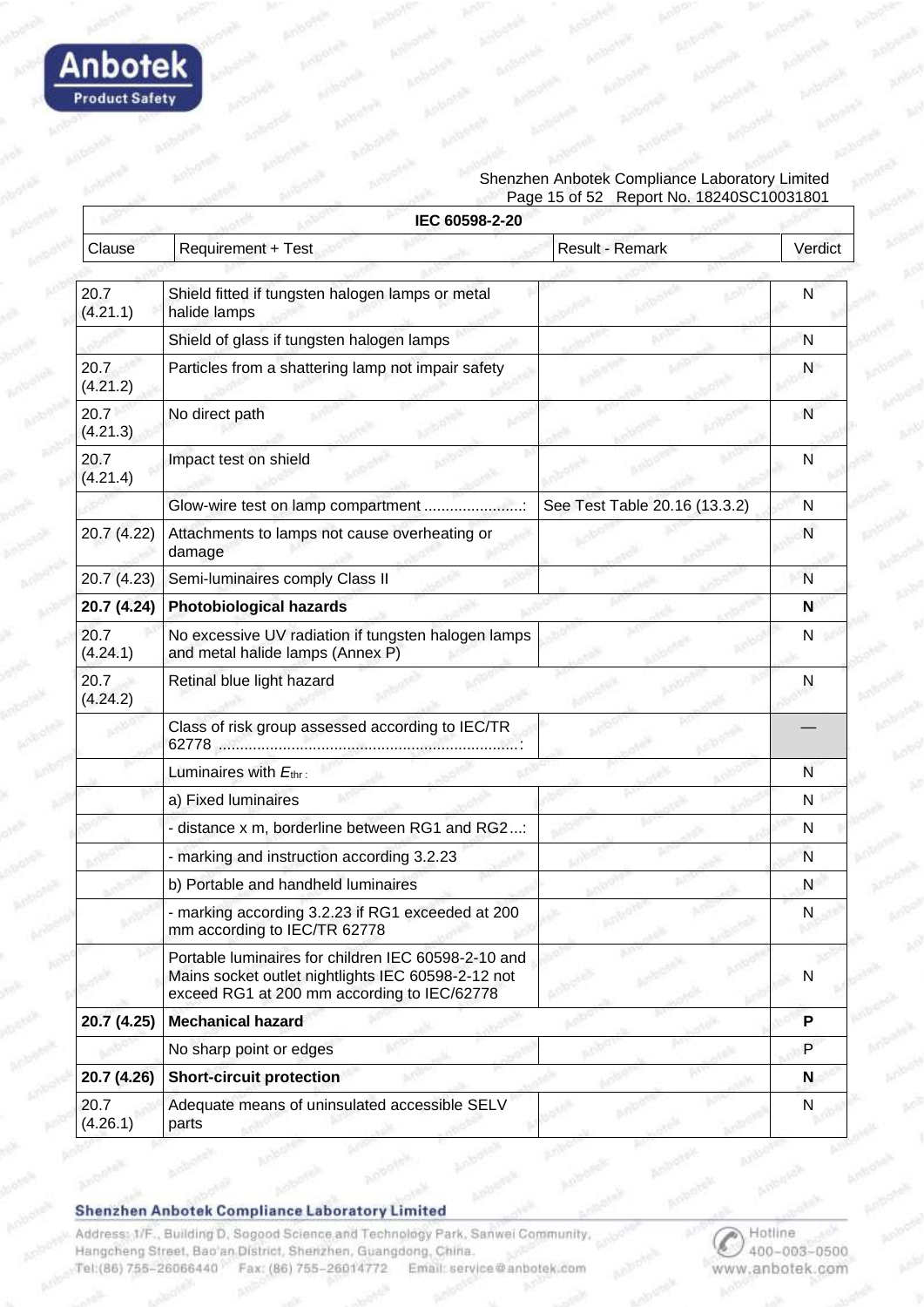| IEC 60598-2-20 | | | |
|---|---|---|---|
| Clause | Requirement + Test | Result - Remark | Verdict |
| 20.7 (4.21.1) | Shield fitted if tungsten halogen lamps or metal halide lamps | | N |
| | Shield of glass if tungsten halogen lamps | | N |
| 20.7 (4.21.2) | Particles from a shattering lamp not impair safety | | N |
| 20.7 (4.21.3) | No direct path | | N |
| 20.7 (4.21.4) | Impact test on shield | | N |
| | Glow-wire test on lamp compartment .......................: | See Test Table 20.16 (13.3.2) | N |
| 20.7 (4.22) | Attachments to lamps not cause overheating or damage | | N |
| 20.7 (4.23) | Semi-luminaires comply Class II | | N |
| **20.7 (4.24)** | **Photobiological hazards** | | **N** |
| 20.7 (4.24.1) | No excessive UV radiation if tungsten halogen lamps and metal halide lamps (Annex P) | | N |
| 20.7 (4.24.2) | Retinal blue light hazard | | N |
| | Class of risk group assessed according to IEC/TR 62778 .....................................................................: | | — |
| | Luminaires with $E_{thr}$ : | | N |
| | a) Fixed luminaires | | N |
| | - distance x m, borderline between RG1 and RG2....: | | N |
| | - marking and instruction according 3.2.23 | | N |
| | b) Portable and handheld luminaires | | N |
| | - marking according 3.2.23 if RG1 exceeded at 200 mm according to IEC/TR 62778 | | N |
| | Portable luminaires for children IEC 60598-2-10 and Mains socket outlet nightlights IEC 60598-2-12 not exceed RG1 at 200 mm according to IEC/62778 | | N |
| **20.7 (4.25)** | **Mechanical hazard** | | **P** |
| | No sharp point or edges | | P |
| **20.7 (4.26)** | **Short-circuit protection** | | **N** |
| 20.7 (4.26.1) | Adequate means of uninsulated accessible SELV parts | | N |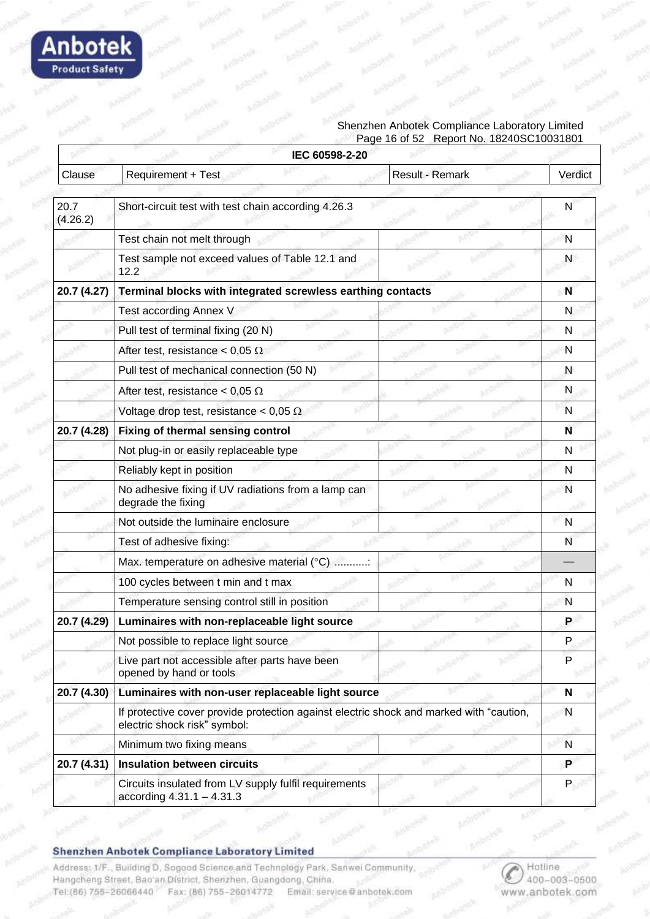| IEC 60598-2-20 | | | |
|---|---|---|---|
| Clause | Requirement + Test | Result - Remark | Verdict |
| 20.7 (4.26.2) | Short-circuit test with test chain according 4.26.3 | | N |
| | Test chain not melt through | | N |
| | Test sample not exceed values of Table 12.1 and 12.2 | | N |
| **20.7 (4.27)** | **Terminal blocks with integrated screwless earthing contacts** | | **N** |
| | Test according Annex V | | N |
| | Pull test of terminal fixing (20 N) | | N |
| | After test, resistance < 0,05 Ω | | N |
| | Pull test of mechanical connection (50 N) | | N |
| | After test, resistance < 0,05 Ω | | N |
| | Voltage drop test, resistance < 0,05 Ω | | N |
| **20.7 (4.28)** | **Fixing of thermal sensing control** | | **N** |
| | Not plug-in or easily replaceable type | | N |
| | Reliably kept in position | | N |
| | No adhesive fixing if UV radiations from a lamp can degrade the fixing | | N |
| | Not outside the luminaire enclosure | | N |
| | Test of adhesive fixing: | | N |
| | Max. temperature on adhesive material (°C) ...........: | | — |
| | 100 cycles between t min and t max | | N |
| | Temperature sensing control still in position | | N |
| **20.7 (4.29)** | **Luminaires with non-replaceable light source** | | **P** |
| | Not possible to replace light source | | P |
| | Live part not accessible after parts have been opened by hand or tools | | P |
| **20.7 (4.30)** | **Luminaires with non-user replaceable light source** | | **N** |
| | If protective cover provide protection against electric shock and marked with “caution, electric shock risk” symbol: | | N |
| | Minimum two fixing means | | N |
| **20.7 (4.31)** | **Insulation between circuits** | | **P** |
| | Circuits insulated from LV supply fulfil requirements according 4.31.1 – 4.31.3 | | P |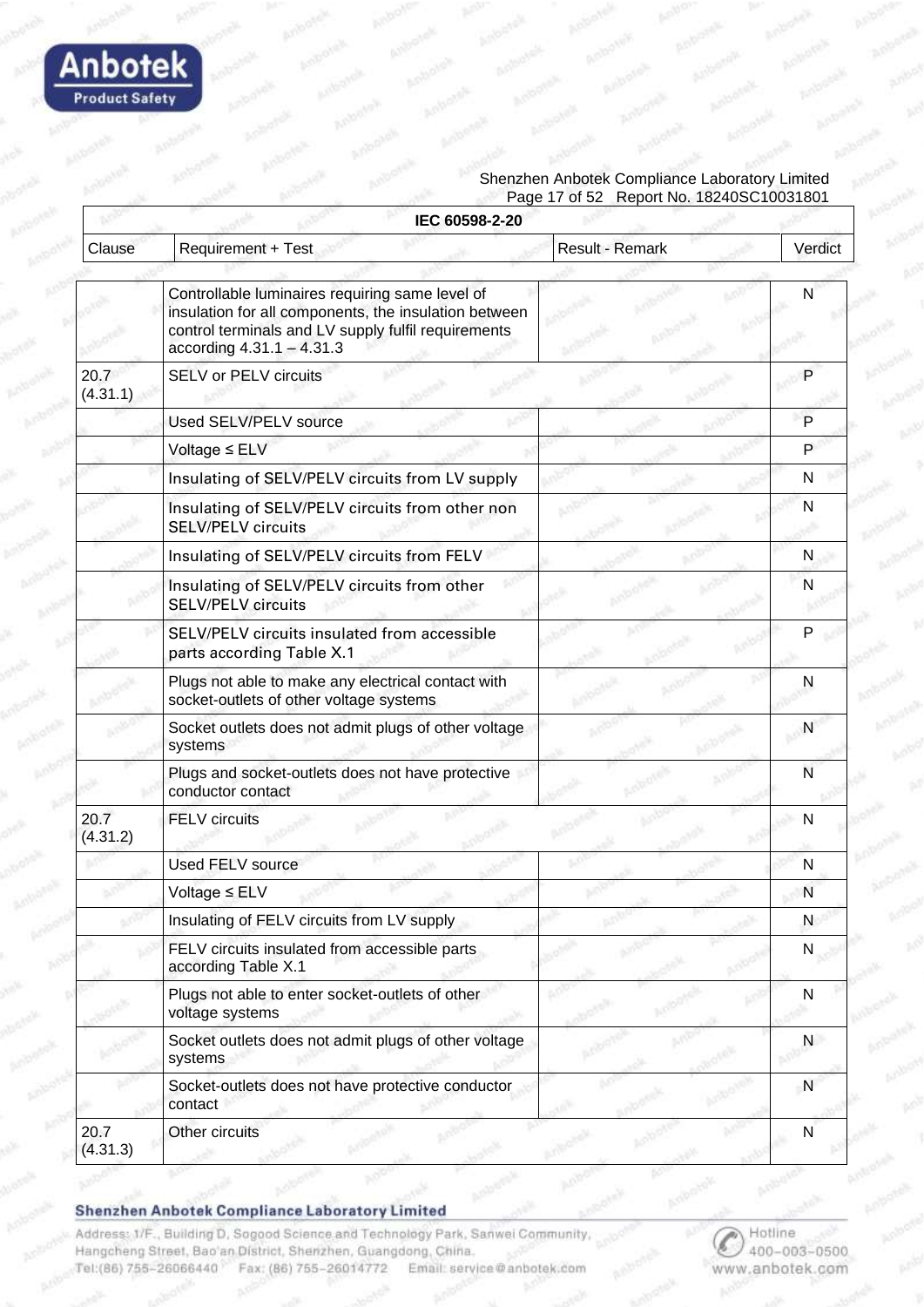| IEC 60598-2-20 | | | |
|---|---|---|---|
| Clause | Requirement + Test | Result - Remark | Verdict |
| | Controllable luminaires requiring same level of insulation for all components, the insulation between control terminals and LV supply fulfil requirements according 4.31.1 – 4.31.3 | | N |
| 20.7 (4.31.1) | SELV or PELV circuits | | P |
| | Used SELV/PELV source | | P |
| | Voltage ≤ ELV | | P |
| | Insulating of SELV/PELV circuits from LV supply | | N |
| | Insulating of SELV/PELV circuits from other non SELV/PELV circuits | | N |
| | Insulating of SELV/PELV circuits from FELV | | N |
| | Insulating of SELV/PELV circuits from other SELV/PELV circuits | | N |
| | SELV/PELV circuits insulated from accessible parts according Table X.1 | | P |
| | Plugs not able to make any electrical contact with socket-outlets of other voltage systems | | N |
| | Socket outlets does not admit plugs of other voltage systems | | N |
| | Plugs and socket-outlets does not have protective conductor contact | | N |
| 20.7 (4.31.2) | FELV circuits | | N |
| | Used FELV source | | N |
| | Voltage ≤ ELV | | N |
| | Insulating of FELV circuits from LV supply | | N |
| | FELV circuits insulated from accessible parts according Table X.1 | | N |
| | Plugs not able to enter socket-outlets of other voltage systems | | N |
| | Socket outlets does not admit plugs of other voltage systems | | N |
| | Socket-outlets does not have protective conductor contact | | N |
| 20.7 (4.31.3) | Other circuits | | N |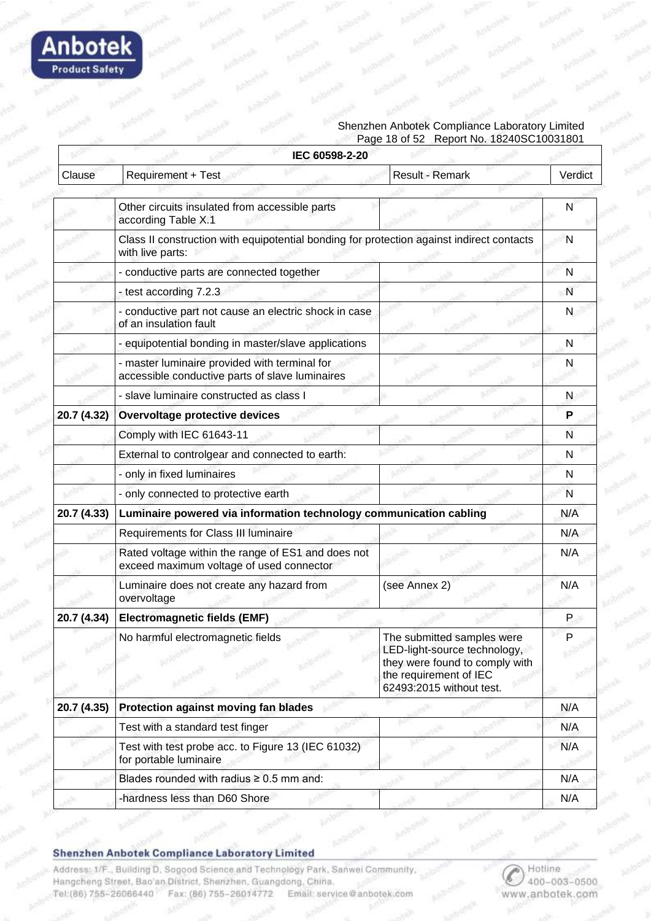| IEC 60598-2-20 | | | |
|---|---|---|---|
| Clause | Requirement + Test | Result - Remark | Verdict |
| | Other circuits insulated from accessible parts according Table X.1 | | N |
| | Class II construction with equipotential bonding for protection against indirect contacts with live parts: | | N |
| | - conductive parts are connected together | | N |
| | - test according 7.2.3 | | N |
| | - conductive part not cause an electric shock in case of an insulation fault | | N |
| | - equipotential bonding in master/slave applications | | N |
| | - master luminaire provided with terminal for accessible conductive parts of slave luminaires | | N |
| | - slave luminaire constructed as class I | | N |
| **20.7 (4.32)** | **Overvoltage protective devices** | | **P** |
| | Comply with IEC 61643-11 | | N |
| | External to controlgear and connected to earth: | | N |
| | - only in fixed luminaires | | N |
| | - only connected to protective earth | | N |
| **20.7 (4.33)** | **Luminaire powered via information technology communication cabling** | | N/A |
| | Requirements for Class III luminaire | | N/A |
| | Rated voltage within the range of ES1 and does not exceed maximum voltage of used connector | | N/A |
| | Luminaire does not create any hazard from overvoltage | (see Annex 2) | N/A |
| **20.7 (4.34)** | **Electromagnetic fields (EMF)** | | P |
| | No harmful electromagnetic fields | The submitted samples were LED-light-source technology, they were found to comply with the requirement of IEC 62493:2015 without test. | P |
| **20.7 (4.35)** | **Protection against moving fan blades** | | N/A |
| | Test with a standard test finger | | N/A |
| | Test with test probe acc. to Figure 13 (IEC 61032) for portable luminaire | | N/A |
| | Blades rounded with radius ≥ 0.5 mm and: | | N/A |
| | -hardness less than D60 Shore | | N/A |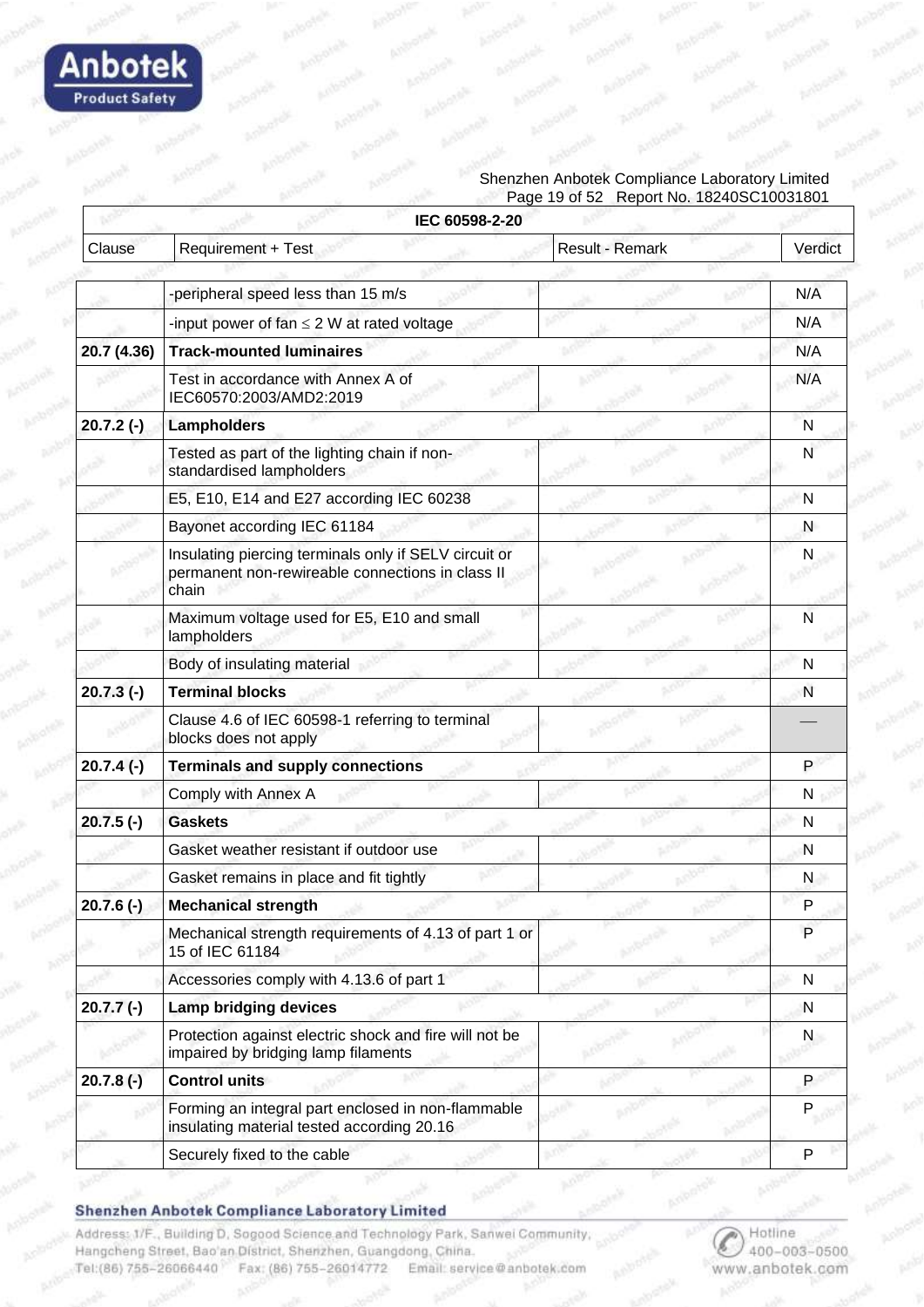| IEC 60598-2-20 | | | |
|---|---|---|---|
| Clause | Requirement + Test | Result - Remark | Verdict |
| | -peripheral speed less than 15 m/s | | N/A |
| | -input power of fan ≤ 2 W at rated voltage | | N/A |
| **20.7 (4.36)** | **Track-mounted luminaires** | | N/A |
| | Test in accordance with Annex A of IEC60570:2003/AMD2:2019 | | N/A |
| **20.7.2 (-)** | **Lampholders** | | N |
| | Tested as part of the lighting chain if non-standardised lampholders | | N |
| | E5, E10, E14 and E27 according IEC 60238 | | N |
| | Bayonet according IEC 61184 | | N |
| | Insulating piercing terminals only if SELV circuit or permanent non-rewireable connections in class II chain | | N |
| | Maximum voltage used for E5, E10 and small lampholders | | N |
| | Body of insulating material | | N |
| **20.7.3 (-)** | **Terminal blocks** | | N |
| | Clause 4.6 of IEC 60598-1 referring to terminal blocks does not apply | | — |
| **20.7.4 (-)** | **Terminals and supply connections** | | P |
| | Comply with Annex A | | N |
| **20.7.5 (-)** | **Gaskets** | | N |
| | Gasket weather resistant if outdoor use | | N |
| | Gasket remains in place and fit tightly | | N |
| **20.7.6 (-)** | **Mechanical strength** | | P |
| | Mechanical strength requirements of 4.13 of part 1 or 15 of IEC 61184 | | P |
| | Accessories comply with 4.13.6 of part 1 | | N |
| **20.7.7 (-)** | **Lamp bridging devices** | | N |
| | Protection against electric shock and fire will not be impaired by bridging lamp filaments | | N |
| **20.7.8 (-)** | **Control units** | | P |
| | Forming an integral part enclosed in non-flammable insulating material tested according 20.16 | | P |
| | Securely fixed to the cable | | P |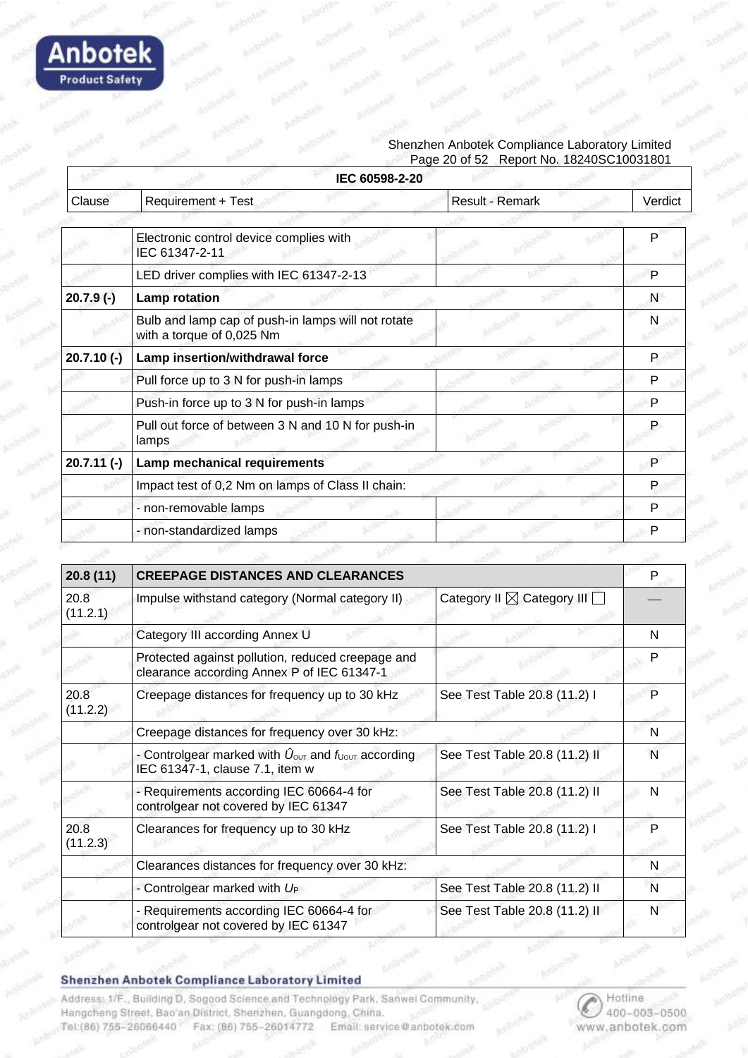| IEC 60598-2-20 | | | |
|---|---|---|---|
| Clause | Requirement + Test | Result - Remark | Verdict |
| | Electronic control device complies with IEC 61347-2-11 | | P |
| | LED driver complies with IEC 61347-2-13 | | P |
| **20.7.9 (-)** | **Lamp rotation** | | N |
| | Bulb and lamp cap of push-in lamps will not rotate with a torque of 0,025 Nm | | N |
| **20.7.10 (-)** | **Lamp insertion/withdrawal force** | | P |
| | Pull force up to 3 N for push-in lamps | | P |
| | Push-in force up to 3 N for push-in lamps | | P |
| | Pull out force of between 3 N and 10 N for push-in lamps | | P |
| **20.7.11 (-)** | **Lamp mechanical requirements** | | P |
| | Impact test of 0,2 Nm on lamps of Class II chain: | | P |
| | - non-removable lamps | | P |
| | - non-standardized lamps | | P |

| **20.8 (11)** | **CREEPAGE DISTANCES AND CLEARANCES** | | P |
|---|---|---|---|
| 20.8 (11.2.1) | Impulse withstand category (Normal category II) | Category II ☒ Category III ☐ | — |
| | Category III according Annex U | | N |
| | Protected against pollution, reduced creepage and clearance according Annex P of IEC 61347-1 | | P |
| 20.8 (11.2.2) | Creepage distances for frequency up to 30 kHz | See Test Table 20.8 (11.2) I | P |
| | Creepage distances for frequency over 30 kHz: | | N |
| | - Controlgear marked with $\hat{U}_{OUT}$ and $f_{UOUT}$ according IEC 61347-1, clause 7.1, item w | See Test Table 20.8 (11.2) II | N |
| | - Requirements according IEC 60664-4 for controlgear not covered by IEC 61347 | See Test Table 20.8 (11.2) II | N |
| 20.8 (11.2.3) | Clearances for frequency up to 30 kHz | See Test Table 20.8 (11.2) I | P |
| | Clearances distances for frequency over 30 kHz: | | N |
| | - Controlgear marked with $U_P$ | See Test Table 20.8 (11.2) II | N |
| | - Requirements according IEC 60664-4 for controlgear not covered by IEC 61347 | See Test Table 20.8 (11.2) II | N |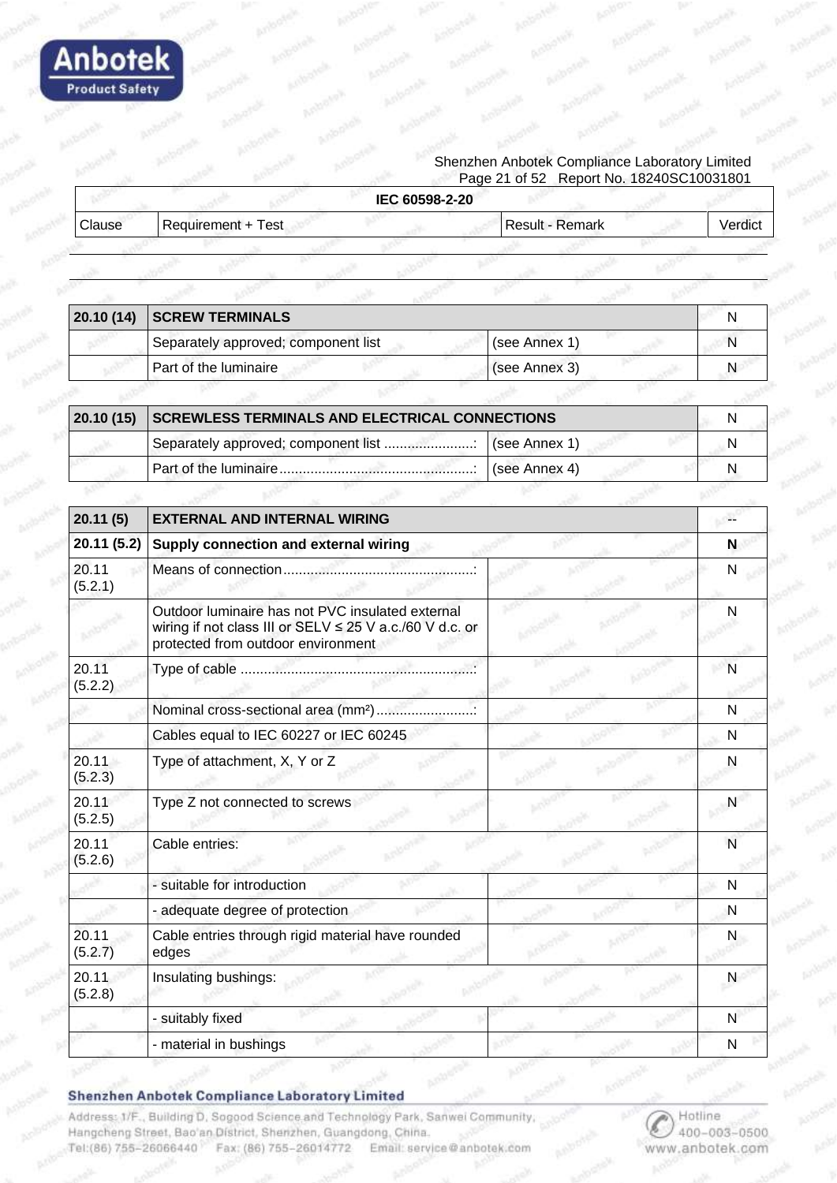| IEC 60598-2-20 | | | |
|---|---|---|---|
| Clause | Requirement + Test | Result - Remark | Verdict |

| 20.10 (14) | SCREW TERMINALS | | N |
|---|---|---|---|
| | Separately approved; component list | (see Annex 1) | N |
| | Part of the luminaire | (see Annex 3) | N |

| 20.10 (15) | SCREWLESS TERMINALS AND ELECTRICAL CONNECTIONS | | N |
|---|---|---|---|
| | Separately approved; component list ......................: | (see Annex 1) | N |
| | Part of the luminaire.................................................: | (see Annex 4) | N |

| 20.11 (5) | EXTERNAL AND INTERNAL WIRING | | -- |
|---|---|---|---|
| **20.11 (5.2)** | **Supply connection and external wiring** | | **N** |
| 20.11 (5.2.1) | Means of connection................................................: | | N |
| | Outdoor luminaire has not PVC insulated external wiring if not class III or SELV ≤ 25 V a.c./60 V d.c. or protected from outdoor environment | | N |
| 20.11 (5.2.2) | Type of cable ...........................................................: | | N |
| | Nominal cross-sectional area ($mm^2$).........................: | | N |
| | Cables equal to IEC 60227 or IEC 60245 | | N |
| 20.11 (5.2.3) | Type of attachment, X, Y or Z | | N |
| 20.11 (5.2.5) | Type Z not connected to screws | | N |
| 20.11 (5.2.6) | Cable entries: | | N |
| | - suitable for introduction | | N |
| | - adequate degree of protection | | N |
| 20.11 (5.2.7) | Cable entries through rigid material have rounded edges | | N |
| 20.11 (5.2.8) | Insulating bushings: | | N |
| | - suitably fixed | | N |
| | - material in bushings | | N |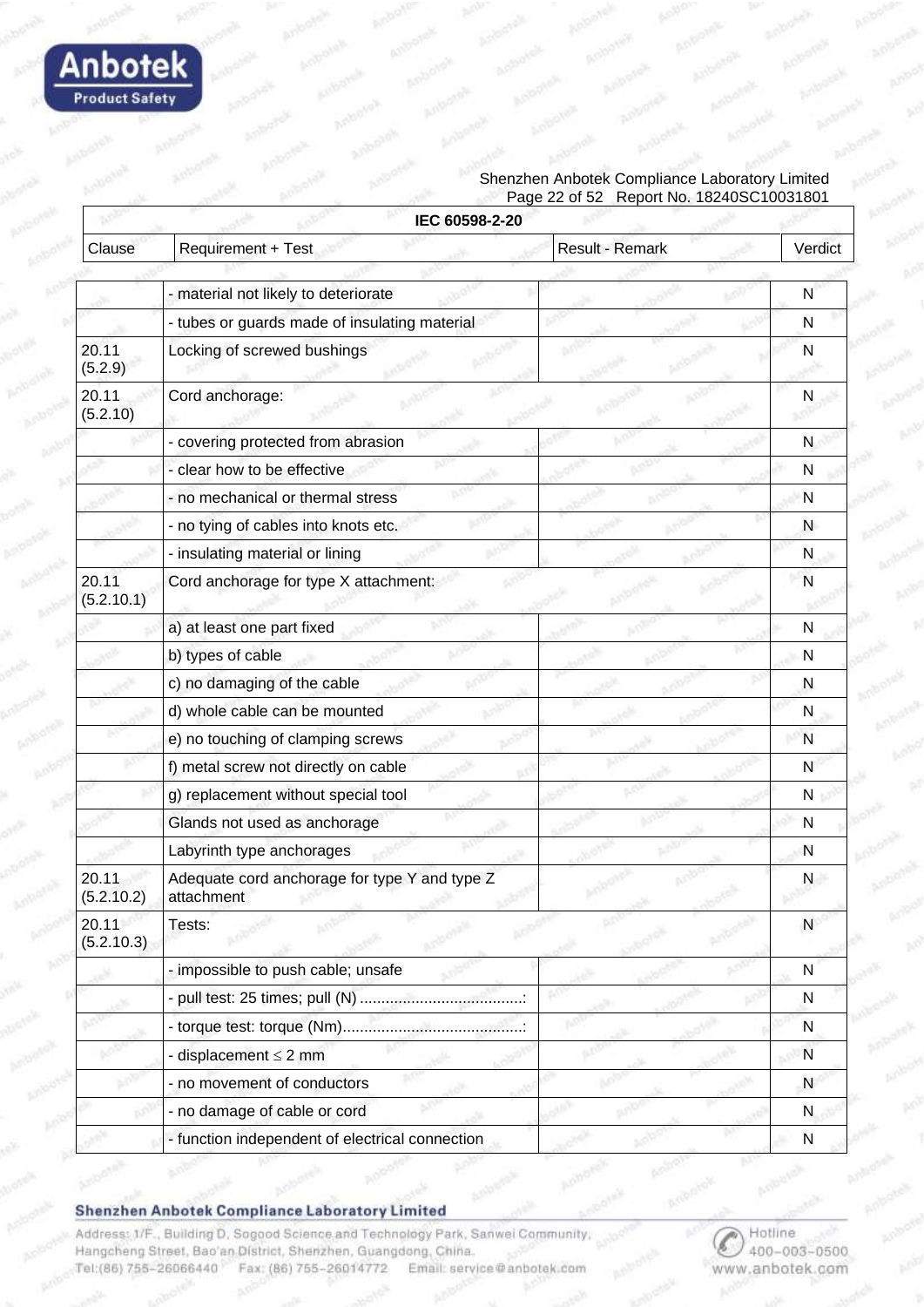| IEC 60598-2-20 | | | |
|---|---|---|---|
| Clause | Requirement + Test | Result - Remark | Verdict |
| | - material not likely to deteriorate | | N |
| | - tubes or guards made of insulating material | | N |
| 20.11 (5.2.9) | Locking of screwed bushings | | N |
| 20.11 (5.2.10) | Cord anchorage: | | N |
| | - covering protected from abrasion | | N |
| | - clear how to be effective | | N |
| | - no mechanical or thermal stress | | N |
| | - no tying of cables into knots etc. | | N |
| | - insulating material or lining | | N |
| 20.11 (5.2.10.1) | Cord anchorage for type X attachment: | | N |
| | a) at least one part fixed | | N |
| | b) types of cable | | N |
| | c) no damaging of the cable | | N |
| | d) whole cable can be mounted | | N |
| | e) no touching of clamping screws | | N |
| | f) metal screw not directly on cable | | N |
| | g) replacement without special tool | | N |
| | Glands not used as anchorage | | N |
| | Labyrinth type anchorages | | N |
| 20.11 (5.2.10.2) | Adequate cord anchorage for type Y and type Z attachment | | N |
| 20.11 (5.2.10.3) | Tests: | | N |
| | - impossible to push cable; unsafe | | N |
| | - pull test: 25 times; pull (N) ......................................: | | N |
| | - torque test: torque (Nm)..........................................: | | N |
| | - displacement ≤ 2 mm | | N |
| | - no movement of conductors | | N |
| | - no damage of cable or cord | | N |
| | - function independent of electrical connection | | N |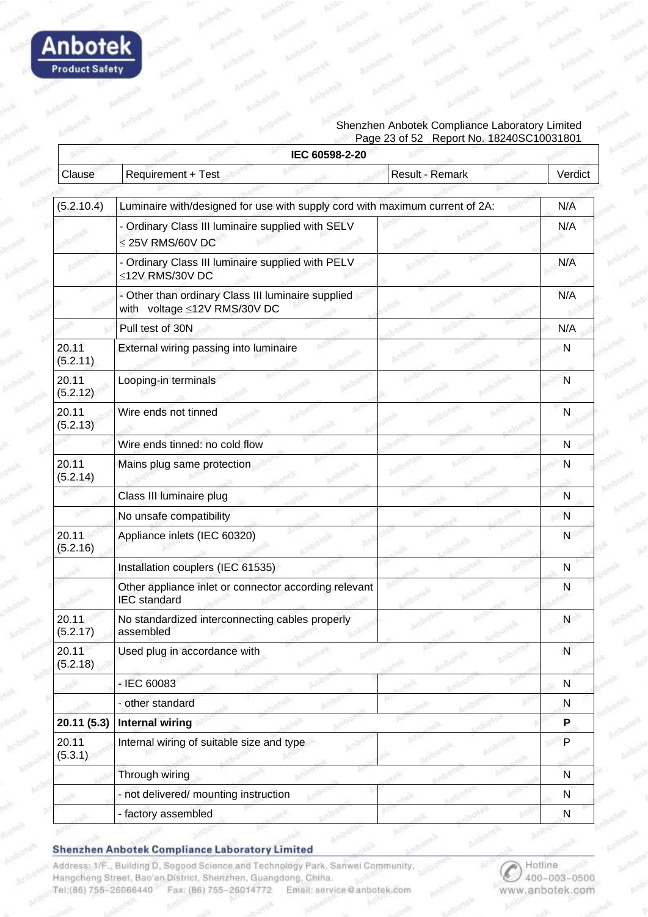| IEC 60598-2-20 | | | |
|---|---|---|---|
| Clause | Requirement + Test | Result - Remark | Verdict |
| (5.2.10.4) | Luminaire with/designed for use with supply cord with maximum current of 2A: | | N/A |
| | - Ordinary Class III luminaire supplied with SELV ≤ 25V RMS/60V DC | | N/A |
| | - Ordinary Class III luminaire supplied with PELV ≤12V RMS/30V DC | | N/A |
| | - Other than ordinary Class III luminaire supplied with voltage ≤12V RMS/30V DC | | N/A |
| | Pull test of 30N | | N/A |
| 20.11 (5.2.11) | External wiring passing into luminaire | | N |
| 20.11 (5.2.12) | Looping-in terminals | | N |
| 20.11 (5.2.13) | Wire ends not tinned | | N |
| | Wire ends tinned: no cold flow | | N |
| 20.11 (5.2.14) | Mains plug same protection | | N |
| | Class III luminaire plug | | N |
| | No unsafe compatibility | | N |
| 20.11 (5.2.16) | Appliance inlets (IEC 60320) | | N |
| | Installation couplers (IEC 61535) | | N |
| | Other appliance inlet or connector according relevant IEC standard | | N |
| 20.11 (5.2.17) | No standardized interconnecting cables properly assembled | | N |
| 20.11 (5.2.18) | Used plug in accordance with | | N |
| | - IEC 60083 | | N |
| | - other standard | | N |
| **20.11 (5.3)** | **Internal wiring** | | **P** |
| 20.11 (5.3.1) | Internal wiring of suitable size and type | | P |
| | Through wiring | | N |
| | - not delivered/ mounting instruction | | N |
| | - factory assembled | | N |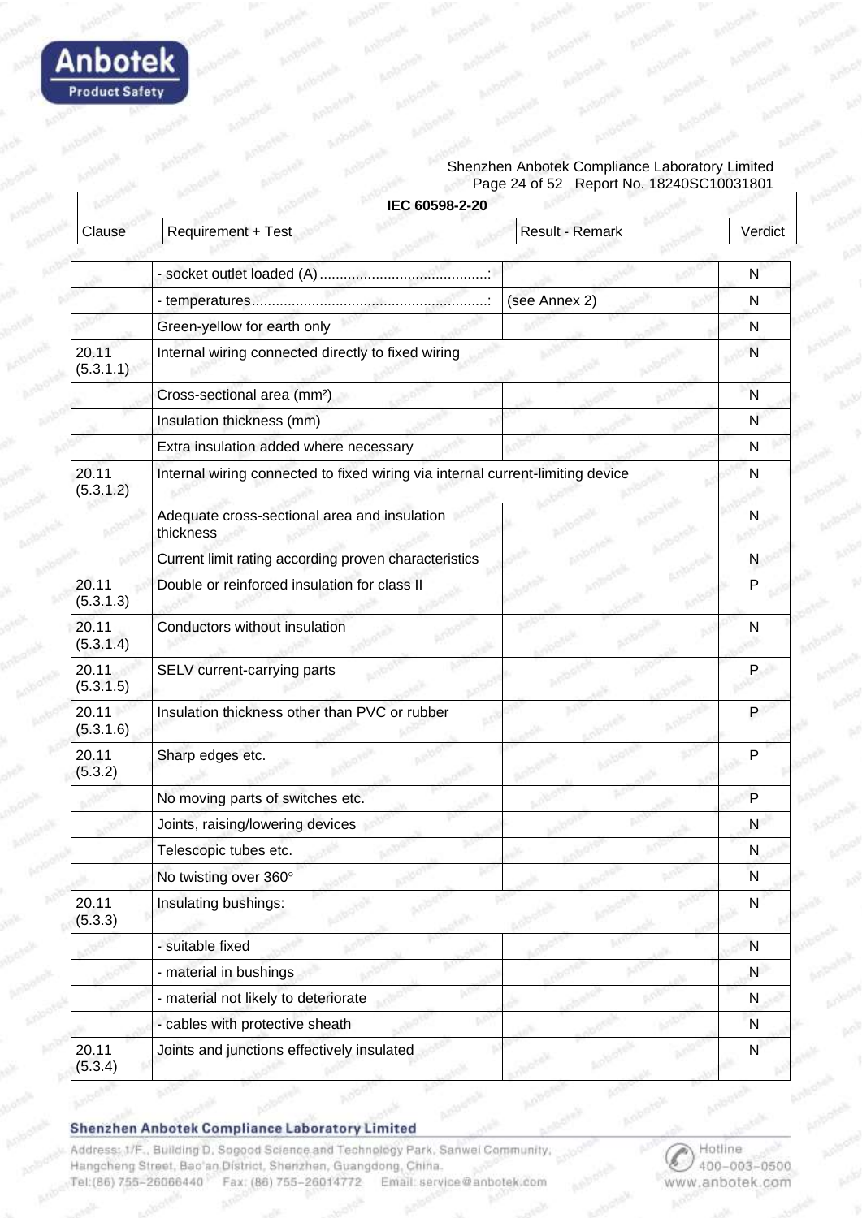| IEC 60598-2-20 | | | |
|---|---|---|---|
| Clause | Requirement + Test | Result - Remark | Verdict |
| | - socket outlet loaded (A) ..........................................: | | N |
| | - temperatures ..........................................................: | (see Annex 2) | N |
| | Green-yellow for earth only | | N |
| 20.11 (5.3.1.1) | Internal wiring connected directly to fixed wiring | | N |
| | Cross-sectional area (mm²) | | N |
| | Insulation thickness (mm) | | N |
| | Extra insulation added where necessary | | N |
| 20.11 (5.3.1.2) | Internal wiring connected to fixed wiring via internal current-limiting device | | N |
| | Adequate cross-sectional area and insulation thickness | | N |
| | Current limit rating according proven characteristics | | N |
| 20.11 (5.3.1.3) | Double or reinforced insulation for class II | | P |
| 20.11 (5.3.1.4) | Conductors without insulation | | N |
| 20.11 (5.3.1.5) | SELV current-carrying parts | | P |
| 20.11 (5.3.1.6) | Insulation thickness other than PVC or rubber | | P |
| 20.11 (5.3.2) | Sharp edges etc. | | P |
| | No moving parts of switches etc. | | P |
| | Joints, raising/lowering devices | | N |
| | Telescopic tubes etc. | | N |
| | No twisting over 360° | | N |
| 20.11 (5.3.3) | Insulating bushings: | | N |
| | - suitable fixed | | N |
| | - material in bushings | | N |
| | - material not likely to deteriorate | | N |
| | - cables with protective sheath | | N |
| 20.11 (5.3.4) | Joints and junctions effectively insulated | | N |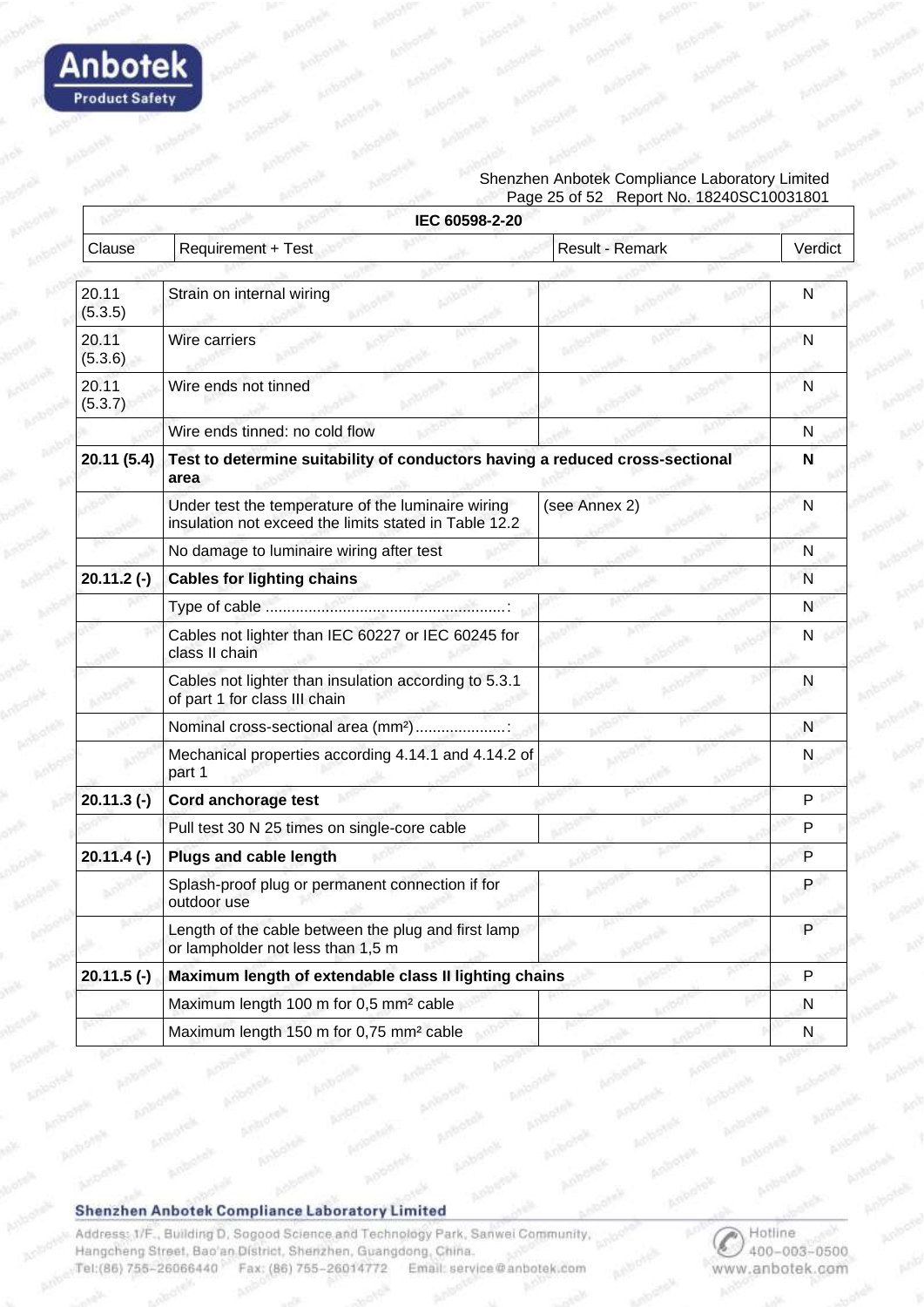| IEC 60598-2-20 | | | |
|---|---|---|---|
| Clause | Requirement + Test | Result - Remark | Verdict |
| 20.11 (5.3.5) | Strain on internal wiring | | N |
| 20.11 (5.3.6) | Wire carriers | | N |
| 20.11 (5.3.7) | Wire ends not tinned | | N |
| | Wire ends tinned: no cold flow | | N |
| **20.11 (5.4)** | **Test to determine suitability of conductors having a reduced cross-sectional area** | | **N** |
| | Under test the temperature of the luminaire wiring insulation not exceed the limits stated in Table 12.2 | (see Annex 2) | N |
| | No damage to luminaire wiring after test | | N |
| **20.11.2 (-)** | **Cables for lighting chains** | | N |
| | Type of cable ........................................................: | | N |
| | Cables not lighter than IEC 60227 or IEC 60245 for class II chain | | N |
| | Cables not lighter than insulation according to 5.3.1 of part 1 for class III chain | | N |
| | Nominal cross-sectional area (mm²).....................: | | N |
| | Mechanical properties according 4.14.1 and 4.14.2 of part 1 | | N |
| **20.11.3 (-)** | **Cord anchorage test** | | P |
| | Pull test 30 N 25 times on single-core cable | | P |
| **20.11.4 (-)** | **Plugs and cable length** | | P |
| | Splash-proof plug or permanent connection if for outdoor use | | P |
| | Length of the cable between the plug and first lamp or lampholder not less than 1,5 m | | P |
| **20.11.5 (-)** | **Maximum length of extendable class II lighting chains** | | P |
| | Maximum length 100 m for 0,5 mm² cable | | N |
| | Maximum length 150 m for 0,75 mm² cable | | N |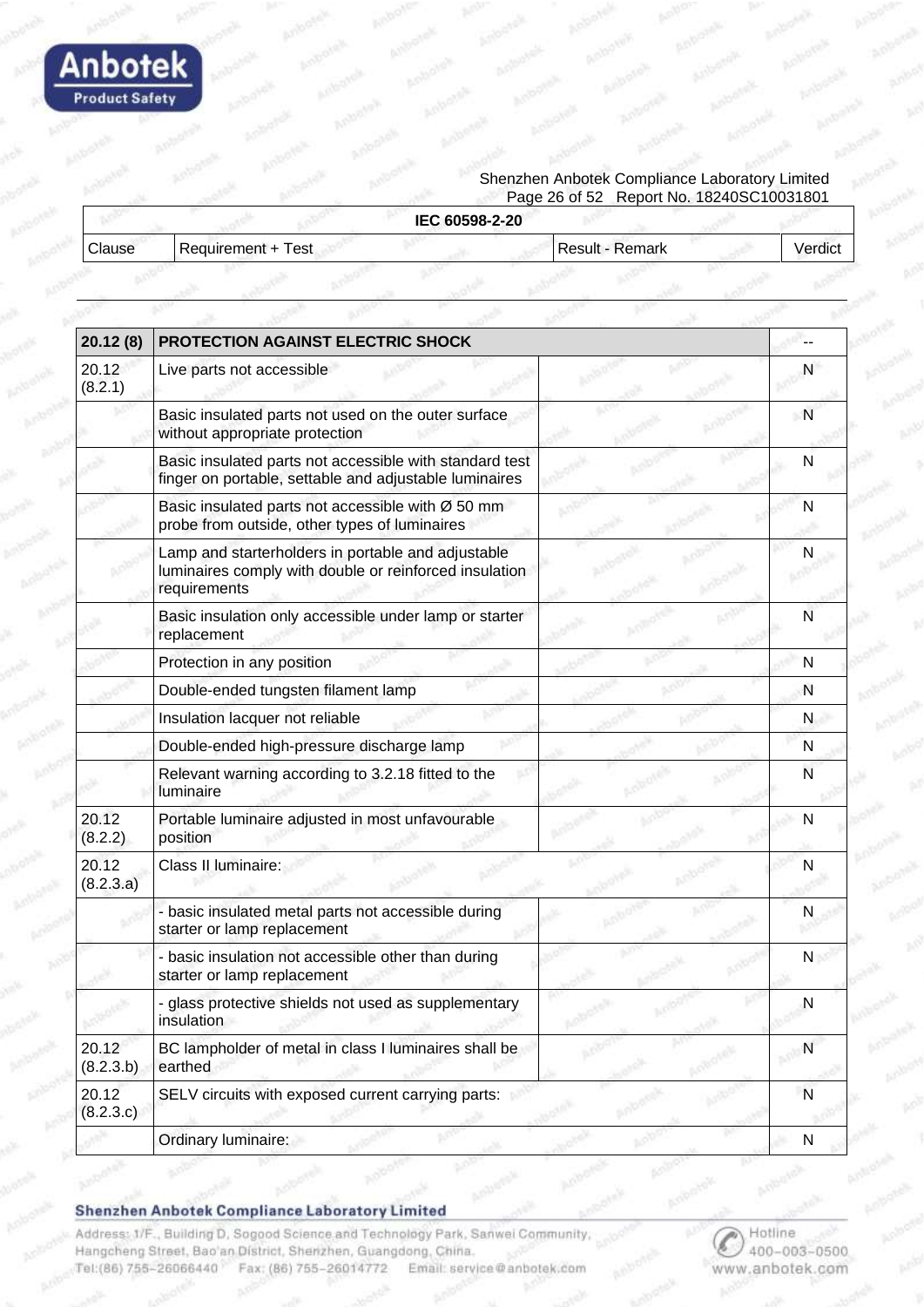| IEC 60598-2-20 | | | |
|---|---|---|---|
| Clause | Requirement + Test | Result - Remark | Verdict |

| 20.12 (8) | PROTECTION AGAINST ELECTRIC SHOCK | | -- |
|---|---|---|---|
| 20.12 (8.2.1) | Live parts not accessible | | N |
| | Basic insulated parts not used on the outer surface without appropriate protection | | N |
| | Basic insulated parts not accessible with standard test finger on portable, settable and adjustable luminaires | | N |
| | Basic insulated parts not accessible with Ø 50 mm probe from outside, other types of luminaires | | N |
| | Lamp and starterholders in portable and adjustable luminaires comply with double or reinforced insulation requirements | | N |
| | Basic insulation only accessible under lamp or starter replacement | | N |
| | Protection in any position | | N |
| | Double-ended tungsten filament lamp | | N |
| | Insulation lacquer not reliable | | N |
| | Double-ended high-pressure discharge lamp | | N |
| | Relevant warning according to 3.2.18 fitted to the luminaire | | N |
| 20.12 (8.2.2) | Portable luminaire adjusted in most unfavourable position | | N |
| 20.12 (8.2.3.a) | Class II luminaire: | | N |
| | - basic insulated metal parts not accessible during starter or lamp replacement | | N |
| | - basic insulation not accessible other than during starter or lamp replacement | | N |
| | - glass protective shields not used as supplementary insulation | | N |
| 20.12 (8.2.3.b) | BC lampholder of metal in class I luminaires shall be earthed | | N |
| 20.12 (8.2.3.c) | SELV circuits with exposed current carrying parts: | | N |
| | Ordinary luminaire: | | N |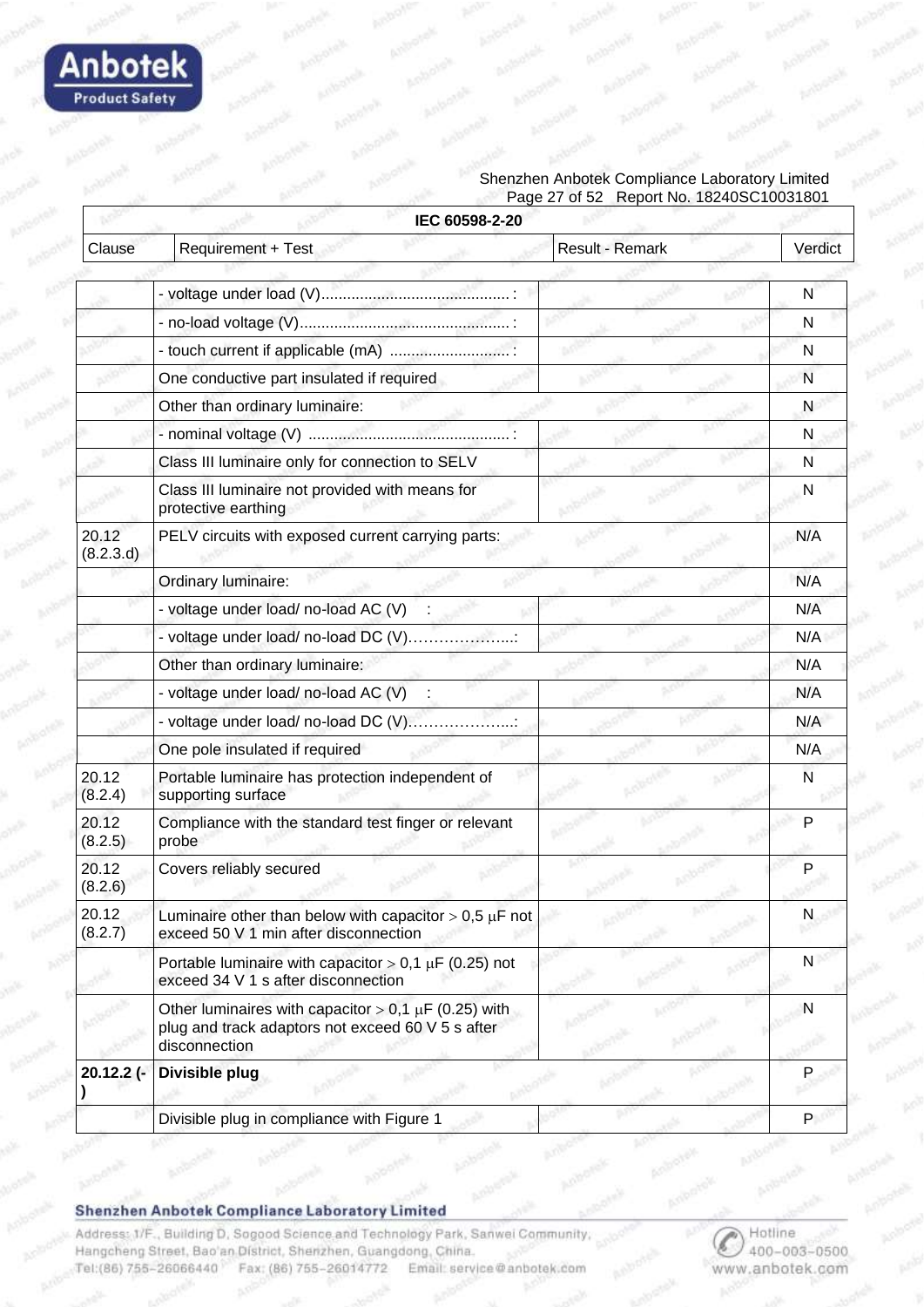| IEC 60598-2-20 | | | |
|---|---|---|---|
| Clause | Requirement + Test | Result - Remark | Verdict |
| | - voltage under load (V)............................................ : | | N |
| | - no-load voltage (V)................................................ : | | N |
| | - touch current if applicable (mA) ............................ : | | N |
| | One conductive part insulated if required | | N |
| | Other than ordinary luminaire: | | N |
| | - nominal voltage (V) ............................................... : | | N |
| | Class III luminaire only for connection to SELV | | N |
| | Class III luminaire not provided with means for protective earthing | | N |
| 20.12 (8.2.3.d) | PELV circuits with exposed current carrying parts: | | N/A |
| | Ordinary luminaire: | | N/A |
| | - voltage under load/ no-load AC (V) : | | N/A |
| | - voltage under load/ no-load DC (V)………………...: | | N/A |
| | Other than ordinary luminaire: | | N/A |
| | - voltage under load/ no-load AC (V) : | | N/A |
| | - voltage under load/ no-load DC (V)………………...: | | N/A |
| | One pole insulated if required | | N/A |
| 20.12 (8.2.4) | Portable luminaire has protection independent of supporting surface | | N |
| 20.12 (8.2.5) | Compliance with the standard test finger or relevant probe | | P |
| 20.12 (8.2.6) | Covers reliably secured | | P |
| 20.12 (8.2.7) | Luminaire other than below with capacitor > 0,5 μF not exceed 50 V 1 min after disconnection | | N |
| | Portable luminaire with capacitor > 0,1 μF (0.25) not exceed 34 V 1 s after disconnection | | N |
| | Other luminaires with capacitor > 0,1 μF (0.25) with plug and track adaptors not exceed 60 V 5 s after disconnection | | N |
| **20.12.2 (-)** | **Divisible plug** | | P |
| | Divisible plug in compliance with Figure 1 | | P |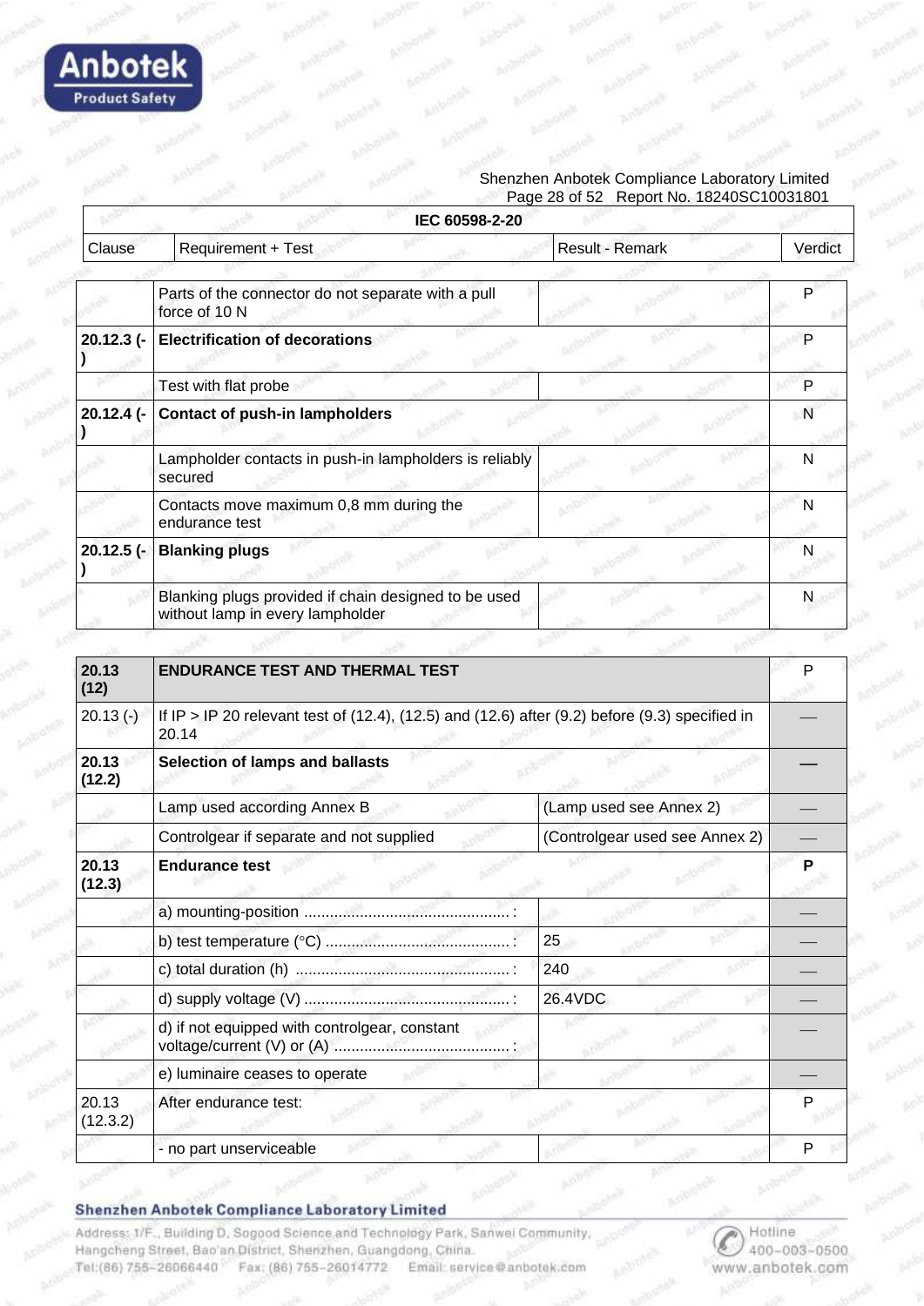| Clause | Requirement + Test | Result - Remark | Verdict |
|---|---|---|---|
| | Parts of the connector do not separate with a pull force of 10 N | | P |
| **20.12.3 (-)** | **Electrification of decorations** | | P |
| | Test with flat probe | | P |
| **20.12.4 (-)** | **Contact of push-in lampholders** | | N |
| | Lampholder contacts in push-in lampholders is reliably secured | | N |
| | Contacts move maximum 0,8 mm during the endurance test | | N |
| **20.12.5 (-)** | **Blanking plugs** | | N |
| | Blanking plugs provided if chain designed to be used without lamp in every lampholder | | N |

| Clause | Requirement + Test | Result - Remark | Verdict |
|---|---|---|---|
| **20.13 (12)** | **ENDURANCE TEST AND THERMAL TEST** | | P |
| 20.13 (-) | If IP > IP 20 relevant test of (12.4), (12.5) and (12.6) after (9.2) before (9.3) specified in 20.14 | | — |
| **20.13 (12.2)** | **Selection of lamps and ballasts** | | — |
| | Lamp used according Annex B | (Lamp used see Annex 2) | — |
| | Controlgear if separate and not supplied | (Controlgear used see Annex 2) | — |
| **20.13 (12.3)** | **Endurance test** | | **P** |
| | a) mounting-position ................................................ : | | — |
| | b) test temperature (°C) ........................................... : | 25 | — |
| | c) total duration (h) .................................................. : | 240 | — |
| | d) supply voltage (V) ............................................... : | 26.4VDC | — |
| | d) if not equipped with controlgear, constant voltage/current (V) or (A) ......................................... : | | — |
| | e) luminaire ceases to operate | | — |
| 20.13 (12.3.2) | After endurance test: | | P |
| | - no part unserviceable | | P |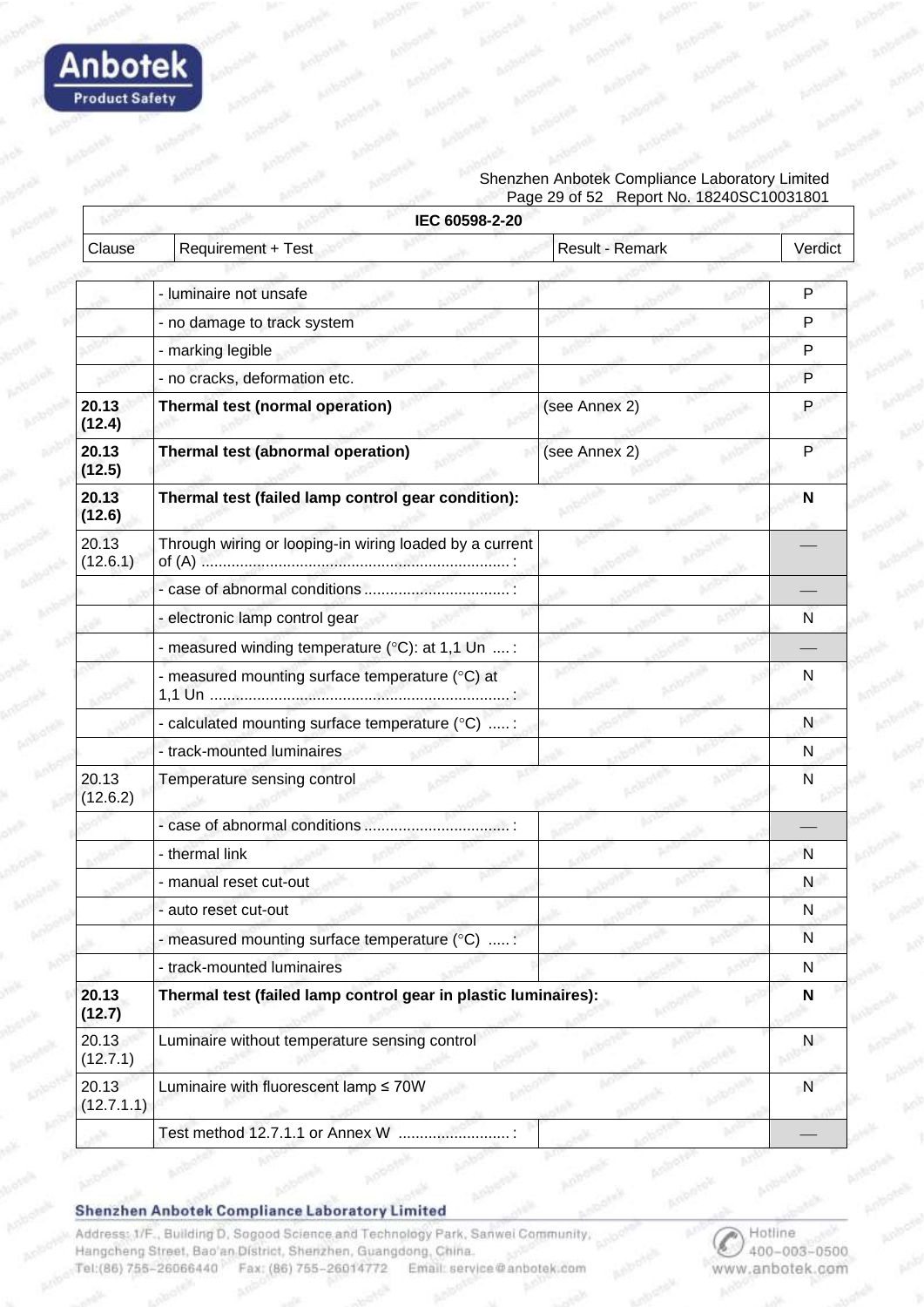| IEC 60598-2-20 | | | |
|---|---|---|---|
| Clause | Requirement + Test | Result - Remark | Verdict |
| | - luminaire not unsafe | | P |
| | - no damage to track system | | P |
| | - marking legible | | P |
| | - no cracks, deformation etc. | | P |
| **20.13 (12.4)** | **Thermal test (normal operation)** | (see Annex 2) | P |
| **20.13 (12.5)** | **Thermal test (abnormal operation)** | (see Annex 2) | P |
| **20.13 (12.6)** | **Thermal test (failed lamp control gear condition):** | | **N** |
| 20.13 (12.6.1) | Through wiring or looping-in wiring loaded by a current of (A) ........................................................................ : | | — |
| | - case of abnormal conditions .................................. : | | — |
| | - electronic lamp control gear | | N |
| | - measured winding temperature (°C): at 1,1 Un .... : | | — |
| | - measured mounting surface temperature (°C) at 1,1 Un ...................................................................... : | | N |
| | - calculated mounting surface temperature (°C) ..... : | | N |
| | - track-mounted luminaires | | N |
| 20.13 (12.6.2) | Temperature sensing control | | N |
| | - case of abnormal conditions .................................. : | | — |
| | - thermal link | | N |
| | - manual reset cut-out | | N |
| | - auto reset cut-out | | N |
| | - measured mounting surface temperature (°C) ..... : | | N |
| | - track-mounted luminaires | | N |
| **20.13 (12.7)** | **Thermal test (failed lamp control gear in plastic luminaires):** | | **N** |
| 20.13 (12.7.1) | Luminaire without temperature sensing control | | N |
| 20.13 (12.7.1.1) | Luminaire with fluorescent lamp ≤ 70W | | N |
| | Test method 12.7.1.1 or Annex W .......................... : | | — |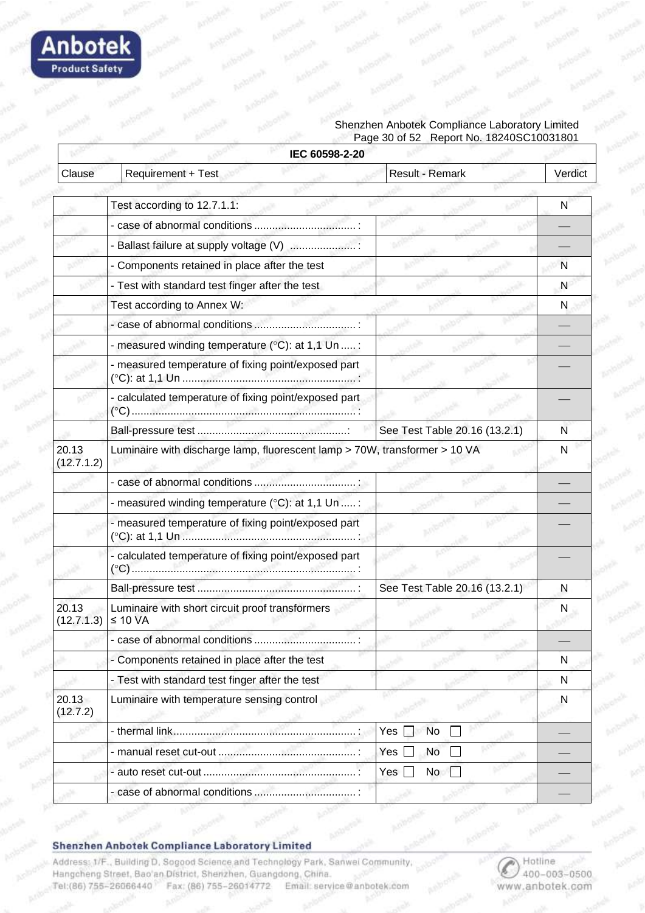| IEC 60598-2-20 | | | |
|---|---|---|---|
| Clause | Requirement + Test | Result - Remark | Verdict |
| | Test according to 12.7.1.1: | | N |
| | - case of abnormal conditions ..................................: | | — |
| | - Ballast failure at supply voltage (V) ......................: | | — |
| | - Components retained in place after the test | | N |
| | - Test with standard test finger after the test | | N |
| | Test according to Annex W: | | N |
| | - case of abnormal conditions ..................................: | | — |
| | - measured winding temperature (°C): at 1,1 Un .....: | | — |
| | - measured temperature of fixing point/exposed part (°C): at 1,1 Un ..........................................................: | | — |
| | - calculated temperature of fixing point/exposed part (°C)...........................................................................: | | — |
| | Ball-pressure test ..................................................: | See Test Table 20.16 (13.2.1) | N |
| 20.13 (12.7.1.2) | Luminaire with discharge lamp, fluorescent lamp > 70W, transformer > 10 VA | | N |
| | - case of abnormal conditions ..................................: | | — |
| | - measured winding temperature (°C): at 1,1 Un .....: | | — |
| | - measured temperature of fixing point/exposed part (°C): at 1,1 Un ..........................................................: | | — |
| | - calculated temperature of fixing point/exposed part (°C)...........................................................................: | | — |
| | Ball-pressure test ....................................................: | See Test Table 20.16 (13.2.1) | N |
| 20.13 (12.7.1.3) | Luminaire with short circuit proof transformers ≤ 10 VA | | N |
| | - case of abnormal conditions ..................................: | | — |
| | - Components retained in place after the test | | N |
| | - Test with standard test finger after the test | | N |
| 20.13 (12.7.2) | Luminaire with temperature sensing control | | N |
| | - thermal link.............................................................: | Yes ☐ No ☐ | — |
| | - manual reset cut-out ..............................................: | Yes ☐ No ☐ | — |
| | - auto reset cut-out ...................................................: | Yes ☐ No ☐ | — |
| | - case of abnormal conditions ..................................: | | — |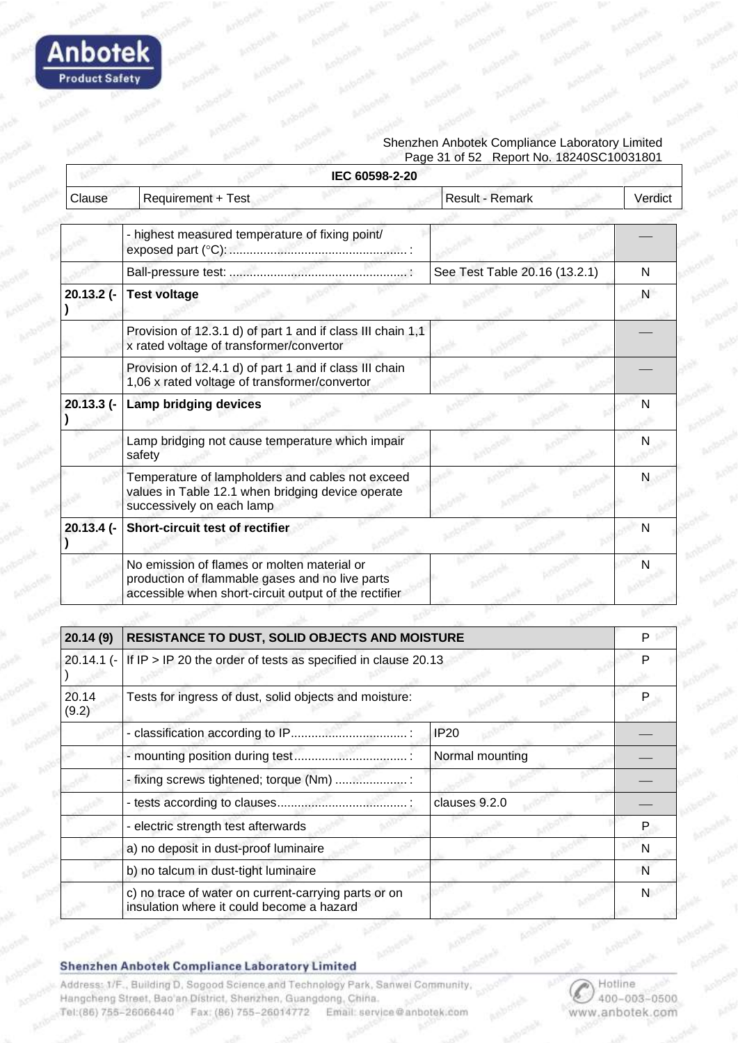| IEC 60598-2-20 | | | |
|---|---|---|---|
| Clause | Requirement + Test | Result - Remark | Verdict |
| | - highest measured temperature of fixing point/ exposed part (°C):...................................................: | | — |
| | Ball-pressure test: ...................................................: | See Test Table 20.16 (13.2.1) | N |
| 20.13.2 (-) | **Test voltage** | | N |
| | Provision of 12.3.1 d) of part 1 and if class III chain 1,1 x rated voltage of transformer/convertor | | — |
| | Provision of 12.4.1 d) of part 1 and if class III chain 1,06 x rated voltage of transformer/convertor | | — |
| 20.13.3 (-) | **Lamp bridging devices** | | N |
| | Lamp bridging not cause temperature which impair safety | | N |
| | Temperature of lampholders and cables not exceed values in Table 12.1 when bridging device operate successively on each lamp | | N |
| 20.13.4 (-) | **Short-circuit test of rectifier** | | N |
| | No emission of flames or molten material or production of flammable gases and no live parts accessible when short-circuit output of the rectifier | | N |

| 20.14 (9) | RESISTANCE TO DUST, SOLID OBJECTS AND MOISTURE | | P |
|---|---|---|---|
| 20.14.1 (-) | If IP > IP 20 the order of tests as specified in clause 20.13 | | P |
| 20.14 (9.2) | Tests for ingress of dust, solid objects and moisture: | | P |
| | - classification according to IP..................................: | IP20 | — |
| | - mounting position during test.................................: | Normal mounting | — |
| | - fixing screws tightened; torque (Nm) .....................: | | — |
| | - tests according to clauses......................................: | clauses 9.2.0 | — |
| | - electric strength test afterwards | | P |
| | a) no deposit in dust-proof luminaire | | N |
| | b) no talcum in dust-tight luminaire | | N |
| | c) no trace of water on current-carrying parts or on insulation where it could become a hazard | | N |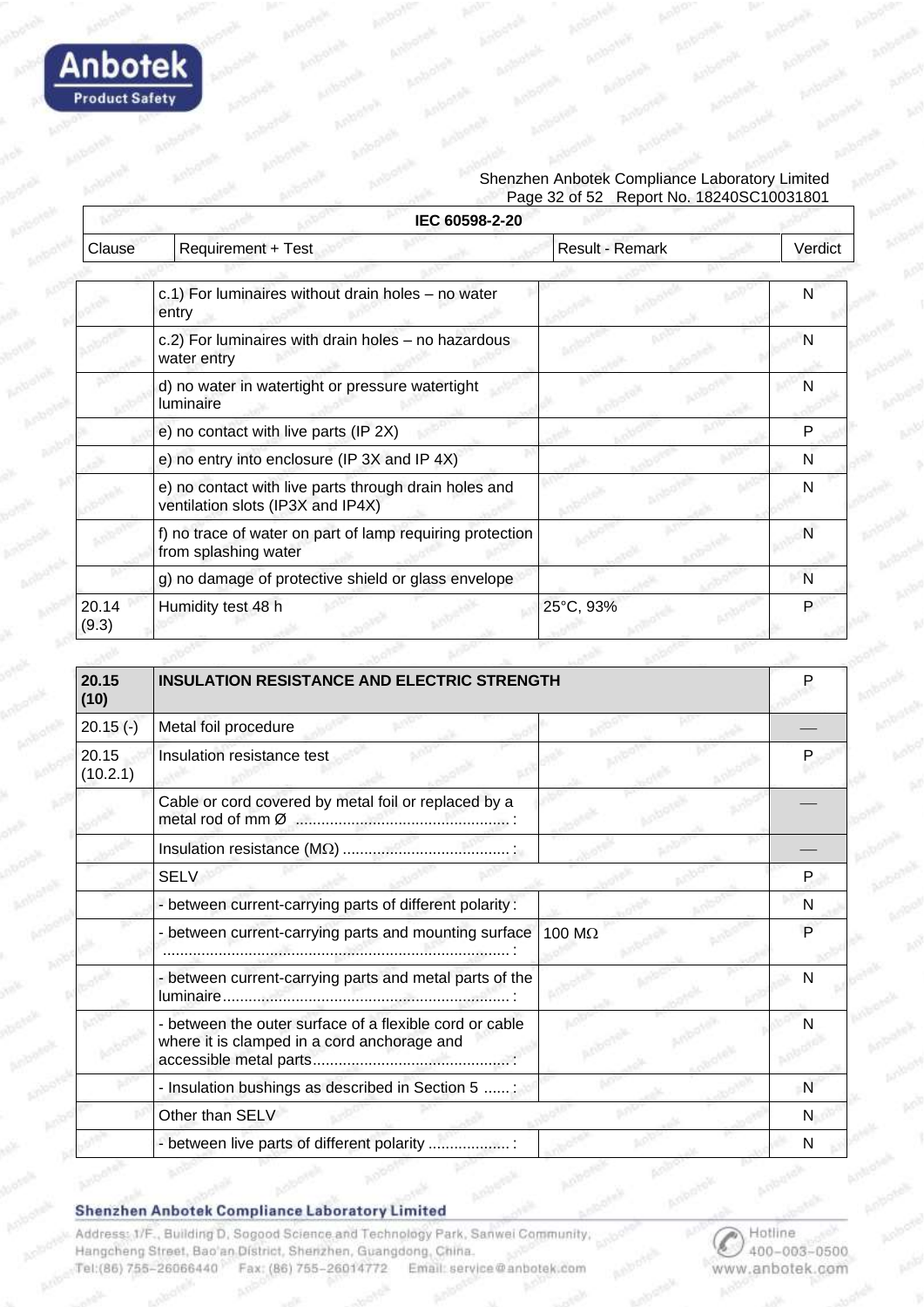| Clause | Requirement + Test | Result - Remark | Verdict |
|---|---|---|---|
| | **IEC 60598-2-20** | | |
| | c.1) For luminaires without drain holes – no water entry | | N |
| | c.2) For luminaires with drain holes – no hazardous water entry | | N |
| | d) no water in watertight or pressure watertight luminaire | | N |
| | e) no contact with live parts (IP 2X) | | P |
| | e) no entry into enclosure (IP 3X and IP 4X) | | N |
| | e) no contact with live parts through drain holes and ventilation slots (IP3X and IP4X) | | N |
| | f) no trace of water on part of lamp requiring protection from splashing water | | N |
| | g) no damage of protective shield or glass envelope | | N |
| 20.14 (9.3) | Humidity test 48 h | 25°C, 93% | P |

| Clause | Requirement + Test | Result - Remark | Verdict |
|---|---|---|---|
| **20.15 (10)** | **INSULATION RESISTANCE AND ELECTRIC STRENGTH** | | P |
| 20.15 (-) | Metal foil procedure | | — |
| 20.15 (10.2.1) | Insulation resistance test | | P |
| | Cable or cord covered by metal foil or replaced by a metal rod of mm Ø ..................................................: | | — |
| | Insulation resistance (MΩ) .......................................: | | — |
| | SELV | | P |
| | - between current-carrying parts of different polarity: | | N |
| | - between current-carrying parts and mounting surface ...............................................................................: | 100 MΩ | P |
| | - between current-carrying parts and metal parts of the luminaire..................................................................: | | N |
| | - between the outer surface of a flexible cord or cable where it is clamped in a cord anchorage and accessible metal parts.............................................: | | N |
| | - Insulation bushings as described in Section 5 ......: | | N |
| | Other than SELV | | N |
| | - between live parts of different polarity ...................: | | N |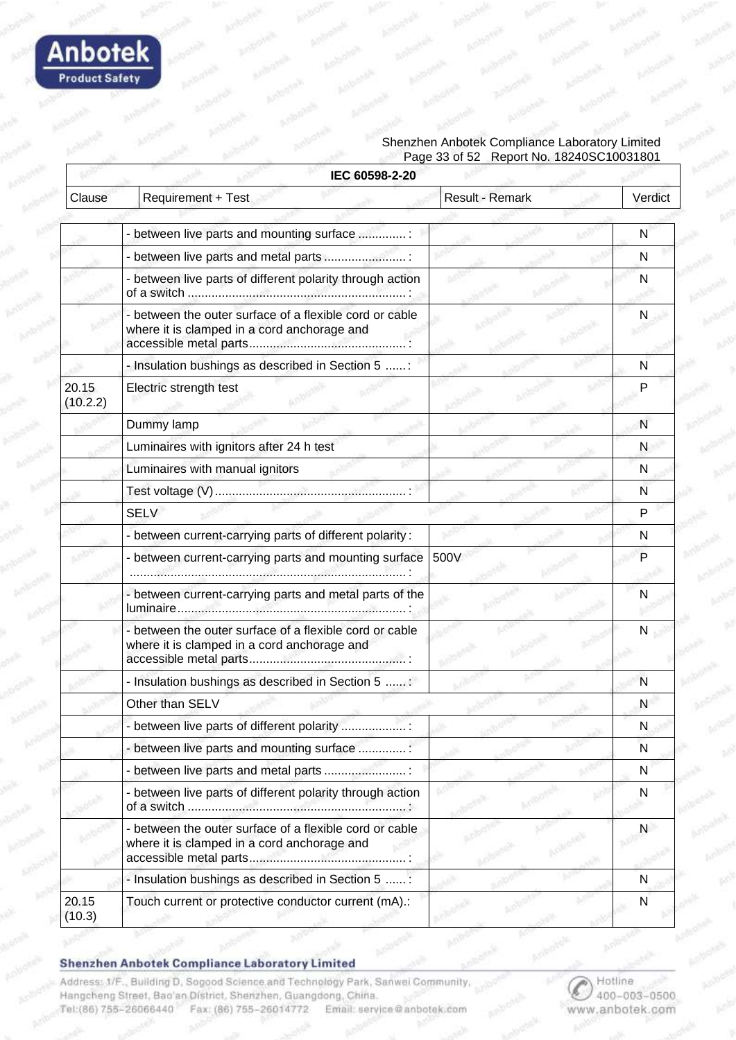| IEC 60598-2-20 | | | |
|---|---|---|---|
| Clause | Requirement + Test | Result - Remark | Verdict |
| | - between live parts and mounting surface .............. : | | N |
| | - between live parts and metal parts ........................ : | | N |
| | - between live parts of different polarity through action of a switch ................................................................ : | | N |
| | - between the outer surface of a flexible cord or cable where it is clamped in a cord anchorage and accessible metal parts.............................................. : | | N |
| | - Insulation bushings as described in Section 5 ...... : | | N |
| 20.15 (10.2.2) | Electric strength test | | P |
| | Dummy lamp | | N |
| | Luminaires with ignitors after 24 h test | | N |
| | Luminaires with manual ignitors | | N |
| | Test voltage (V)........................................................ : | | N |
| | SELV | | P |
| | - between current-carrying parts of different polarity : | | N |
| | - between current-carrying parts and mounting surface ................................................................................ : | 500V | P |
| | - between current-carrying parts and metal parts of the luminaire................................................................... : | | N |
| | - between the outer surface of a flexible cord or cable where it is clamped in a cord anchorage and accessible metal parts.............................................. : | | N |
| | - Insulation bushings as described in Section 5 ...... : | | N |
| | Other than SELV | | N |
| | - between live parts of different polarity ................... : | | N |
| | - between live parts and mounting surface .............. : | | N |
| | - between live parts and metal parts ........................ : | | N |
| | - between live parts of different polarity through action of a switch ................................................................ : | | N |
| | - between the outer surface of a flexible cord or cable where it is clamped in a cord anchorage and accessible metal parts.............................................. : | | N |
| | - Insulation bushings as described in Section 5 ...... : | | N |
| 20.15 (10.3) | Touch current or protective conductor current (mA).: | | N |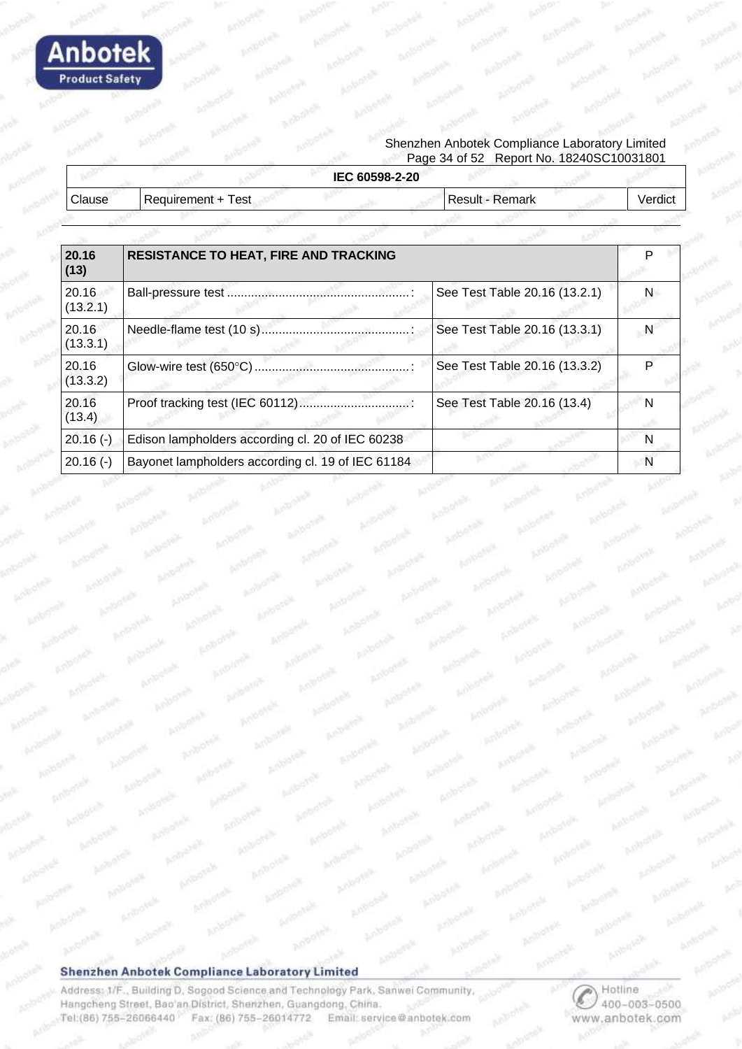| IEC 60598-2-20 | | | |
|---|---|---|---|
| Clause | Requirement + Test | Result - Remark | Verdict |

| **20.16 (13)** | **RESISTANCE TO HEAT, FIRE AND TRACKING** | | P |
|---|---|---|---|
| 20.16 (13.2.1) | Ball-pressure test ....................................................: | See Test Table 20.16 (13.2.1) | N |
| 20.16 (13.3.1) | Needle-flame test (10 s)..........................................: | See Test Table 20.16 (13.3.1) | N |
| 20.16 (13.3.2) | Glow-wire test (650°C)............................................: | See Test Table 20.16 (13.3.2) | P |
| 20.16 (13.4) | Proof tracking test (IEC 60112)...............................: | See Test Table 20.16 (13.4) | N |
| 20.16 (-) | Edison lampholders according cl. 20 of IEC 60238 | | N |
| 20.16 (-) | Bayonet lampholders according cl. 19 of IEC 61184 | | N |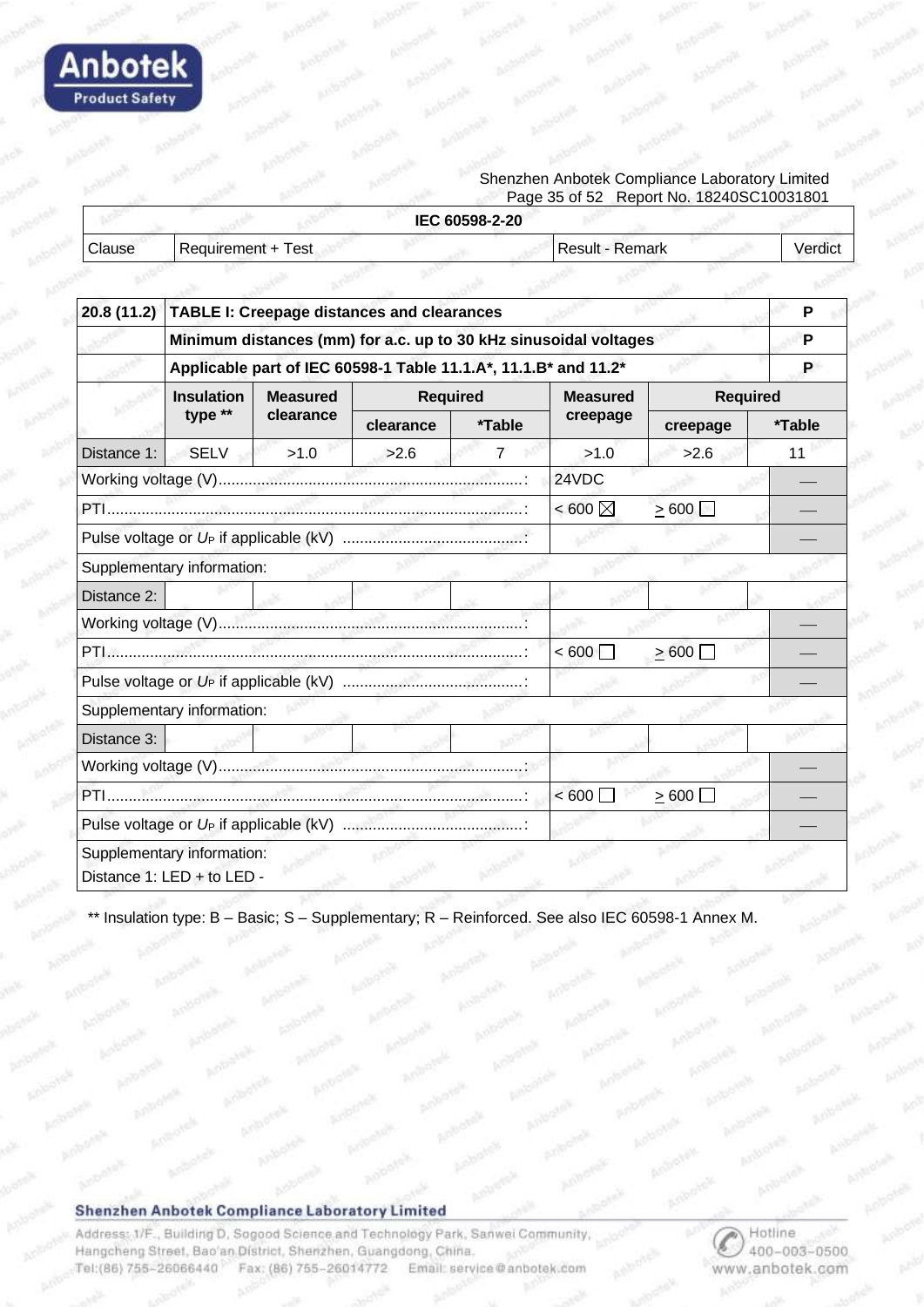| IEC 60598-2-20 | | | |
|---|---|---|---|
| Clause | Requirement + Test | Result - Remark | Verdict |

| 20.8 (11.2) | TABLE I: Creepage distances and clearances | | | | | | | P |
|---|---|---|---|---|---|---|---|---|
| | Minimum distances (mm) for a.c. up to 30 kHz sinusoidal voltages | | | | | | | P |
| | Applicable part of IEC 60598-1 Table 11.1.A*, 11.1.B* and 11.2* | | | | | | | P |
| | Insulation type ** | Measured clearance | Required | | Measured creepage | Required | | |
| | | | clearance | *Table | | creepage | *Table | |
| Distance 1: | SELV | >1.0 | >2.6 | 7 | >1.0 | >2.6 | 11 | |
| Working voltage (V)...: | | | | | 24VDC | | | — |
| PTI...: | | | | | < 600 ☒ | ≥ 600 ☐ | | — |
| Pulse voltage or $U_P$ if applicable (kV) ...: | | | | | | | | — |
| Supplementary information: | | | | | | | | |
| Distance 2: | | | | | | | | |
| Working voltage (V)...: | | | | | | | | — |
| PTI...: | | | | | < 600 ☐ | ≥ 600 ☐ | | — |
| Pulse voltage or $U_P$ if applicable (kV) ...: | | | | | | | | — |
| Supplementary information: | | | | | | | | |
| Distance 3: | | | | | | | | |
| Working voltage (V)...: | | | | | | | | — |
| PTI...: | | | | | < 600 ☐ | ≥ 600 ☐ | | — |
| Pulse voltage or $U_P$ if applicable (kV) ...: | | | | | | | | — |
| Supplementary information: Distance 1: LED + to LED - | | | | | | | | |

** Insulation type: B – Basic; S – Supplementary; R – Reinforced. See also IEC 60598-1 Annex M.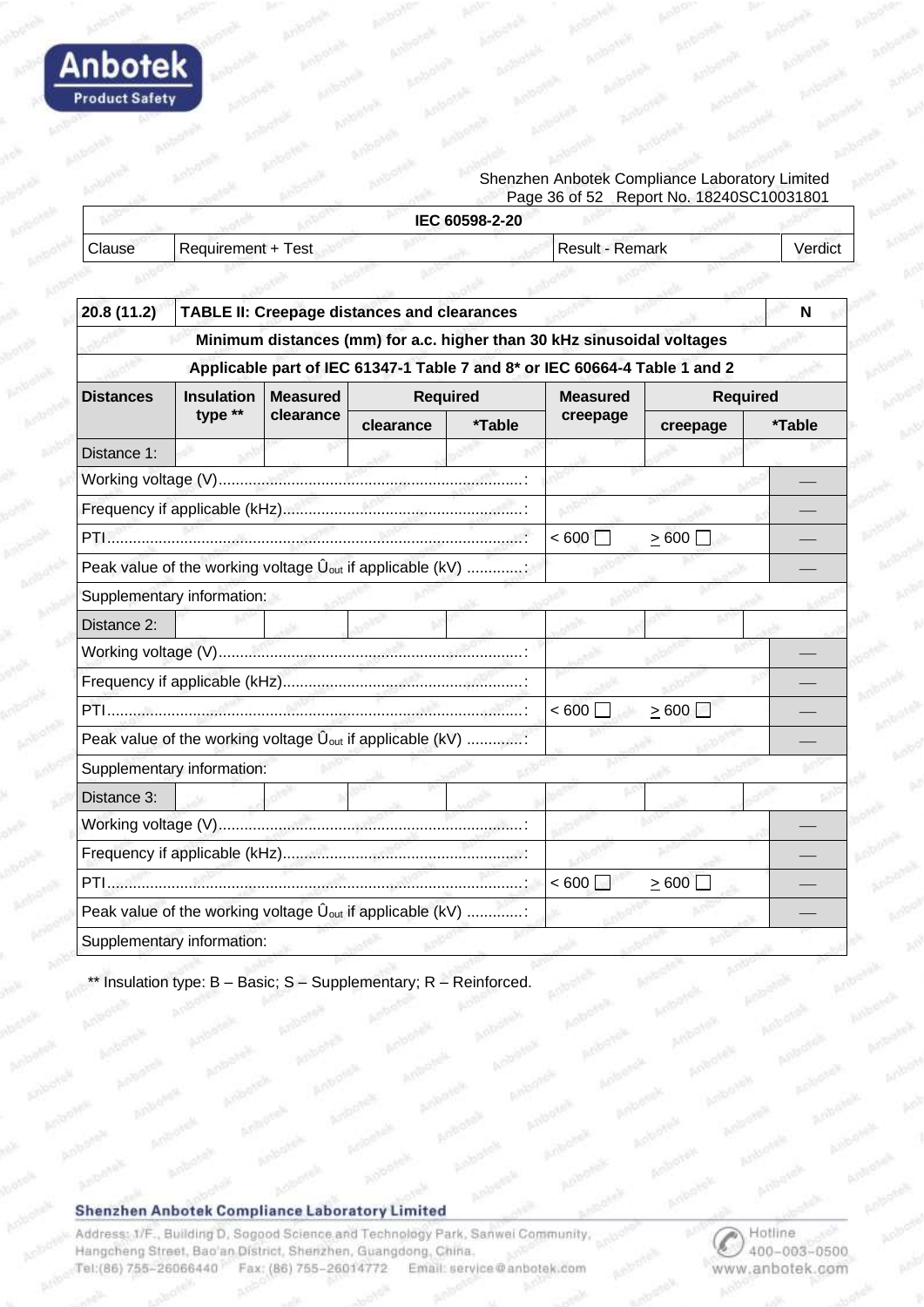| IEC 60598-2-20 | | | |
|---|---|---|---|
| Clause | Requirement + Test | Result - Remark | Verdict |

| 20.8 (11.2) | TABLE II: Creepage distances and clearances | | | | | | | N |
|---|---|---|---|---|---|---|---|---|
| Minimum distances (mm) for a.c. higher than 30 kHz sinusoidal voltages | | | | | | | | |
| Applicable part of IEC 61347-1 Table 7 and 8* or IEC 60664-4 Table 1 and 2 | | | | | | | | |
| Distances | Insulation type ** | Measured clearance | Required | | Measured creepage | Required | | |
| | | | clearance | *Table | | creepage | *Table | |
| Distance 1: | | | | | | | | |
| Working voltage (V)......................................................................: | | | | | | | | — |
| Frequency if applicable (kHz)........................................................: | | | | | | | | — |
| PTI................................................................................................: | | | | | < 600 ☐ | ≥ 600 ☐ | | — |
| Peak value of the working voltage $\hat{U}_{out}$ if applicable (kV) .............: | | | | | | | | — |
| Supplementary information: | | | | | | | | |
| Distance 2: | | | | | | | | |
| Working voltage (V)......................................................................: | | | | | | | | — |
| Frequency if applicable (kHz)........................................................: | | | | | | | | — |
| PTI................................................................................................: | | | | | < 600 ☐ | ≥ 600 ☐ | | — |
| Peak value of the working voltage $\hat{U}_{out}$ if applicable (kV) .............: | | | | | | | | — |
| Supplementary information: | | | | | | | | |
| Distance 3: | | | | | | | | |
| Working voltage (V)......................................................................: | | | | | | | | — |
| Frequency if applicable (kHz)........................................................: | | | | | | | | — |
| PTI................................................................................................: | | | | | < 600 ☐ | ≥ 600 ☐ | | — |
| Peak value of the working voltage $\hat{U}_{out}$ if applicable (kV) .............: | | | | | | | | — |
| Supplementary information: | | | | | | | | |

** Insulation type: B – Basic; S – Supplementary; R – Reinforced.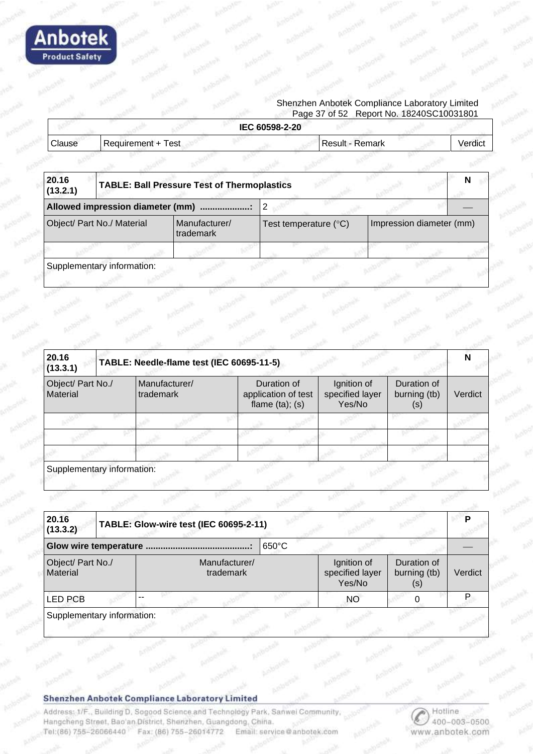| IEC 60598-2-20 | | | |
|---|---|---|---|
| Clause | Requirement + Test | Result - Remark | Verdict |

| 20.16 (13.2.1) | TABLE: Ball Pressure Test of Thermoplastics | | | N |
|---|---|---|---|---|
| Allowed impression diameter (mm) ....................: | | 2 | | — |
| Object/ Part No./ Material | Manufacturer/ trademark | Test temperature (°C) | Impression diameter (mm) | |
| | | | | |
| Supplementary information: | | | | |

| 20.16 (13.3.1) | TABLE: Needle-flame test (IEC 60695-11-5) | | | | N |
|---|---|---|---|---|---|
| Object/ Part No./ Material | Manufacturer/ trademark | Duration of application of test flame (ta); (s) | Ignition of specified layer Yes/No | Duration of burning (tb) (s) | Verdict |
| | | | | | |
| | | | | | |
| | | | | | |
| Supplementary information: | | | | | |

| 20.16 (13.3.2) | TABLE: Glow-wire test (IEC 60695-2-11) | | | P |
|---|---|---|---|---|
| Glow wire temperature .........................................: | 650°C | | | — |
| Object/ Part No./ Material | Manufacturer/ trademark | Ignition of specified layer Yes/No | Duration of burning (tb) (s) | Verdict |
| LED PCB | -- | NO | 0 | P |
| Supplementary information: | | | | |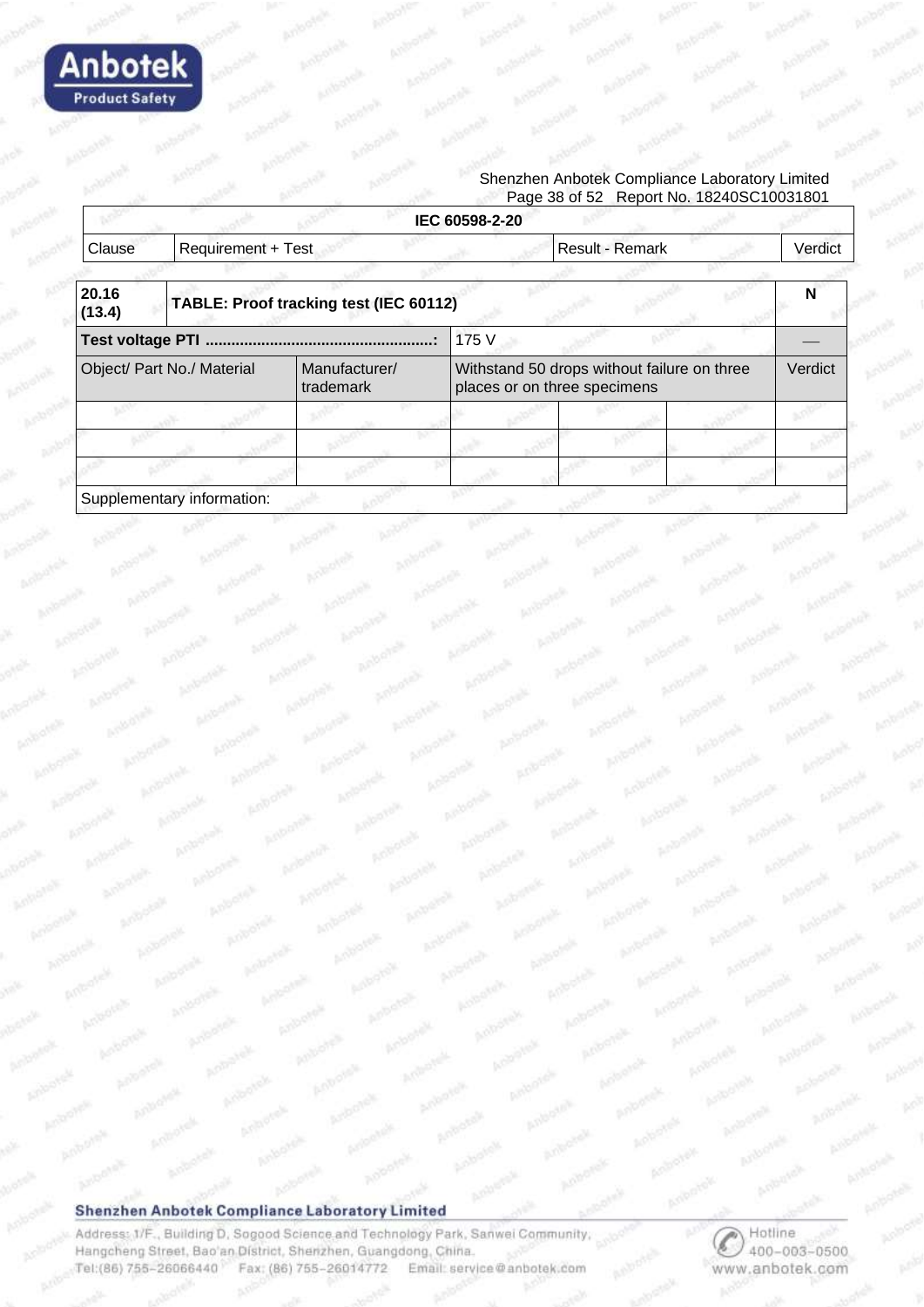| IEC 60598-2-20 | | | |
|---|---|---|---|
| Clause | Requirement + Test | Result - Remark | Verdict |

| 20.16 (13.4) | TABLE: Proof tracking test (IEC 60112) | | | | | N |
|---|---|---|---|---|---|---|
| **Test voltage PTI** ....................................................: | | 175 V | | | | — |
| Object/ Part No./ Material | Manufacturer/ trademark | Withstand 50 drops without failure on three places or on three specimens | | | | Verdict |
| | | | | | | |
| | | | | | | |
| | | | | | | |
| Supplementary information: | | | | | | |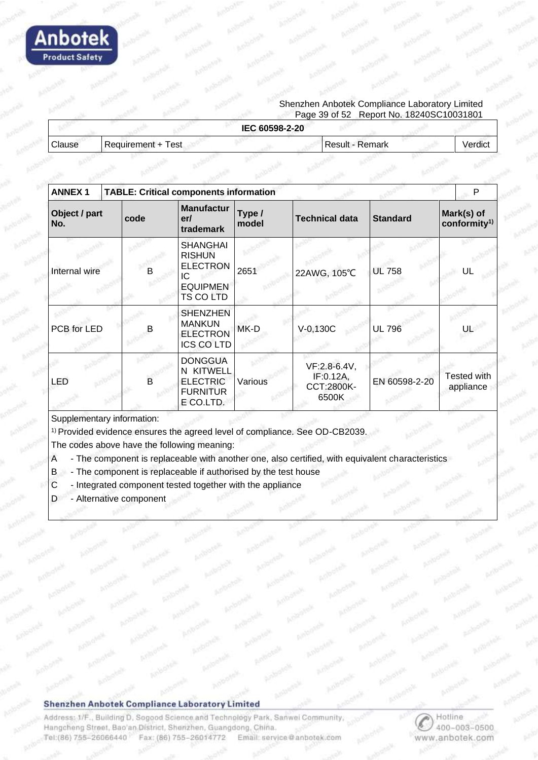| IEC 60598-2-20 | | | |
|---|---|---|---|
| Clause | Requirement + Test | Result - Remark | Verdict |

| ANNEX 1 | TABLE: Critical components information | | | | | P |
|---|---|---|---|---|---|---|
| Object / part No. | code | Manufacturer/ trademark | Type / model | Technical data | Standard | Mark(s) of conformity[1] |
| Internal wire | B | SHANGHAI RISHUN ELECTRONIC EQUIPMENTS CO LTD | 2651 | 22AWG, 105℃ | UL 758 | UL |
| PCB for LED | B | SHENZHEN MANKUN ELECTRONICS CO LTD | MK-D | V-0,130C | UL 796 | UL |
| LED | B | DONGGUAN KITWELL ELECTRIC FURNITURE CO.LTD. | Various | VF:2.8-6.4V, IF:0.12A, CCT:2800K-6500K | EN 60598-2-20 | Tested with appliance |

Supplementary information:

[1] Provided evidence ensures the agreed level of compliance. See OD-CB2039.

The codes above have the following meaning:

A - The component is replaceable with another one, also certified, with equivalent characteristics

B - The component is replaceable if authorised by the test house

C - Integrated component tested together with the appliance

D - Alternative component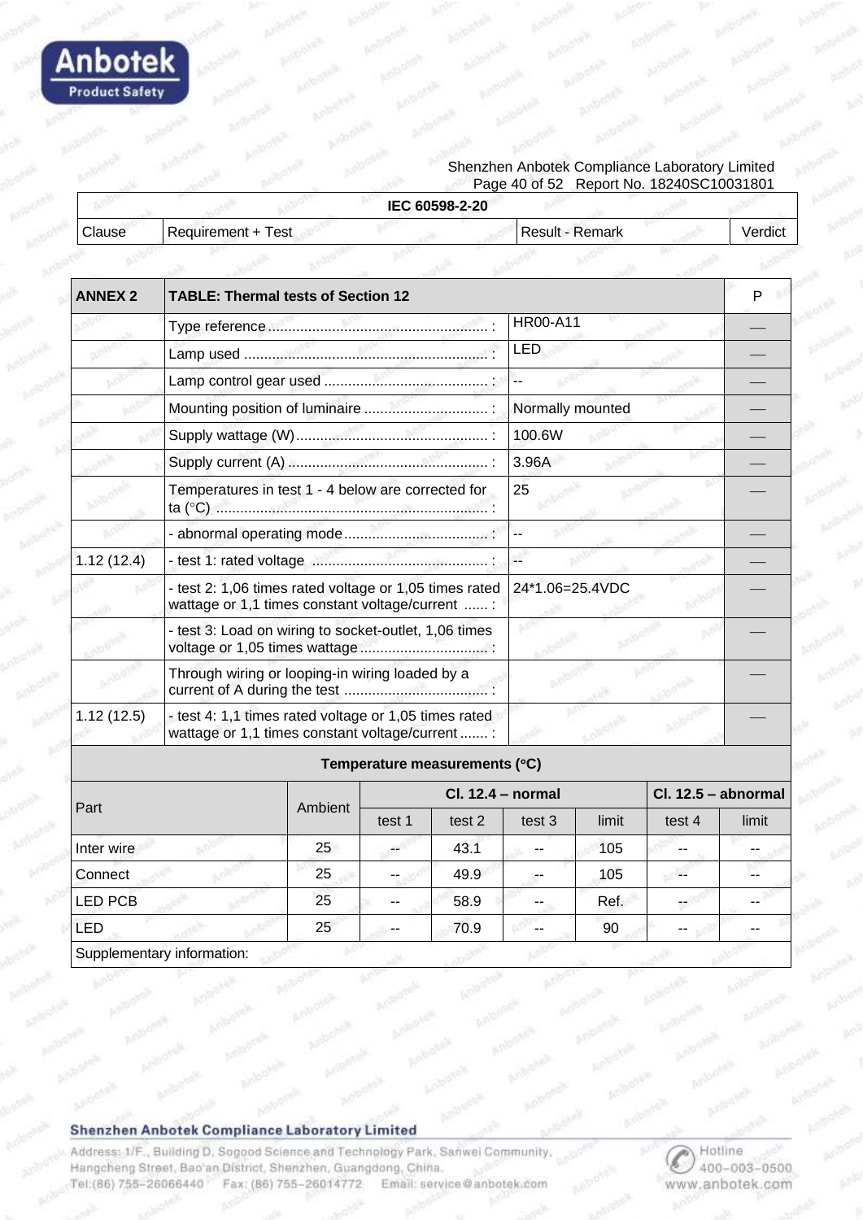| IEC 60598-2-20 | | | |
|---|---|---|---|
| Clause | Requirement + Test | Result - Remark | Verdict |

| ANNEX 2 | TABLE: Thermal tests of Section 12 | | P |
|---|---|---|---|
| | Type reference ....................................................... : | HR00-A11 | — |
| | Lamp used ............................................................. : | LED | — |
| | Lamp control gear used ......................................... : | -- | — |
| | Mounting position of luminaire ............................... : | Normally mounted | — |
| | Supply wattage (W)................................................ : | 100.6W | — |
| | Supply current (A) ................................................. : | 3.96A | — |
| | Temperatures in test 1 - 4 below are corrected for ta (°C) .................................................................... : | 25 | — |
| | - abnormal operating mode.................................... : | -- | — |
| 1.12 (12.4) | - test 1: rated voltage ............................................ : | -- | — |
| | - test 2: 1,06 times rated voltage or 1,05 times rated wattage or 1,1 times constant voltage/current ...... : | 24*1.06=25.4VDC | — |
| | - test 3: Load on wiring to socket-outlet, 1,06 times voltage or 1,05 times wattage................................ : | | — |
| | Through wiring or looping-in wiring loaded by a current of A during the test .................................... : | | — |
| 1.12 (12.5) | - test 4: 1,1 times rated voltage or 1,05 times rated wattage or 1,1 times constant voltage/current ....... : | | — |

**Temperature measurements (°C)**

| Part | Ambient | Cl. 12.4 – normal | | | | Cl. 12.5 – abnormal | |
|---|---|---|---|---|---|---|---|
| | | test 1 | test 2 | test 3 | limit | test 4 | limit |
| Inter wire | 25 | -- | 43.1 | -- | 105 | -- | -- |
| Connect | 25 | -- | 49.9 | -- | 105 | -- | -- |
| LED PCB | 25 | -- | 58.9 | -- | Ref. | -- | -- |
| LED | 25 | -- | 70.9 | -- | 90 | -- | -- |
| Supplementary information: | | | | | | | |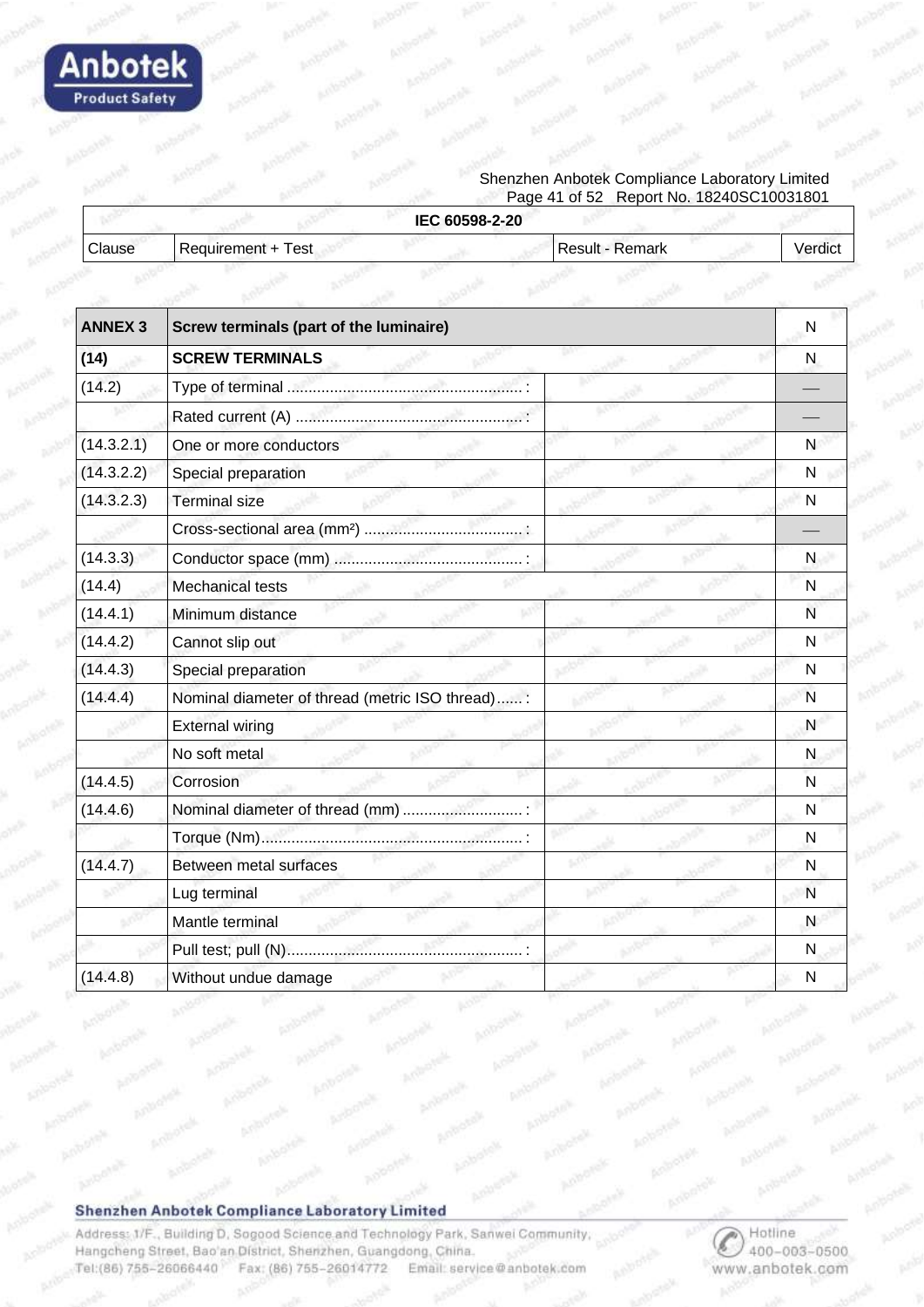| IEC 60598-2-20 | | | |
|---|---|---|---|
| Clause | Requirement + Test | Result - Remark | Verdict |

| ANNEX 3 | Screw terminals (part of the luminaire) | | N |
|---|---|---|---|
| (14) | SCREW TERMINALS | | N |
| (14.2) | Type of terminal ...................................................... : | | — |
| | Rated current (A) ..................................................... : | | — |
| (14.3.2.1) | One or more conductors | | N |
| (14.3.2.2) | Special preparation | | N |
| (14.3.2.3) | Terminal size | | N |
| | Cross-sectional area (mm²) ..................................... : | | — |
| (14.3.3) | Conductor space (mm) ........................................... : | | N |
| (14.4) | Mechanical tests | | N |
| (14.4.1) | Minimum distance | | N |
| (14.4.2) | Cannot slip out | | N |
| (14.4.3) | Special preparation | | N |
| (14.4.4) | Nominal diameter of thread (metric ISO thread)...... : | | N |
| | External wiring | | N |
| | No soft metal | | N |
| (14.4.5) | Corrosion | | N |
| (14.4.6) | Nominal diameter of thread (mm) ............................ : | | N |
| | Torque (Nm)............................................................. : | | N |
| (14.4.7) | Between metal surfaces | | N |
| | Lug terminal | | N |
| | Mantle terminal | | N |
| | Pull test; pull (N)...................................................... : | | N |
| (14.4.8) | Without undue damage | | N |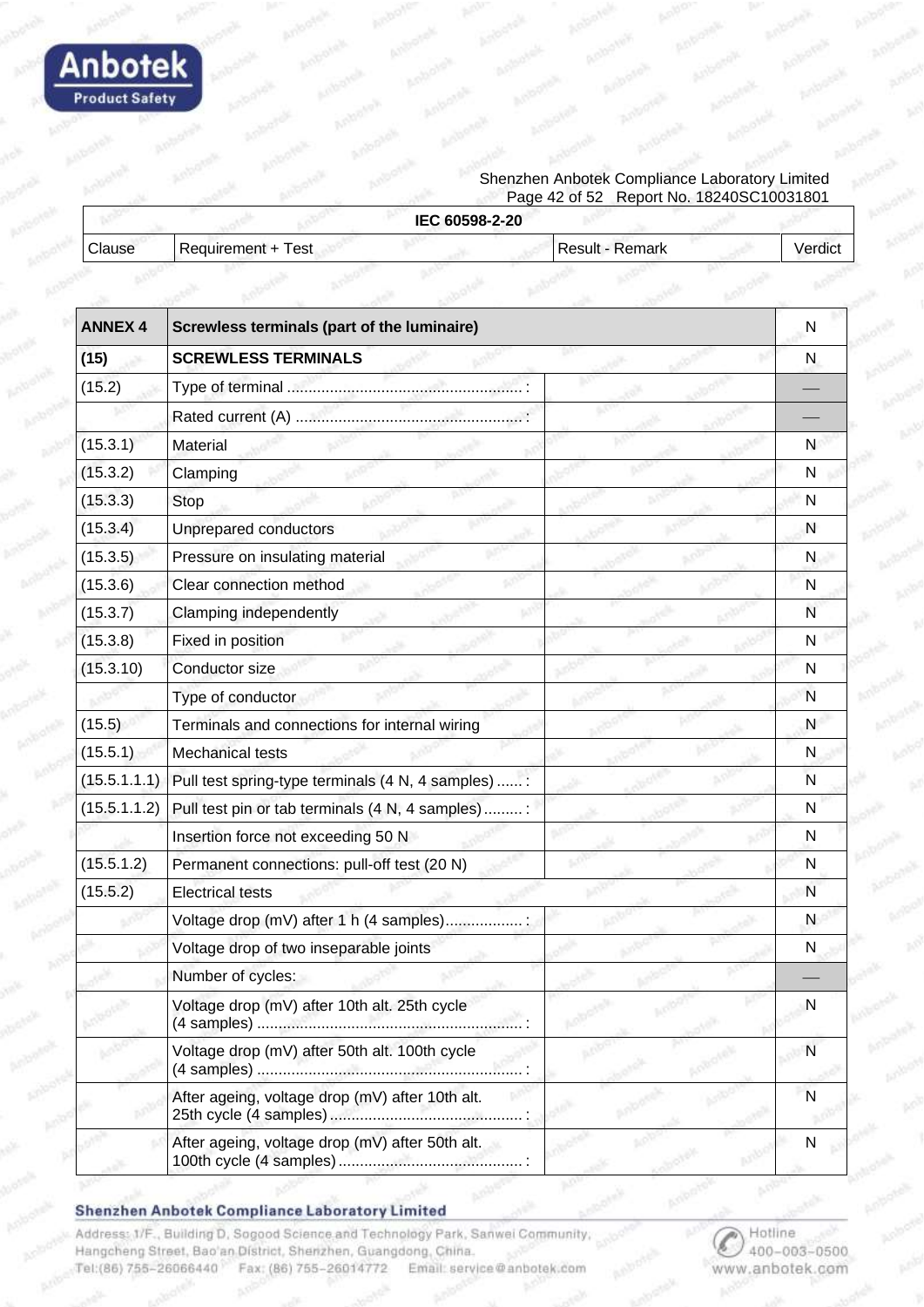| IEC 60598-2-20 | | | |
|---|---|---|---|
| Clause | Requirement + Test | Result - Remark | Verdict |

| ANNEX 4 | Screwless terminals (part of the luminaire) | | N |
|---|---|---|---|
| (15) | SCREWLESS TERMINALS | | N |
| (15.2) | Type of terminal ...................................................... : | | — |
| | Rated current (A) ..................................................... : | | — |
| (15.3.1) | Material | | N |
| (15.3.2) | Clamping | | N |
| (15.3.3) | Stop | | N |
| (15.3.4) | Unprepared conductors | | N |
| (15.3.5) | Pressure on insulating material | | N |
| (15.3.6) | Clear connection method | | N |
| (15.3.7) | Clamping independently | | N |
| (15.3.8) | Fixed in position | | N |
| (15.3.10) | Conductor size | | N |
| | Type of conductor | | N |
| (15.5) | Terminals and connections for internal wiring | | N |
| (15.5.1) | Mechanical tests | | N |
| (15.5.1.1.1) | Pull test spring-type terminals (4 N, 4 samples) ...... : | | N |
| (15.5.1.1.2) | Pull test pin or tab terminals (4 N, 4 samples) ......... : | | N |
| | Insertion force not exceeding 50 N | | N |
| (15.5.1.2) | Permanent connections: pull-off test (20 N) | | N |
| (15.5.2) | Electrical tests | | N |
| | Voltage drop (mV) after 1 h (4 samples).................. : | | N |
| | Voltage drop of two inseparable joints | | N |
| | Number of cycles: | | — |
| | Voltage drop (mV) after 10th alt. 25th cycle (4 samples) ............................................................. : | | N |
| | Voltage drop (mV) after 50th alt. 100th cycle (4 samples) ............................................................. : | | N |
| | After ageing, voltage drop (mV) after 10th alt. 25th cycle (4 samples) ............................................ : | | N |
| | After ageing, voltage drop (mV) after 50th alt. 100th cycle (4 samples) .......................................... : | | N |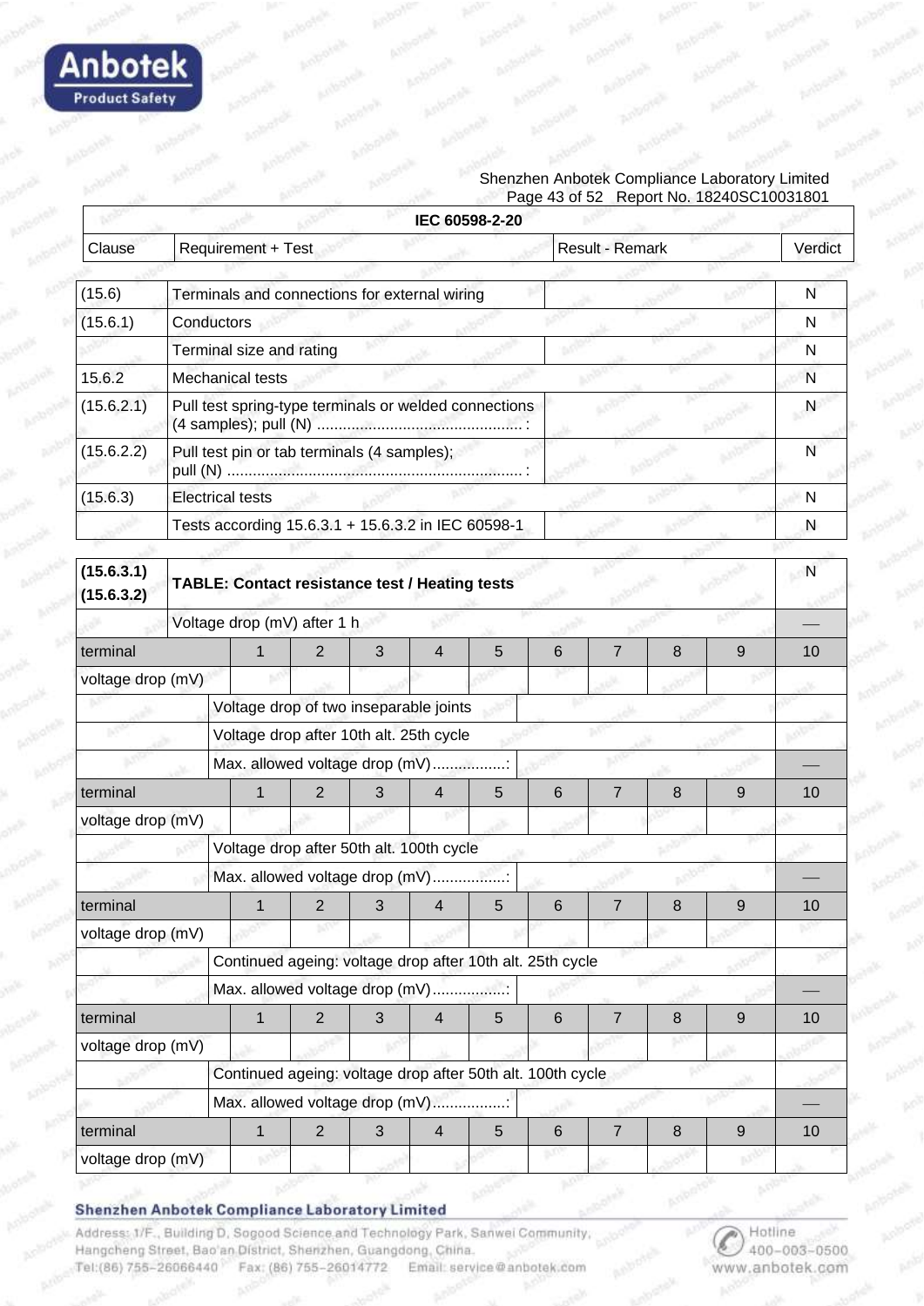| IEC 60598-2-20 | | | |
|---|---|---|---|
| Clause | Requirement + Test | Result - Remark | Verdict |
| (15.6) | Terminals and connections for external wiring | | N |
| (15.6.1) | Conductors | | N |
| | Terminal size and rating | | N |
| 15.6.2 | Mechanical tests | | N |
| (15.6.2.1) | Pull test spring-type terminals or welded connections (4 samples); pull (N) ...............................................: | | N |
| (15.6.2.2) | Pull test pin or tab terminals (4 samples); pull (N) ....................................................................: | | N |
| (15.6.3) | Electrical tests | | N |
| | Tests according 15.6.3.1 + 15.6.3.2 in IEC 60598-1 | | N |

| **(15.6.3.1) (15.6.3.2)** | **TABLE: Contact resistance test / Heating tests** | | | | | | | | | N |
|---|---|---|---|---|---|---|---|---|---|---|
| | Voltage drop (mV) after 1 h | | | | | | | | | — |
| terminal | 1 | 2 | 3 | 4 | 5 | 6 | 7 | 8 | 9 | 10 |
| voltage drop (mV) | | | | | | | | | | |
| | Voltage drop of two inseparable joints | | | | | | | | | |
| | Voltage drop after 10th alt. 25th cycle | | | | | | | | | |
| | Max. allowed voltage drop (mV).................: | | | | | | | | | — |
| terminal | 1 | 2 | 3 | 4 | 5 | 6 | 7 | 8 | 9 | 10 |
| voltage drop (mV) | | | | | | | | | | |
| | Voltage drop after 50th alt. 100th cycle | | | | | | | | | |
| | Max. allowed voltage drop (mV).................: | | | | | | | | | — |
| terminal | 1 | 2 | 3 | 4 | 5 | 6 | 7 | 8 | 9 | 10 |
| voltage drop (mV) | | | | | | | | | | |
| | Continued ageing: voltage drop after 10th alt. 25th cycle | | | | | | | | | |
| | Max. allowed voltage drop (mV).................: | | | | | | | | | — |
| terminal | 1 | 2 | 3 | 4 | 5 | 6 | 7 | 8 | 9 | 10 |
| voltage drop (mV) | | | | | | | | | | |
| | Continued ageing: voltage drop after 50th alt. 100th cycle | | | | | | | | | |
| | Max. allowed voltage drop (mV).................: | | | | | | | | | — |
| terminal | 1 | 2 | 3 | 4 | 5 | 6 | 7 | 8 | 9 | 10 |
| voltage drop (mV) | | | | | | | | | | |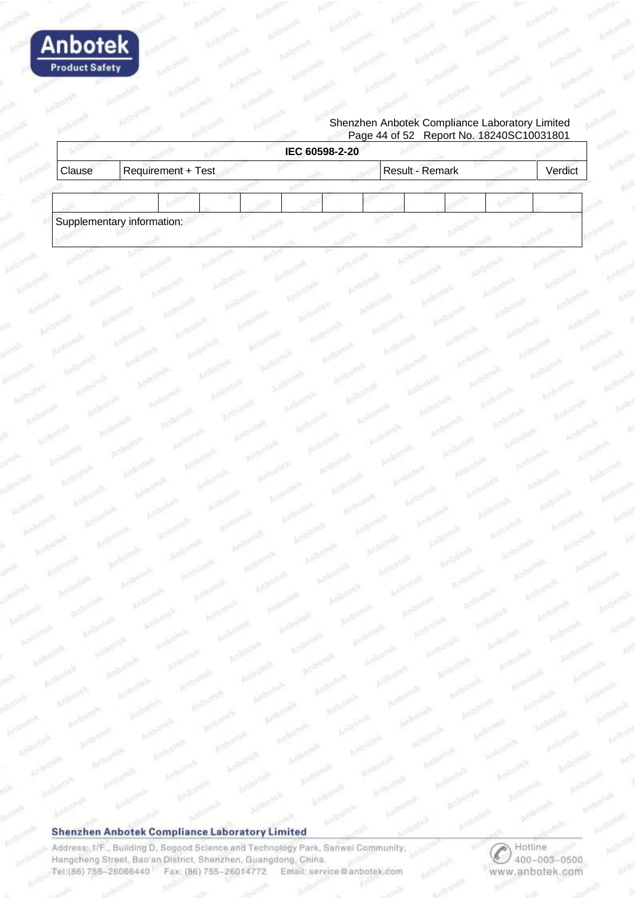| IEC 60598-2-20 | | | |
|---|---|---|---|
| Clause | Requirement + Test | Result - Remark | Verdict |

| | | | | | | | | | | |
|---|---|---|---|---|---|---|---|---|---|---|
| Supplementary information: | | | | | | | | | | |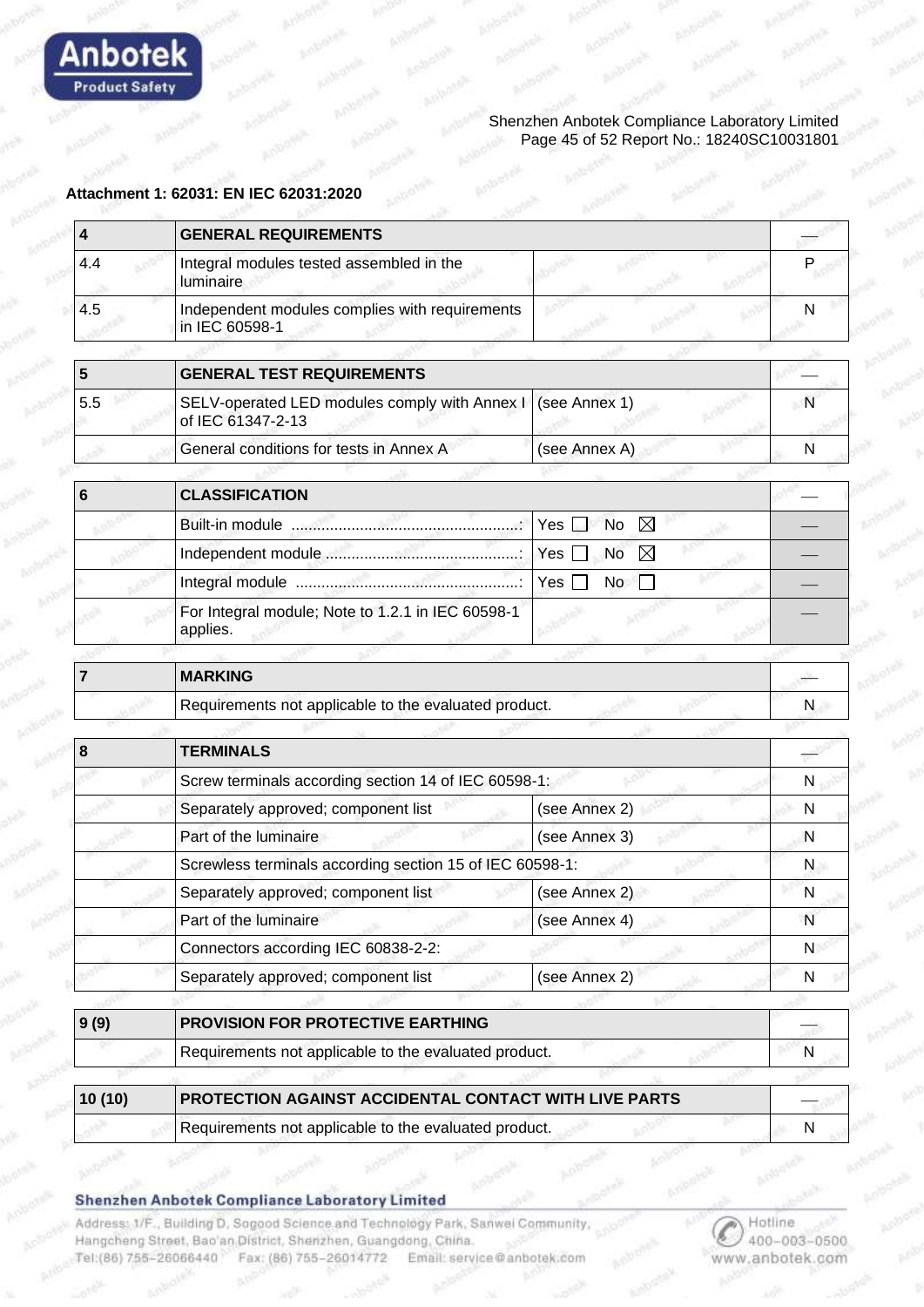**Attachment 1: 62031: EN IEC 62031:2020**

| 4 | GENERAL REQUIREMENTS | | — |
|---|---|---|---|
| 4.4 | Integral modules tested assembled in the luminaire | | P |
| 4.5 | Independent modules complies with requirements in IEC 60598-1 | | N |

| 5 | GENERAL TEST REQUIREMENTS | | — |
|---|---|---|---|
| 5.5 | SELV-operated LED modules comply with Annex I of IEC 61347-2-13 | (see Annex 1) | N |
| | General conditions for tests in Annex A | (see Annex A) | N |

| 6 | CLASSIFICATION | | — |
|---|---|---|---|
| | Built-in module ....................................................: | Yes ☐ No ☒ | — |
| | Independent module .............................................: | Yes ☐ No ☒ | — |
| | Integral module ....................................................: | Yes ☐ No ☐ | — |
| | For Integral module; Note to 1.2.1 in IEC 60598-1 applies. | | — |

| 7 | MARKING | — |
|---|---|---|
| | Requirements not applicable to the evaluated product. | N |

| 8 | TERMINALS | | — |
|---|---|---|---|
| | Screw terminals according section 14 of IEC 60598-1: | | N |
| | Separately approved; component list | (see Annex 2) | N |
| | Part of the luminaire | (see Annex 3) | N |
| | Screwless terminals according section 15 of IEC 60598-1: | | N |
| | Separately approved; component list | (see Annex 2) | N |
| | Part of the luminaire | (see Annex 4) | N |
| | Connectors according IEC 60838-2-2: | | N |
| | Separately approved; component list | (see Annex 2) | N |

| 9 (9) | PROVISION FOR PROTECTIVE EARTHING | — |
|---|---|---|
| | Requirements not applicable to the evaluated product. | N |

| 10 (10) | PROTECTION AGAINST ACCIDENTAL CONTACT WITH LIVE PARTS | — |
|---|---|---|
| | Requirements not applicable to the evaluated product. | N |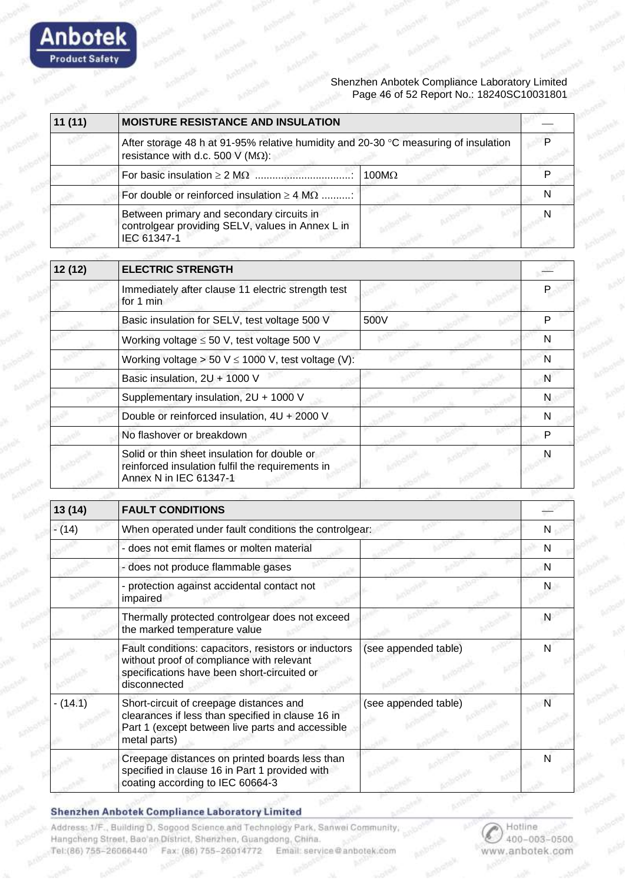| 11 (11) | MOISTURE RESISTANCE AND INSULATION | | — |
|---|---|---|---|
| | After storage 48 h at 91-95% relative humidity and 20-30 °C measuring of insulation resistance with d.c. 500 V (MΩ): | | P |
| | For basic insulation ≥ 2 MΩ ................................: | 100MΩ | P |
| | For double or reinforced insulation ≥ 4 MΩ ..........: | | N |
| | Between primary and secondary circuits in controlgear providing SELV, values in Annex L in IEC 61347-1 | | N |

| 12 (12) | ELECTRIC STRENGTH | | — |
|---|---|---|---|
| | Immediately after clause 11 electric strength test for 1 min | | P |
| | Basic insulation for SELV, test voltage 500 V | 500V | P |
| | Working voltage ≤ 50 V, test voltage 500 V | | N |
| | Working voltage > 50 V ≤ 1000 V, test voltage (V): | | N |
| | Basic insulation, 2U + 1000 V | | N |
| | Supplementary insulation, 2U + 1000 V | | N |
| | Double or reinforced insulation, 4U + 2000 V | | N |
| | No flashover or breakdown | | P |
| | Solid or thin sheet insulation for double or reinforced insulation fulfil the requirements in Annex N in IEC 61347-1 | | N |

| 13 (14) | FAULT CONDITIONS | | — |
|---|---|---|---|
| - (14) | When operated under fault conditions the controlgear: | | N |
| | - does not emit flames or molten material | | N |
| | - does not produce flammable gases | | N |
| | - protection against accidental contact not impaired | | N |
| | Thermally protected controlgear does not exceed the marked temperature value | | N |
| | Fault conditions: capacitors, resistors or inductors without proof of compliance with relevant specifications have been short-circuited or disconnected | (see appended table) | N |
| - (14.1) | Short-circuit of creepage distances and clearances if less than specified in clause 16 in Part 1 (except between live parts and accessible metal parts) | (see appended table) | N |
| | Creepage distances on printed boards less than specified in clause 16 in Part 1 provided with coating according to IEC 60664-3 | | N |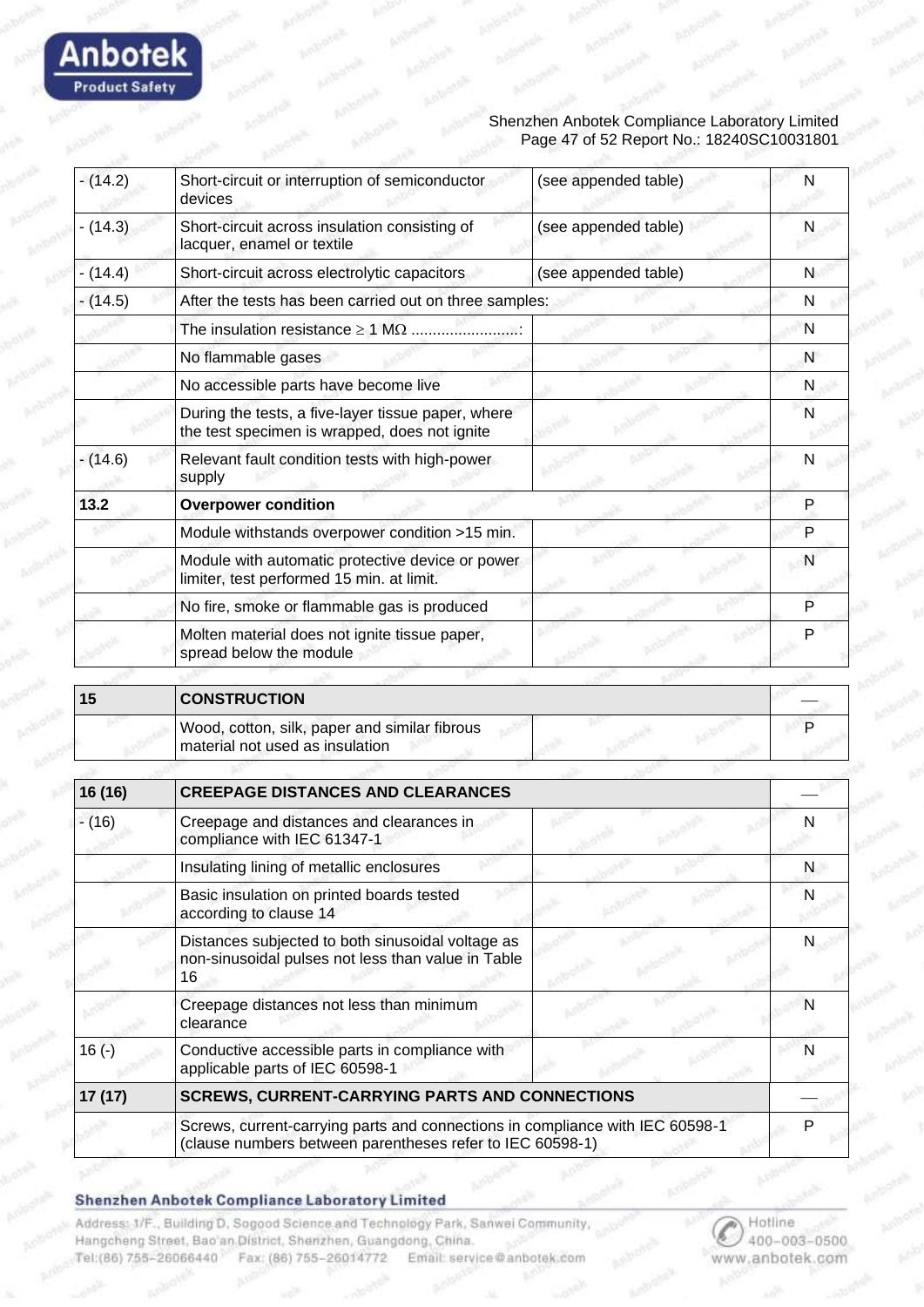| | | | |
|---|---|---|---|
| - (14.2) | Short-circuit or interruption of semiconductor devices | (see appended table) | N |
| - (14.3) | Short-circuit across insulation consisting of lacquer, enamel or textile | (see appended table) | N |
| - (14.4) | Short-circuit across electrolytic capacitors | (see appended table) | N |
| - (14.5) | After the tests has been carried out on three samples: | | N |
| | The insulation resistance ≥ 1 MΩ .........................: | | N |
| | No flammable gases | | N |
| | No accessible parts have become live | | N |
| | During the tests, a five-layer tissue paper, where the test specimen is wrapped, does not ignite | | N |
| - (14.6) | Relevant fault condition tests with high-power supply | | N |
| **13.2** | **Overpower condition** | | P |
| | Module withstands overpower condition >15 min. | | P |
| | Module with automatic protective device or power limiter, test performed 15 min. at limit. | | N |
| | No fire, smoke or flammable gas is produced | | P |
| | Molten material does not ignite tissue paper, spread below the module | | P |

| **15** | **CONSTRUCTION** | | — |
|---|---|---|---|
| | Wood, cotton, silk, paper and similar fibrous material not used as insulation | | P |

| **16 (16)** | **CREEPAGE DISTANCES AND CLEARANCES** | | — |
|---|---|---|---|
| - (16) | Creepage and distances and clearances in compliance with IEC 61347-1 | | N |
| | Insulating lining of metallic enclosures | | N |
| | Basic insulation on printed boards tested according to clause 14 | | N |
| | Distances subjected to both sinusoidal voltage as non-sinusoidal pulses not less than value in Table 16 | | N |
| | Creepage distances not less than minimum clearance | | N |
| 16 (-) | Conductive accessible parts in compliance with applicable parts of IEC 60598-1 | | N |
| **17 (17)** | **SCREWS, CURRENT-CARRYING PARTS AND CONNECTIONS** | | — |
| | Screws, current-carrying parts and connections in compliance with IEC 60598-1 (clause numbers between parentheses refer to IEC 60598-1) | | P |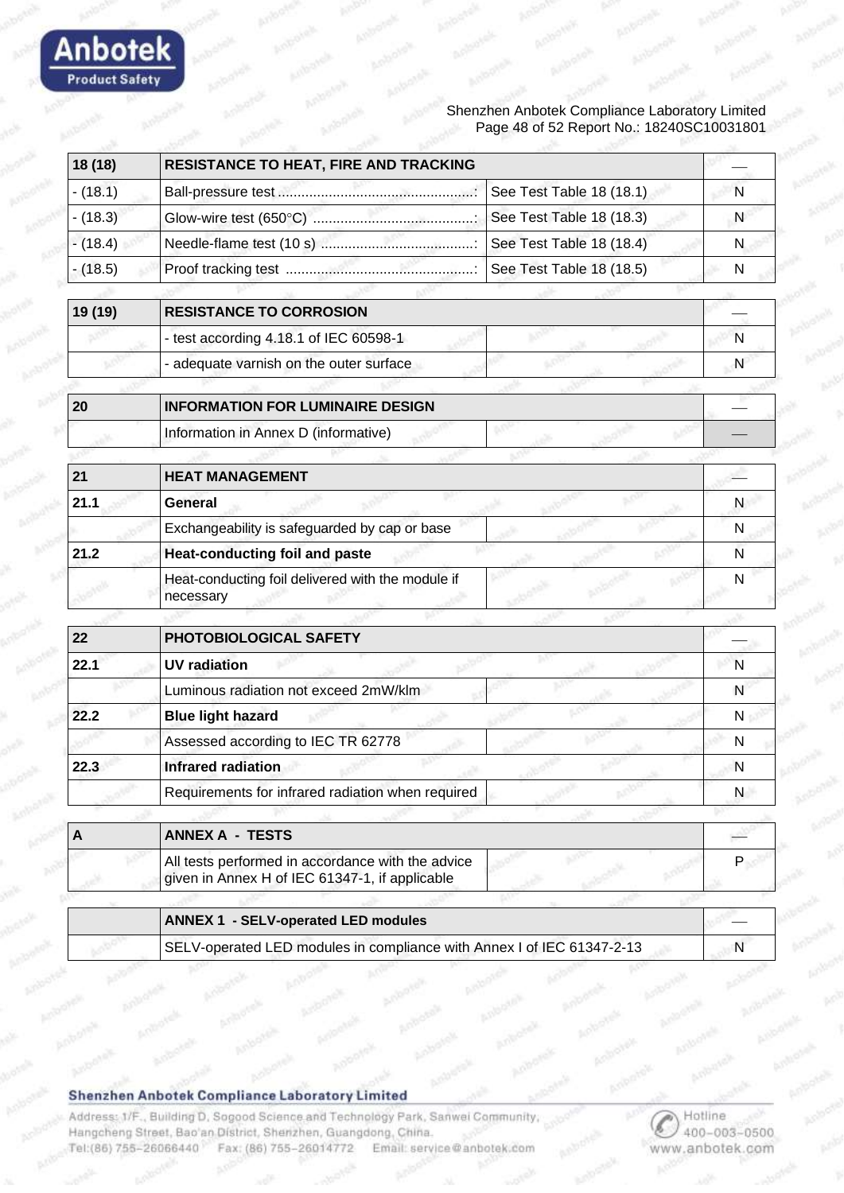| 18 (18) | RESISTANCE TO HEAT, FIRE AND TRACKING | | — |
|---|---|---|---|
| - (18.1) | Ball-pressure test ..................................................: | See Test Table 18 (18.1) | N |
| - (18.3) | Glow-wire test (650°C) .........................................: | See Test Table 18 (18.3) | N |
| - (18.4) | Needle-flame test (10 s) .......................................: | See Test Table 18 (18.4) | N |
| - (18.5) | Proof tracking test ................................................: | See Test Table 18 (18.5) | N |

| 19 (19) | RESISTANCE TO CORROSION | | — |
|---|---|---|---|
| | - test according 4.18.1 of IEC 60598-1 | | N |
| | - adequate varnish on the outer surface | | N |

| 20 | INFORMATION FOR LUMINAIRE DESIGN | | — |
|---|---|---|---|
| | Information in Annex D (informative) | | — |

| 21 | HEAT MANAGEMENT | | — |
|---|---|---|---|
| 21.1 | General | | N |
| | Exchangeability is safeguarded by cap or base | | N |
| 21.2 | Heat-conducting foil and paste | | N |
| | Heat-conducting foil delivered with the module if necessary | | N |

| 22 | PHOTOBIOLOGICAL SAFETY | | — |
|---|---|---|---|
| 22.1 | UV radiation | | N |
| | Luminous radiation not exceed 2mW/klm | | N |
| 22.2 | Blue light hazard | | N |
| | Assessed according to IEC TR 62778 | | N |
| 22.3 | Infrared radiation | | N |
| | Requirements for infrared radiation when required | | N |

| A | ANNEX A - TESTS | | — |
|---|---|---|---|
| | All tests performed in accordance with the advice given in Annex H of IEC 61347-1, if applicable | | P |

| | ANNEX 1 - SELV-operated LED modules | — |
|---|---|---|
| | SELV-operated LED modules in compliance with Annex I of IEC 61347-2-13 | N |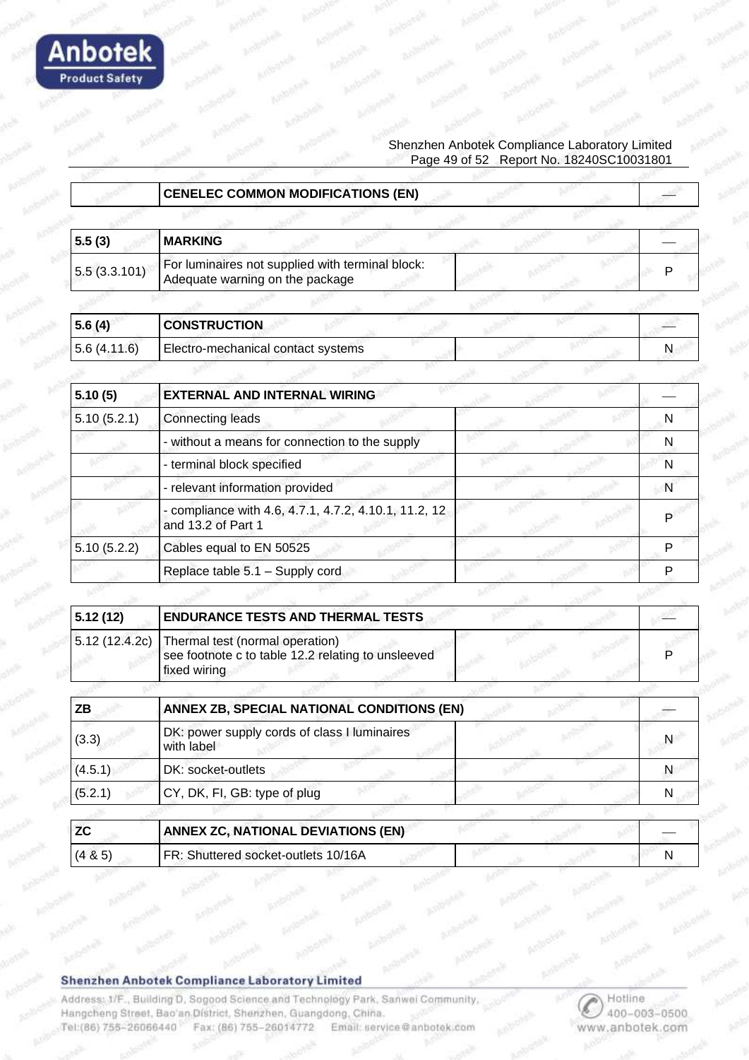| | CENELEC COMMON MODIFICATIONS (EN) | | — |
|---|---|---|---|

| 5.5 (3) | MARKING | | — |
|---|---|---|---|
| 5.5 (3.3.101) | For luminaires not supplied with terminal block: Adequate warning on the package | | P |

| 5.6 (4) | CONSTRUCTION | | — |
|---|---|---|---|
| 5.6 (4.11.6) | Electro-mechanical contact systems | | N |

| 5.10 (5) | EXTERNAL AND INTERNAL WIRING | | — |
|---|---|---|---|
| 5.10 (5.2.1) | Connecting leads | | N |
| | - without a means for connection to the supply | | N |
| | - terminal block specified | | N |
| | - relevant information provided | | N |
| | - compliance with 4.6, 4.7.1, 4.7.2, 4.10.1, 11.2, 12 and 13.2 of Part 1 | | P |
| 5.10 (5.2.2) | Cables equal to EN 50525 | | P |
| | Replace table 5.1 – Supply cord | | P |

| 5.12 (12) | ENDURANCE TESTS AND THERMAL TESTS | | — |
|---|---|---|---|
| 5.12 (12.4.2c) | Thermal test (normal operation) see footnote c to table 12.2 relating to unsleeved fixed wiring | | P |

| ZB | ANNEX ZB, SPECIAL NATIONAL CONDITIONS (EN) | | — |
|---|---|---|---|
| (3.3) | DK: power supply cords of class I luminaires with label | | N |
| (4.5.1) | DK: socket-outlets | | N |
| (5.2.1) | CY, DK, FI, GB: type of plug | | N |

| ZC | ANNEX ZC, NATIONAL DEVIATIONS (EN) | | — |
|---|---|---|---|
| (4 & 5) | FR: Shuttered socket-outlets 10/16A | | N |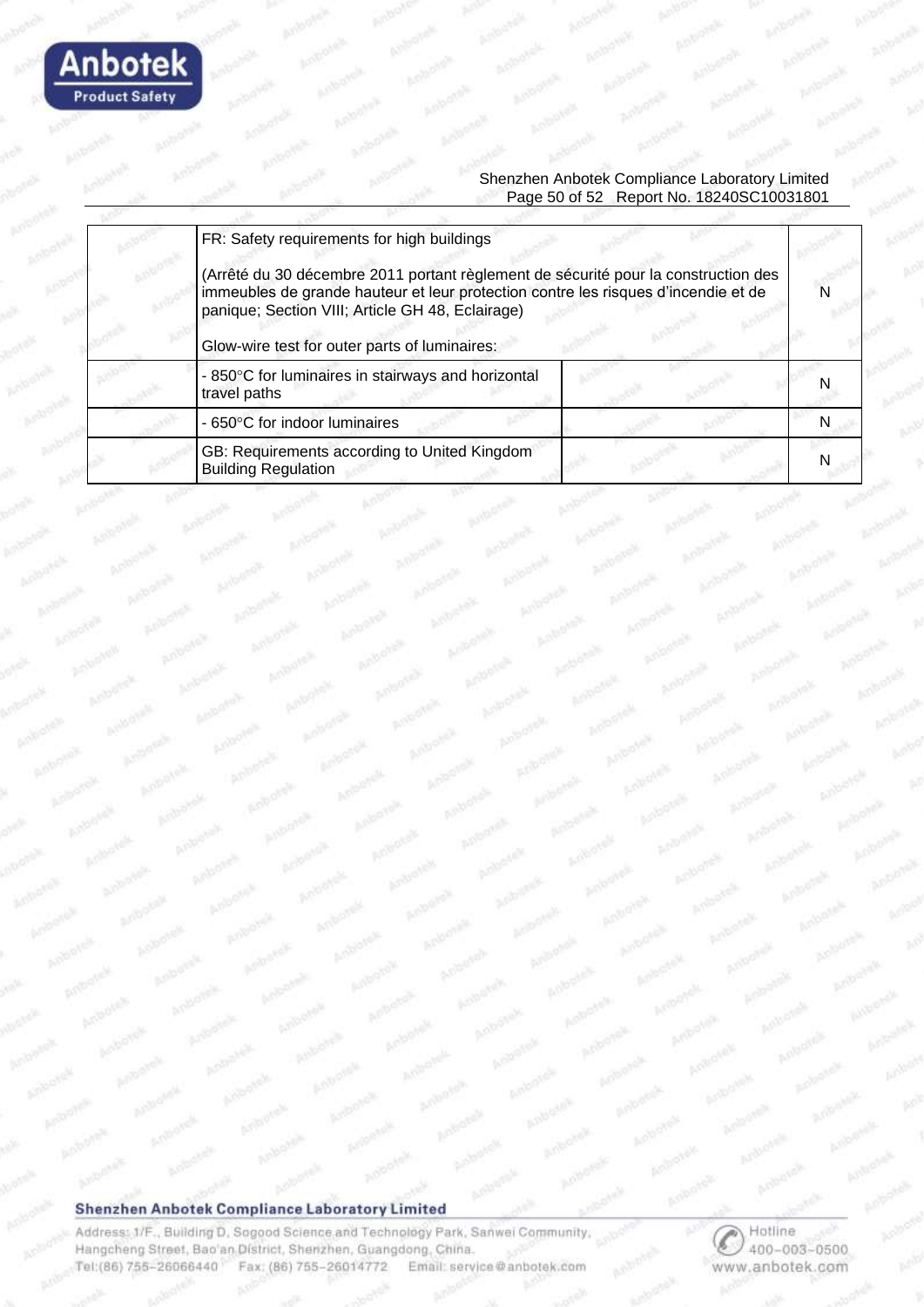|  | FR: Safety requirements for high buildings<br><br>(Arrêté du 30 décembre 2011 portant règlement de sécurité pour la construction des immeubles de grande hauteur et leur protection contre les risques d'incendie et de panique; Section VIII; Article GH 48, Eclairage)<br><br>Glow-wire test for outer parts of luminaires: |  | N |
|---|---|---|---|
|  | - 850°C for luminaires in stairways and horizontal travel paths |  | N |
|  | - 650°C for indoor luminaires |  | N |
|  | GB: Requirements according to United Kingdom Building Regulation |  | N |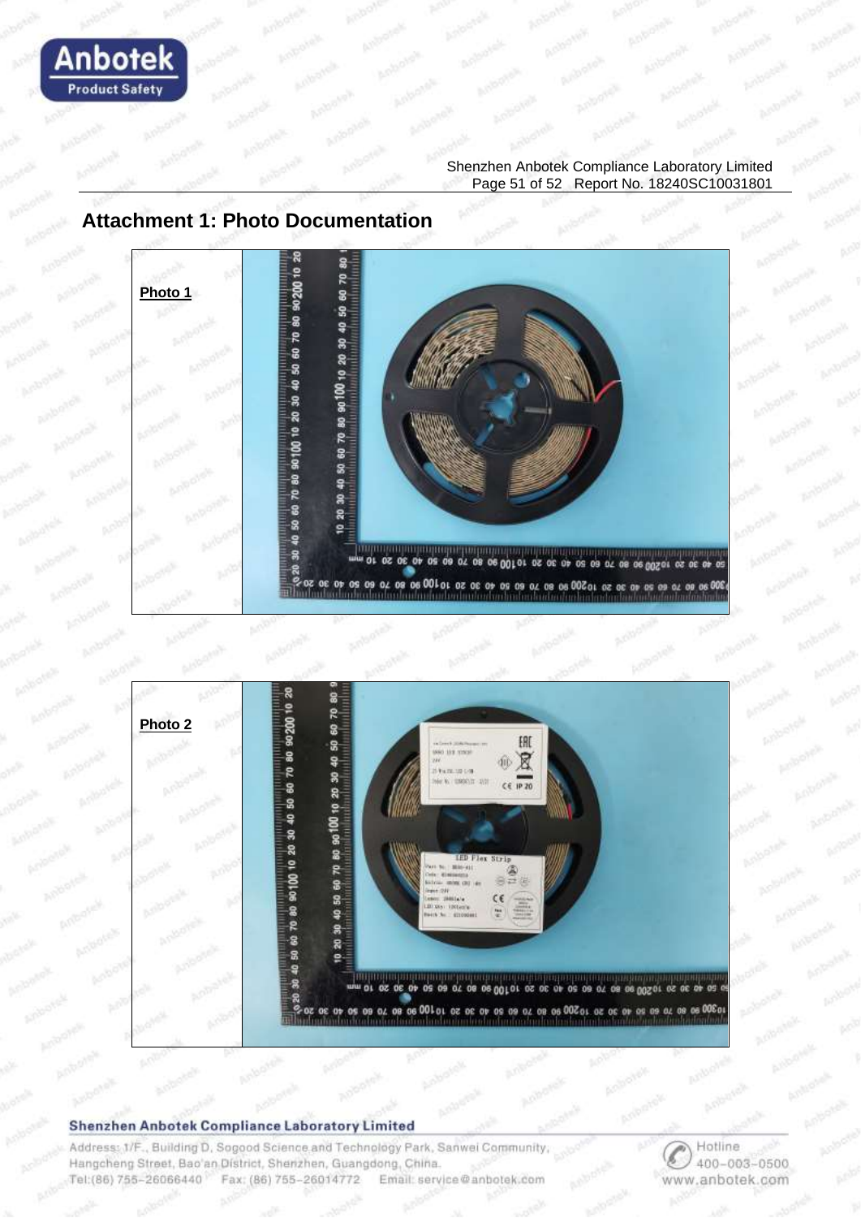## Attachment 1: Photo Documentation

| Photo 1 | |
|---|---|

| Photo 2 | |
|---|---|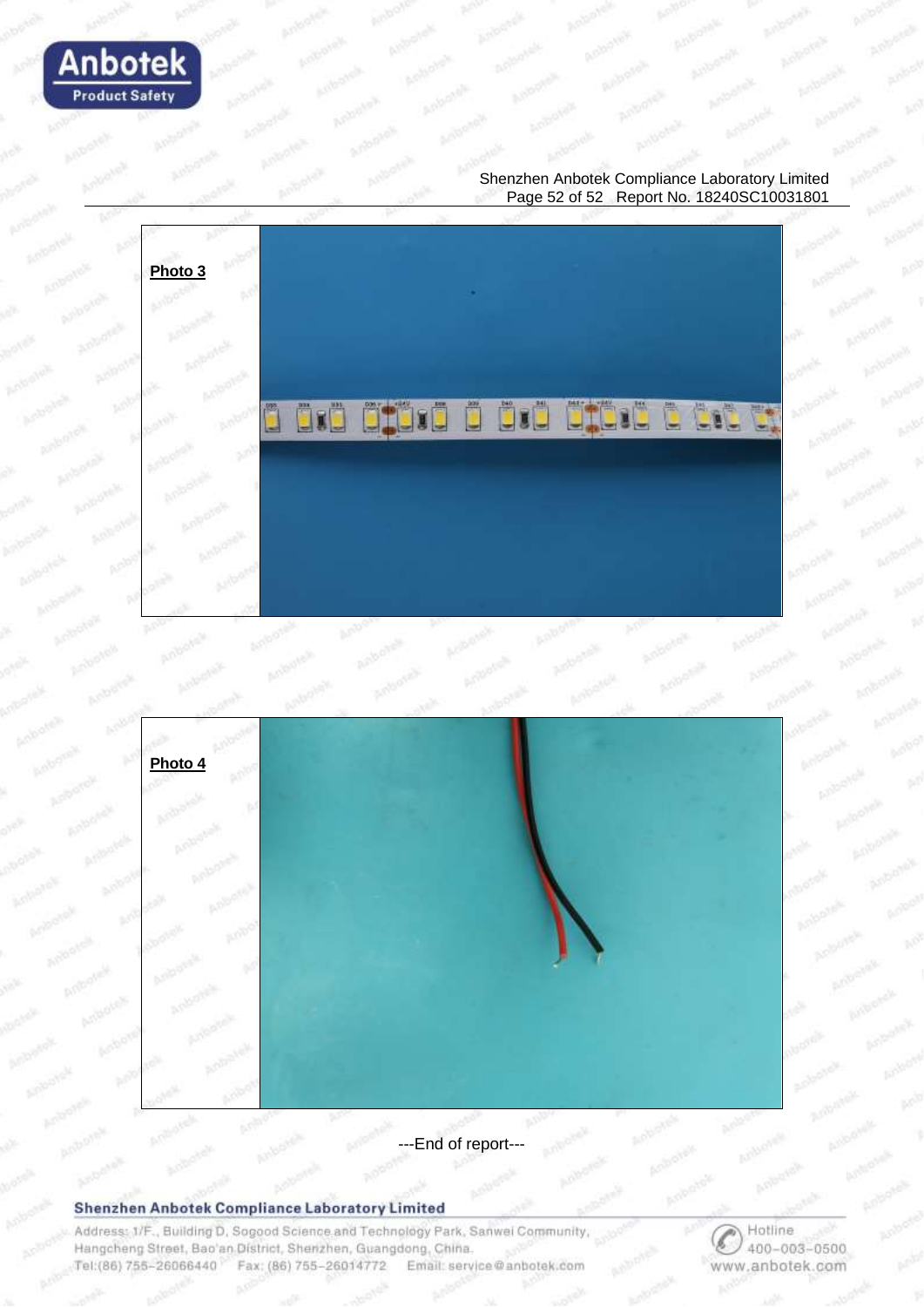**Photo 3**

**Photo 4**

---End of report---